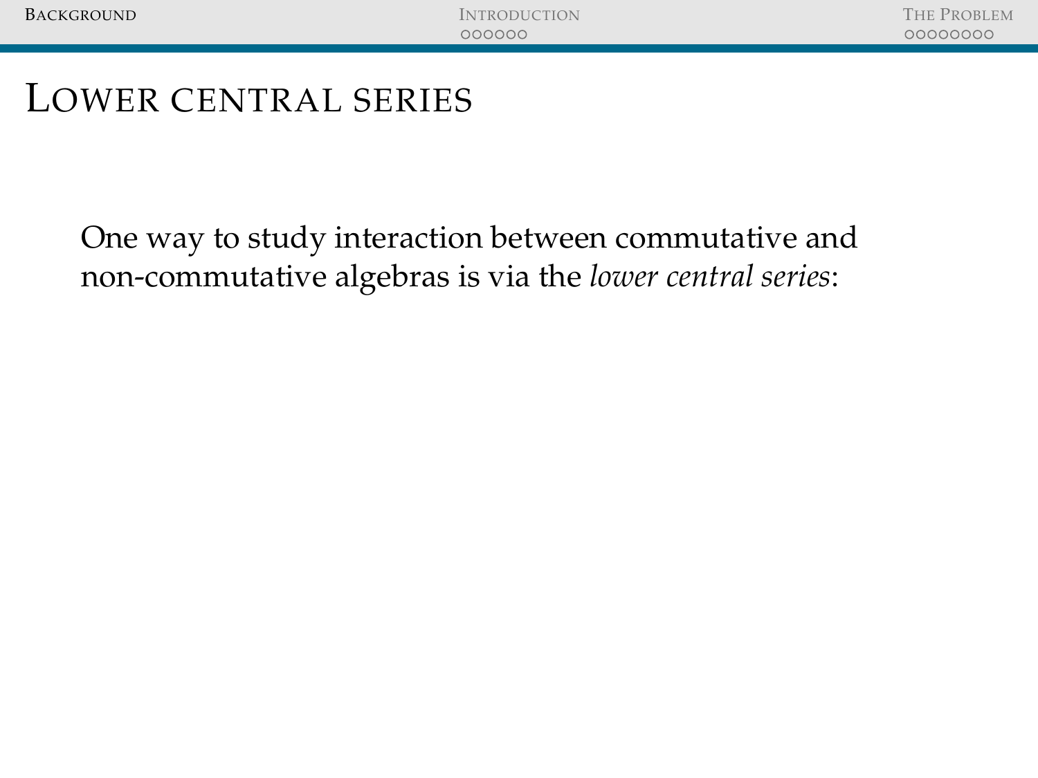# Lower central series

One way to study interaction between commutative and non-commutative algebras is via the *lower central series*: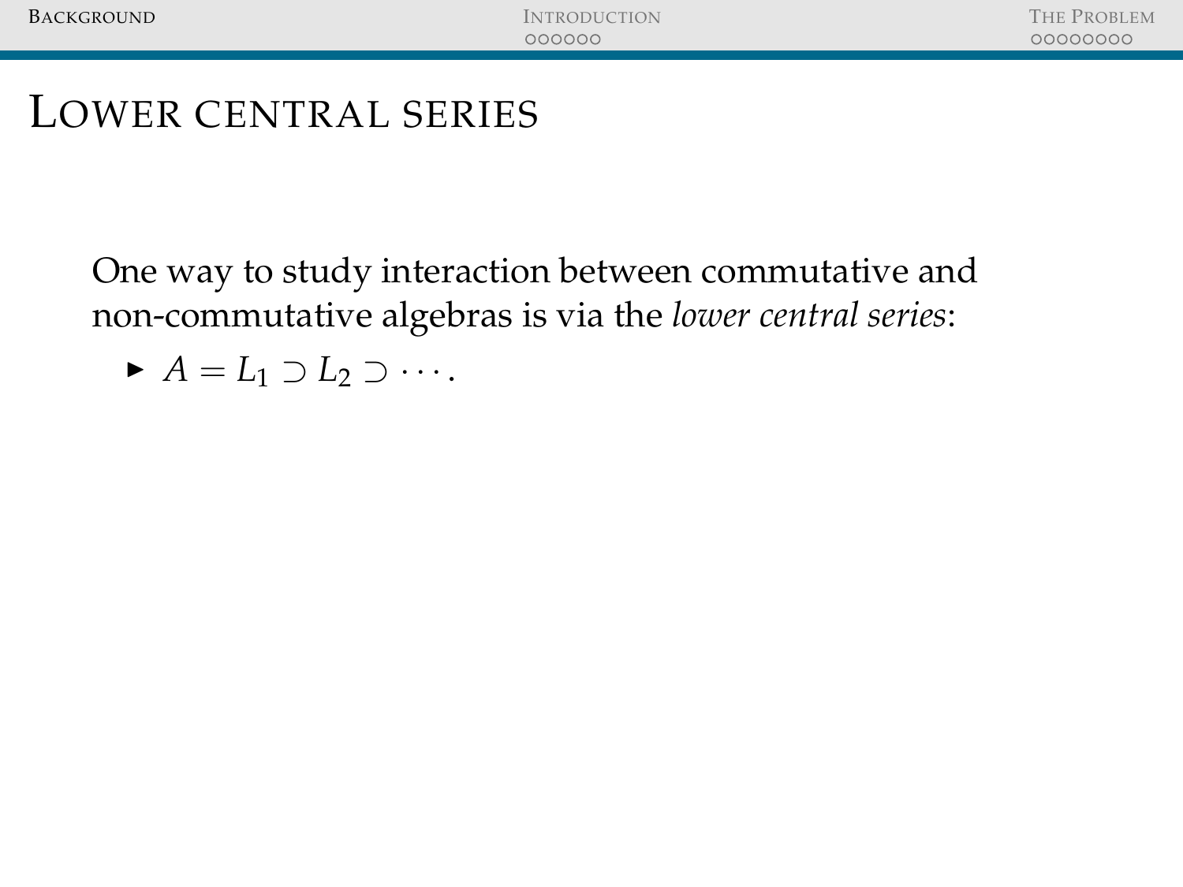# Lower central series

One way to study interaction between commutative and non-commutative algebras is via the *lower central series*:

- $A = L_1 \supset L_2 \supset \cdots$.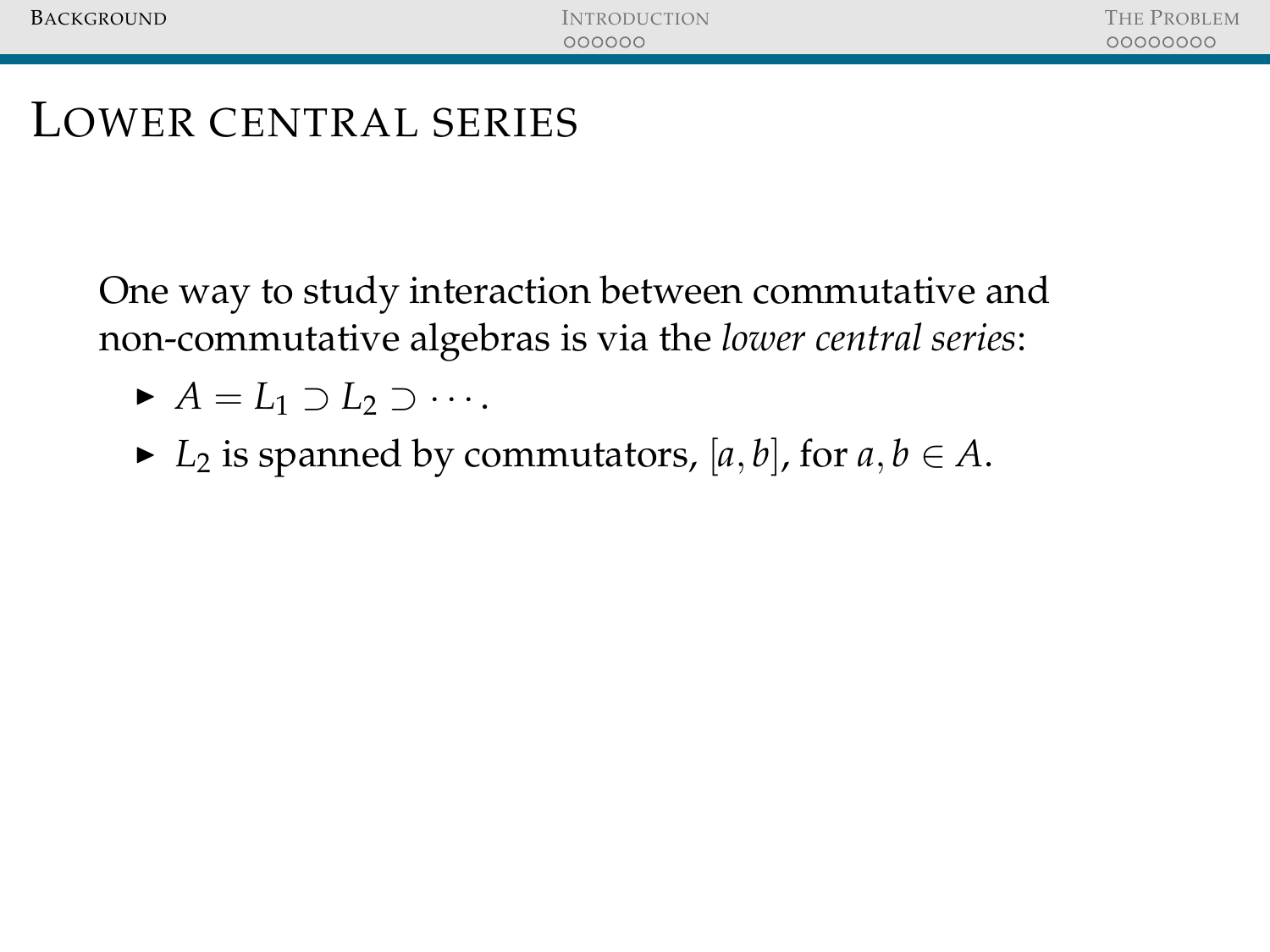# Lower central series

One way to study interaction between commutative and non-commutative algebras is via the *lower central series*:

- $A = L_1 \supset L_2 \supset \cdots$.
- $L_2$ is spanned by commutators, $[a, b]$, for $a, b \in A$.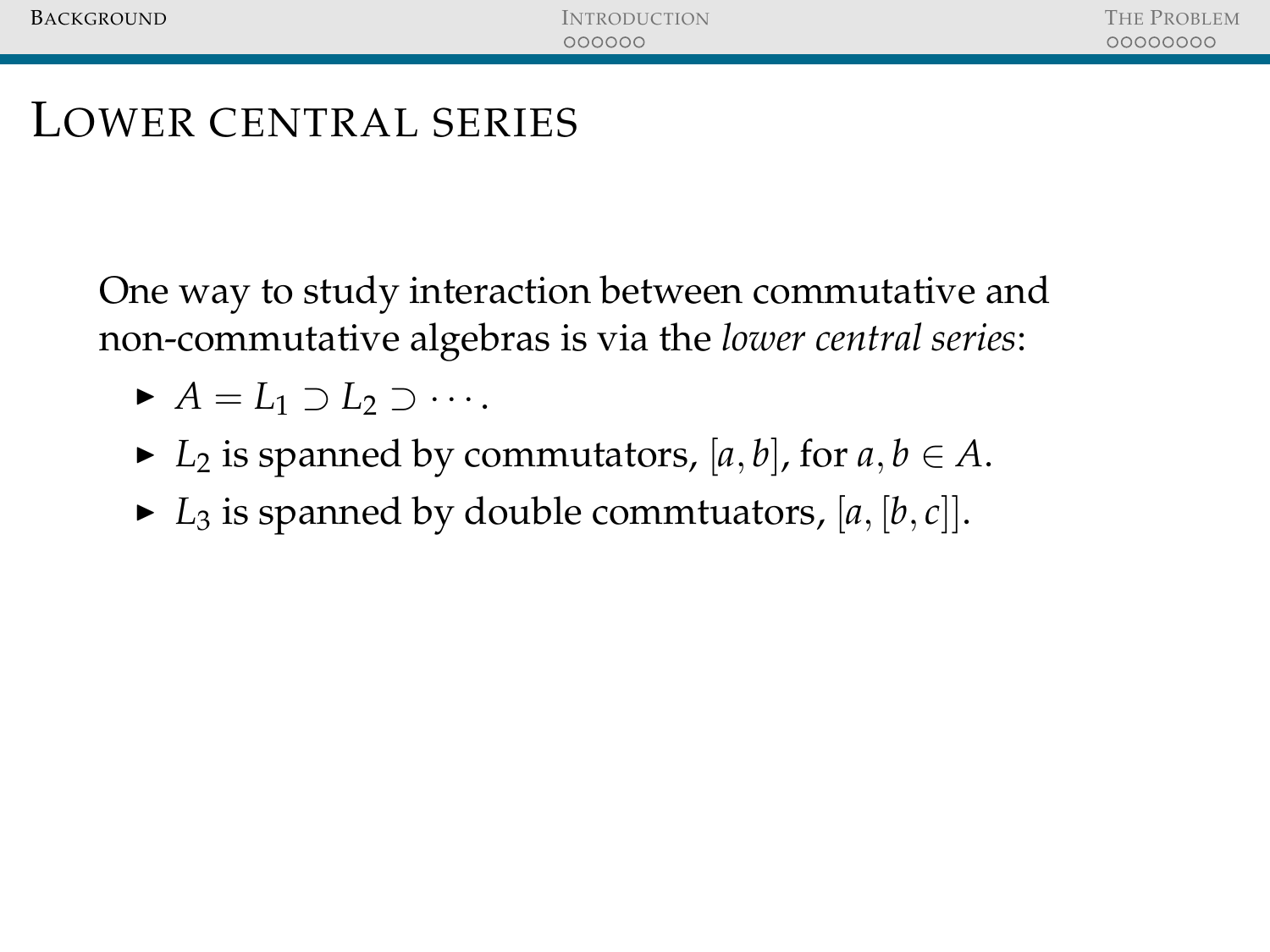# Lower central series

One way to study interaction between commutative and non-commutative algebras is via the *lower central series*:

- $A = L_1 \supset L_2 \supset \cdots$.
- $L_2$ is spanned by commutators, $[a, b]$, for $a, b \in A$.
- $L_3$ is spanned by double commtuators, $[a, [b, c]]$.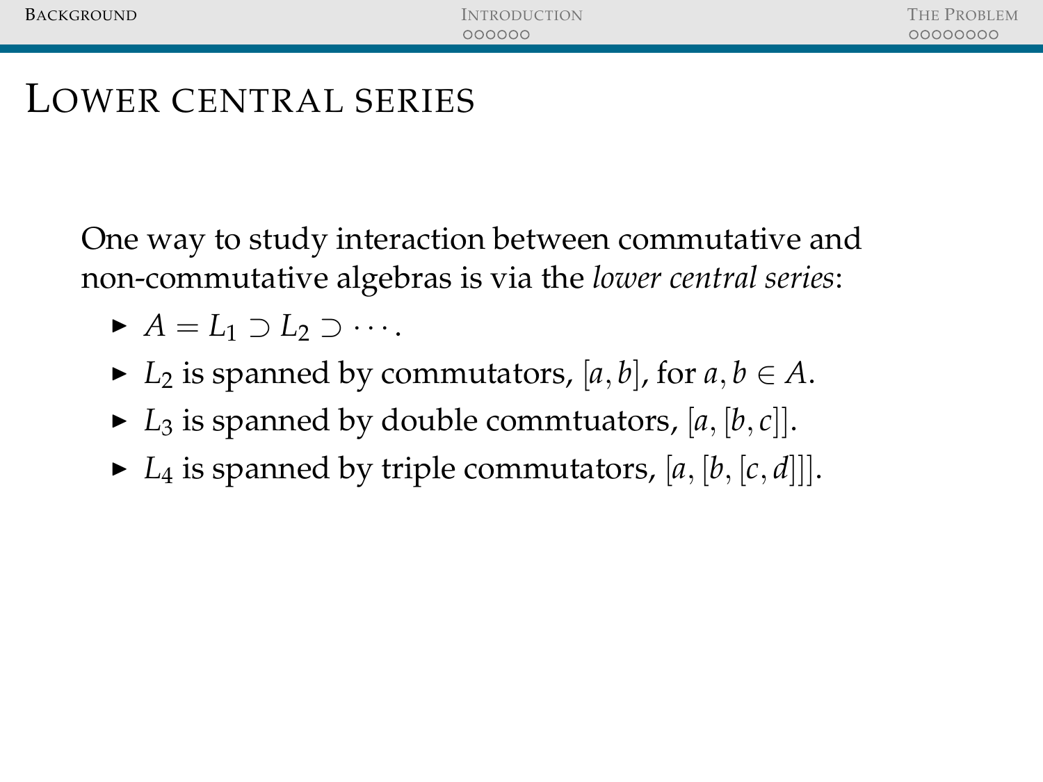# Lower central series

One way to study interaction between commutative and non-commutative algebras is via the *lower central series*:

- $A = L_1 \supset L_2 \supset \cdots$.
- $L_2$ is spanned by commutators, $[a, b]$, for $a, b \in A$.
- $L_3$ is spanned by double commtuators, $[a, [b, c]]$.
- $L_4$ is spanned by triple commutators, $[a, [b, [c, d]]]$.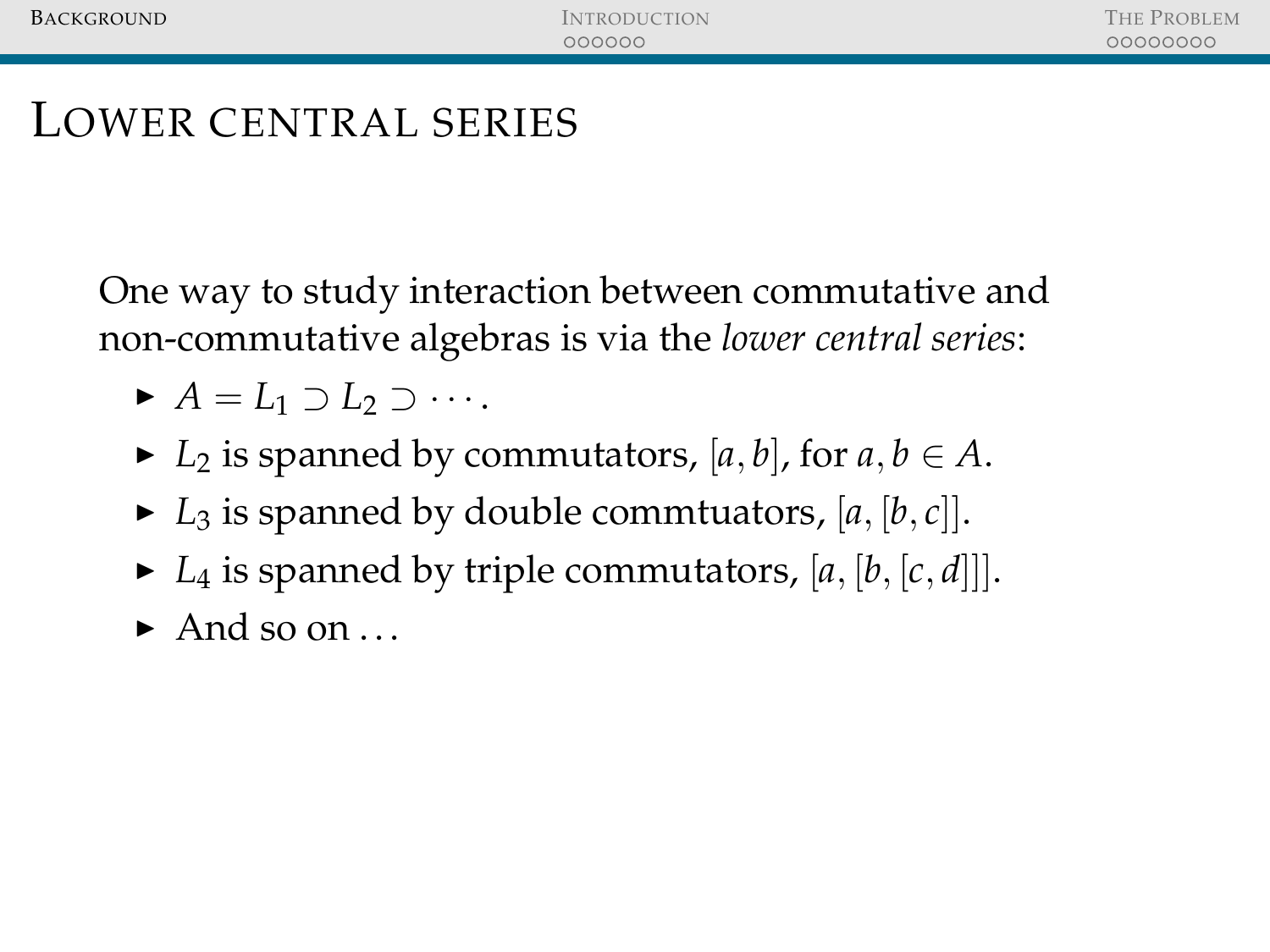# Lower central series

One way to study interaction between commutative and non-commutative algebras is via the *lower central series*:

- $A = L_1 \supset L_2 \supset \cdots$.
- $L_2$ is spanned by commutators, $[a, b]$, for $a, b \in A$.
- $L_3$ is spanned by double commtuators, $[a, [b, c]]$.
- $L_4$ is spanned by triple commutators, $[a, [b, [c, d]]]$.
- And so on . . .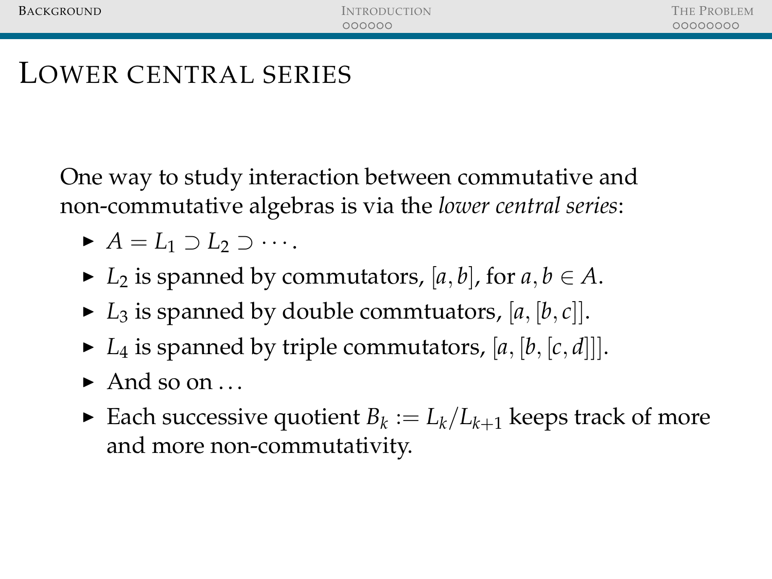# Lower central series

One way to study interaction between commutative and non-commutative algebras is via the *lower central series*:

- $A = L_1 \supset L_2 \supset \cdots$.
- $L_2$ is spanned by commutators, $[a, b]$, for $a, b \in A$.
- $L_3$ is spanned by double commtuators, $[a, [b, c]]$.
- $L_4$ is spanned by triple commutators, $[a, [b, [c, d]]]$.
- And so on ...
- Each successive quotient $B_k := L_k / L_{k+1}$ keeps track of more and more non-commutativity.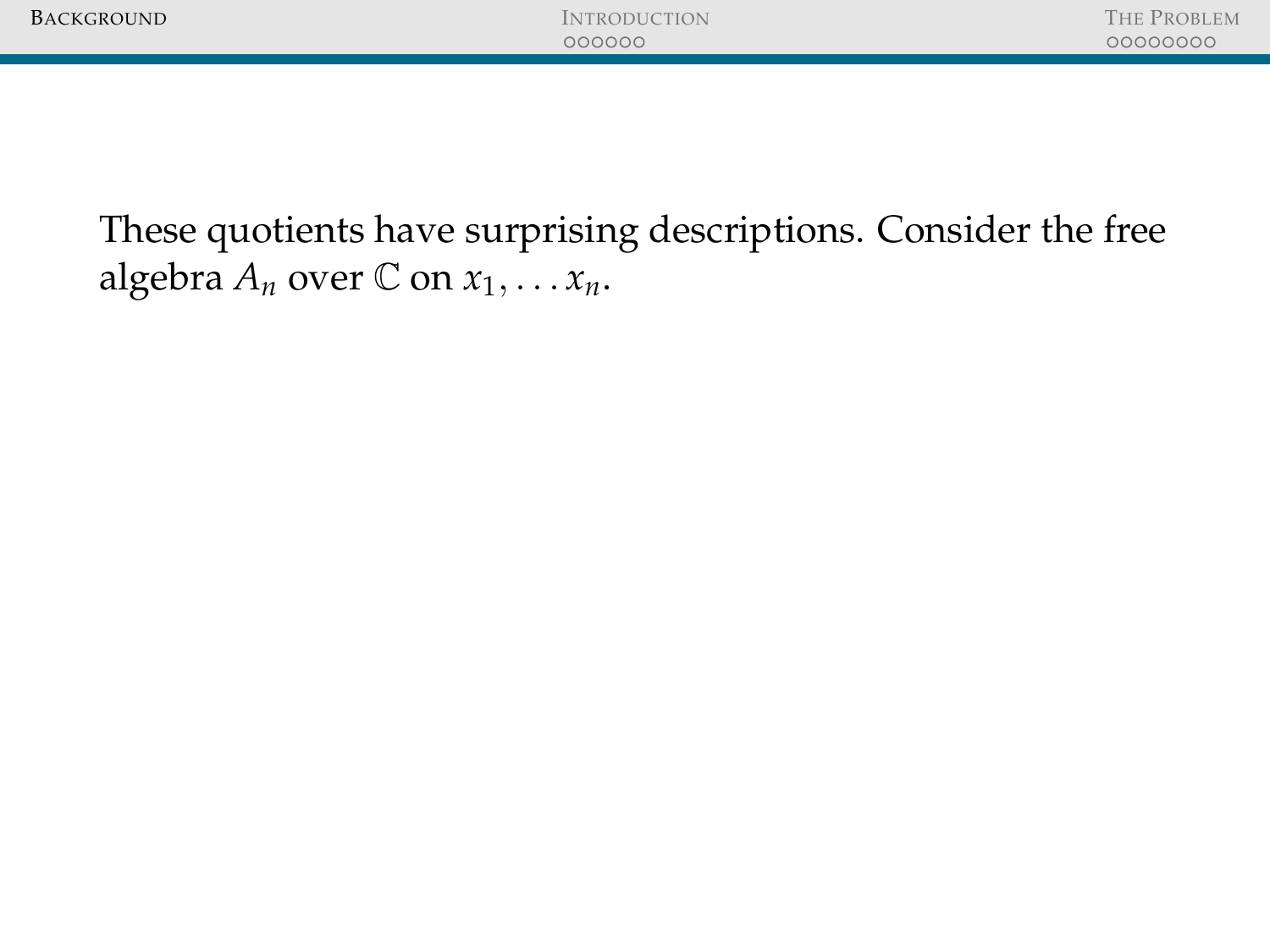These quotients have surprising descriptions. Consider the free algebra $A_n$ over $\mathbb{C}$ on $x_1, \ldots x_n$.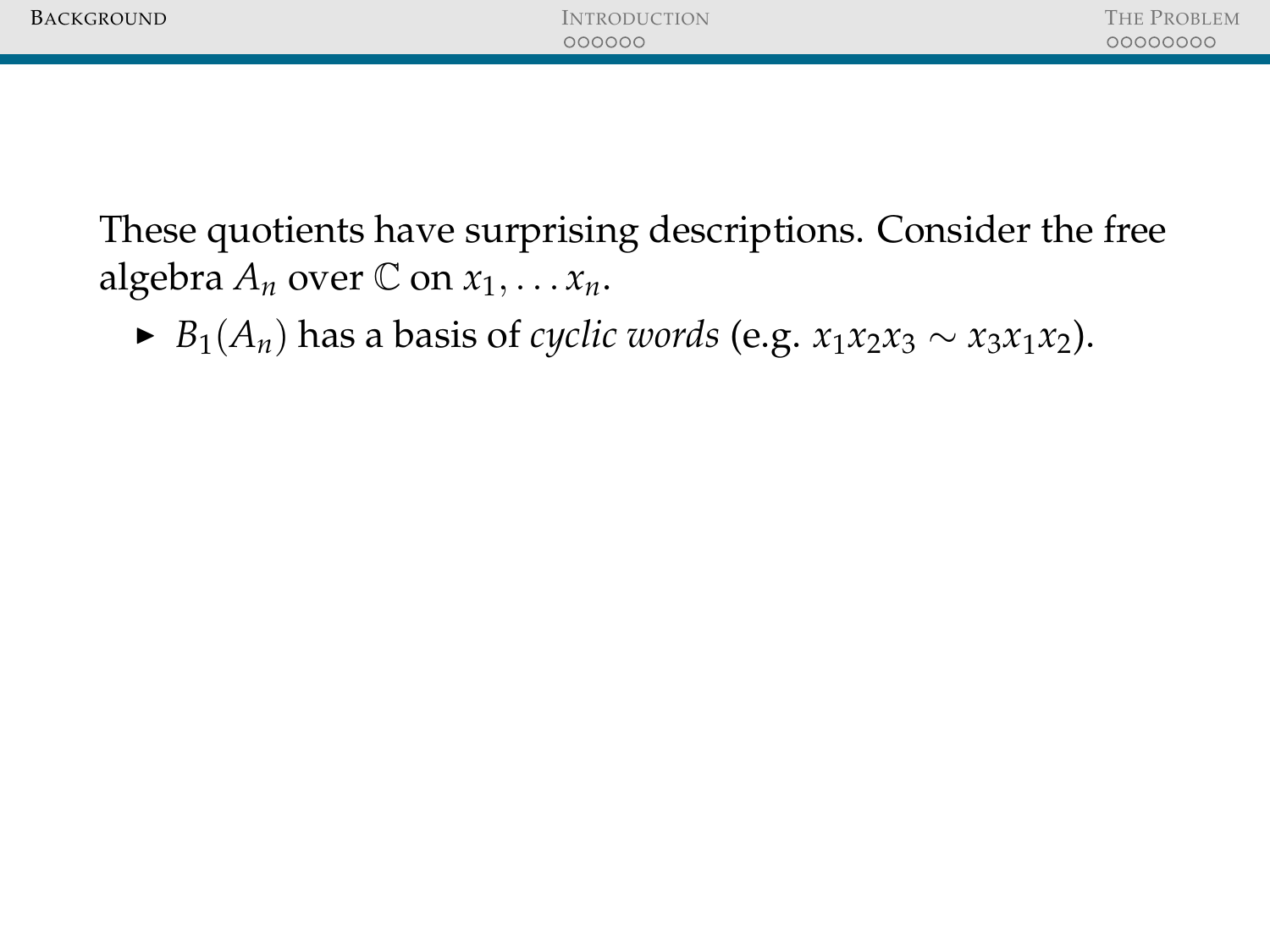These quotients have surprising descriptions. Consider the free algebra $A_n$ over $\mathbb{C}$ on $x_1, \ldots x_n$.

- $B_1(A_n)$ has a basis of *cyclic words* (e.g. $x_1x_2x_3 \sim x_3x_1x_2$).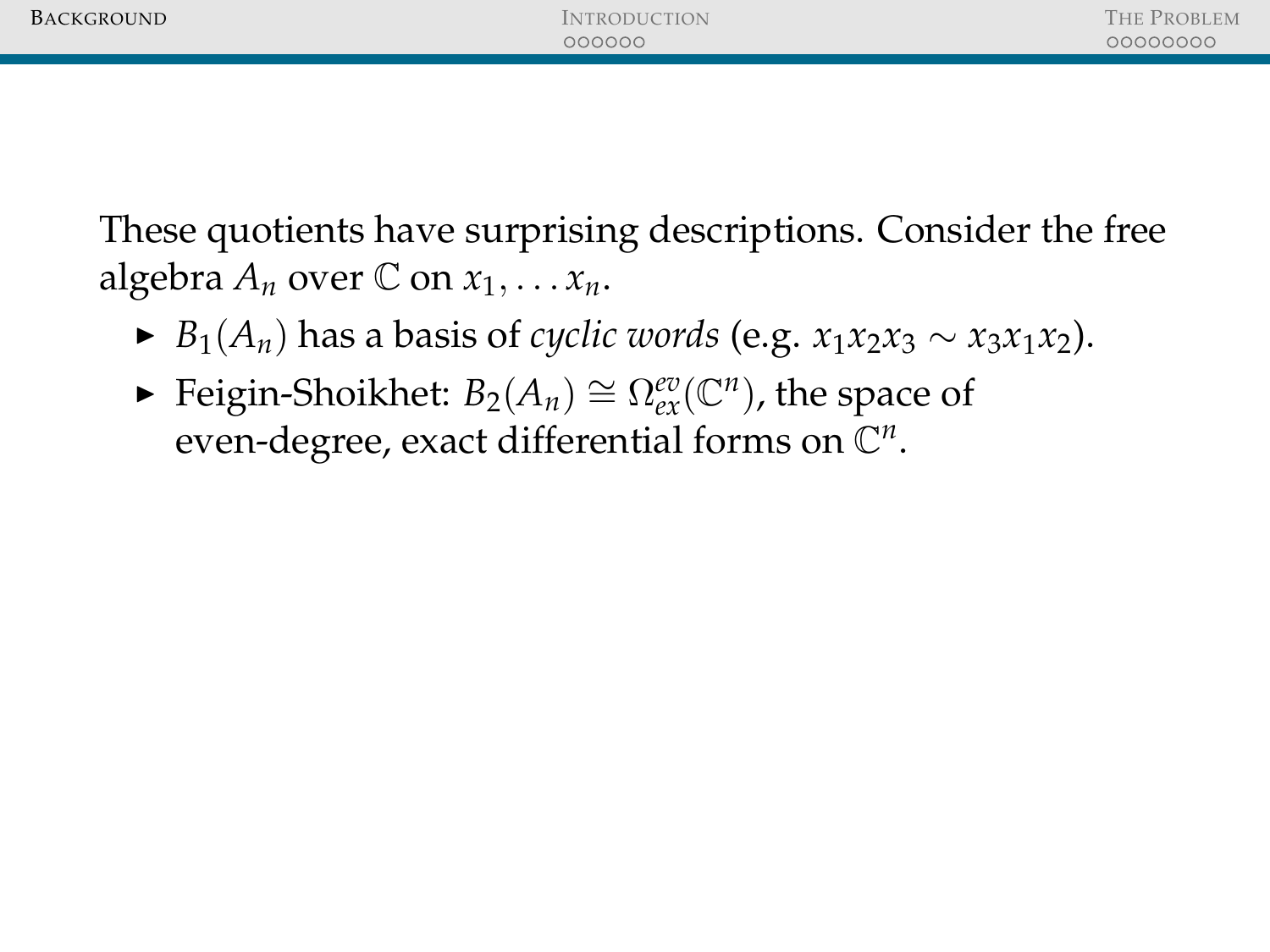These quotients have surprising descriptions. Consider the free algebra $A_n$ over $\mathbb{C}$ on $x_1, \ldots x_n$.

- $B_1(A_n)$ has a basis of *cyclic words* (e.g. $x_1x_2x_3 \sim x_3x_1x_2$).
- Feigin-Shoikhet: $B_2(A_n) \cong \Omega^{ev}_{ex}(\mathbb{C}^n)$, the space of even-degree, exact differential forms on $\mathbb{C}^n$.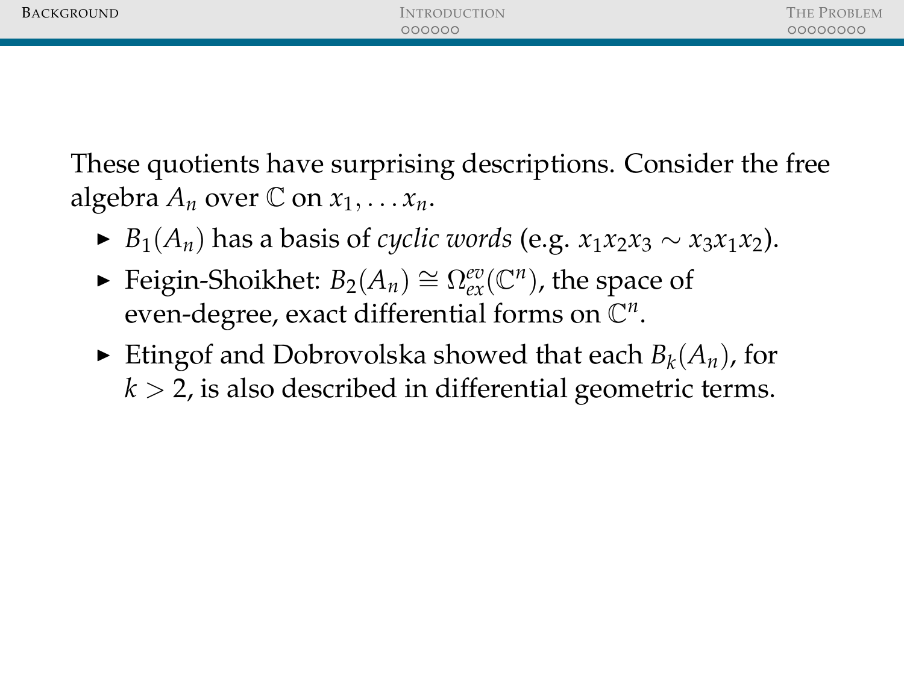These quotients have surprising descriptions. Consider the free algebra $A_n$ over $\mathbb{C}$ on $x_1, \ldots x_n$.

- $B_1(A_n)$ has a basis of *cyclic words* (e.g. $x_1x_2x_3 \sim x_3x_1x_2$).
- Feigin-Shoikhet: $B_2(A_n) \cong \Omega^{ev}_{ex}(\mathbb{C}^n)$, the space of even-degree, exact differential forms on $\mathbb{C}^n$.
- Etingof and Dobrovolska showed that each $B_k(A_n)$, for $k > 2$, is also described in differential geometric terms.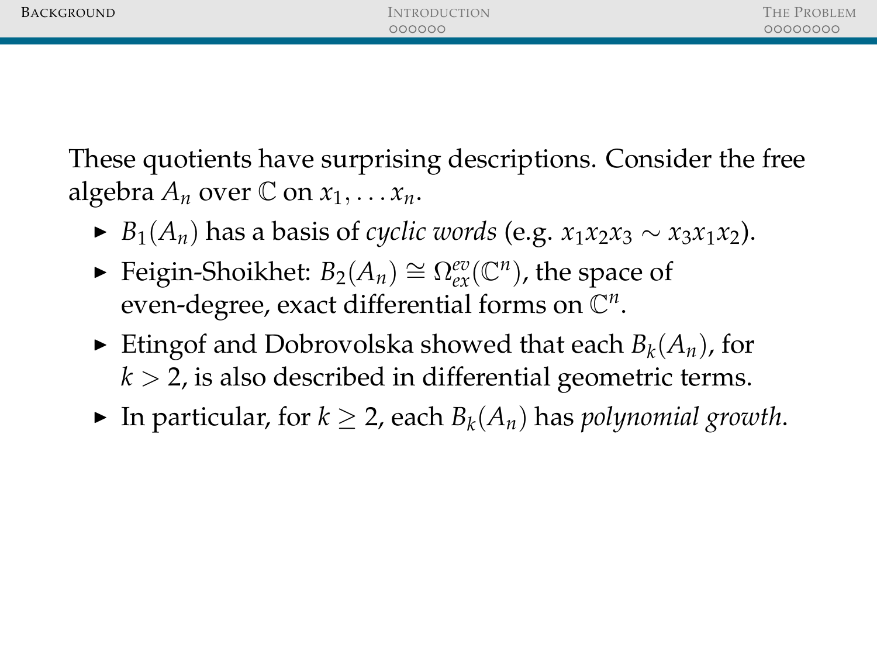These quotients have surprising descriptions. Consider the free algebra $A_n$ over $\mathbb{C}$ on $x_1, \ldots x_n$.

- $B_1(A_n)$ has a basis of *cyclic words* (e.g. $x_1x_2x_3 \sim x_3x_1x_2$).
- Feigin-Shoikhet: $B_2(A_n) \cong \Omega^{ev}_{ex}(\mathbb{C}^n)$, the space of even-degree, exact differential forms on $\mathbb{C}^n$.
- Etingof and Dobrovolska showed that each $B_k(A_n)$, for $k > 2$, is also described in differential geometric terms.
- In particular, for $k \geq 2$, each $B_k(A_n)$ has *polynomial growth*.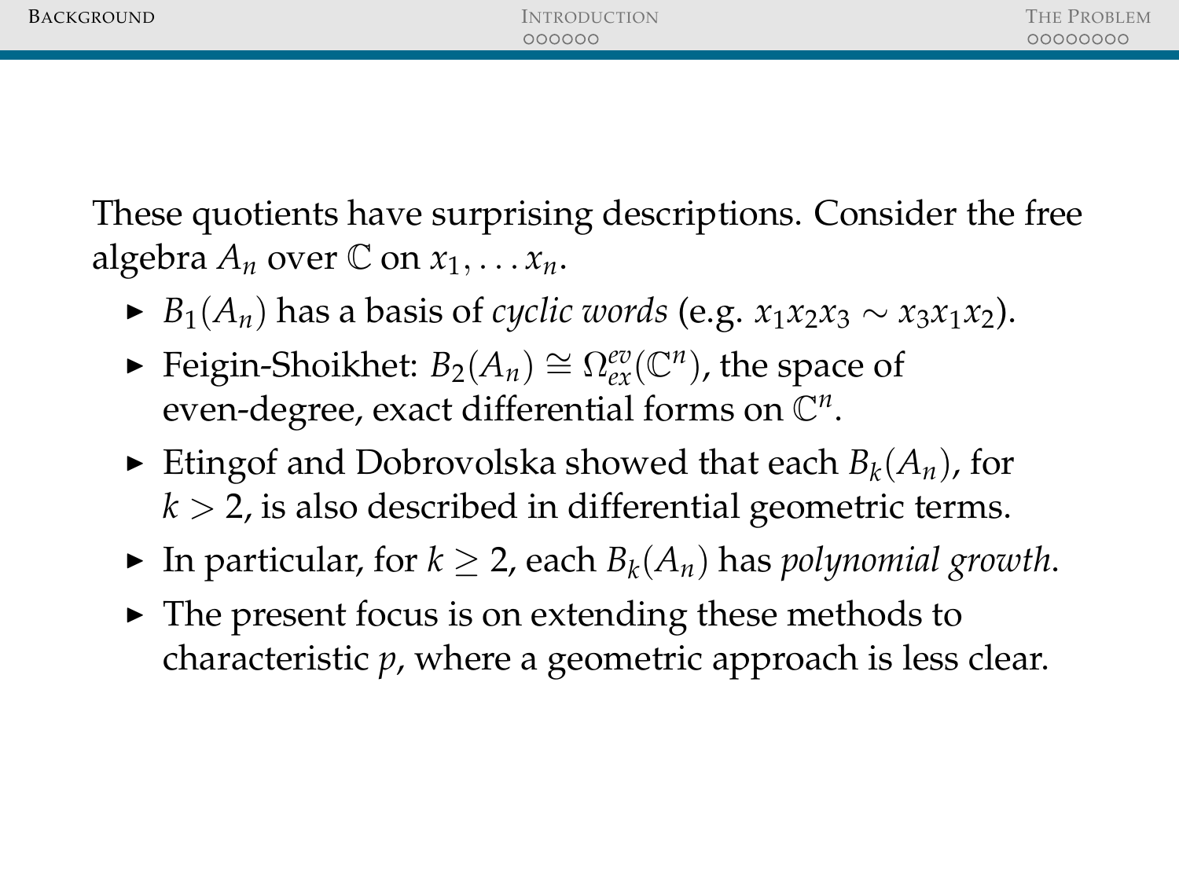These quotients have surprising descriptions. Consider the free algebra $A_n$ over $\mathbb{C}$ on $x_1, \ldots x_n$.

- $B_1(A_n)$ has a basis of *cyclic words* (e.g. $x_1x_2x_3 \sim x_3x_1x_2$).
- Feigin-Shoikhet: $B_2(A_n) \cong \Omega^{ev}_{ex}(\mathbb{C}^n)$, the space of even-degree, exact differential forms on $\mathbb{C}^n$.
- Etingof and Dobrovolska showed that each $B_k(A_n)$, for $k > 2$, is also described in differential geometric terms.
- In particular, for $k \geq 2$, each $B_k(A_n)$ has *polynomial growth*.
- The present focus is on extending these methods to characteristic $p$, where a geometric approach is less clear.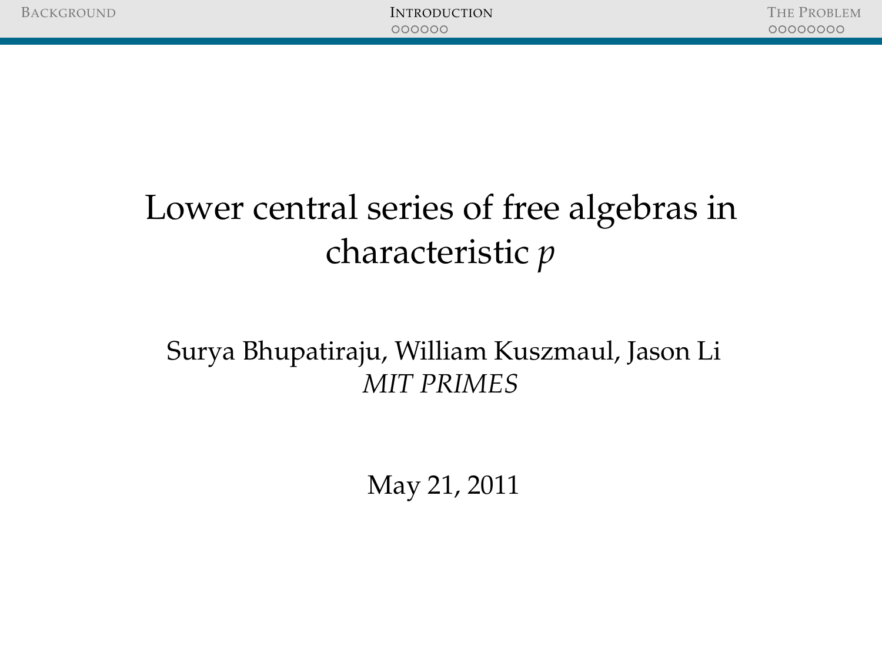# Lower central series of free algebras in characteristic $p$

Surya Bhupatiraju, William Kuszmaul, Jason Li

*MIT PRIMES*

May 21, 2011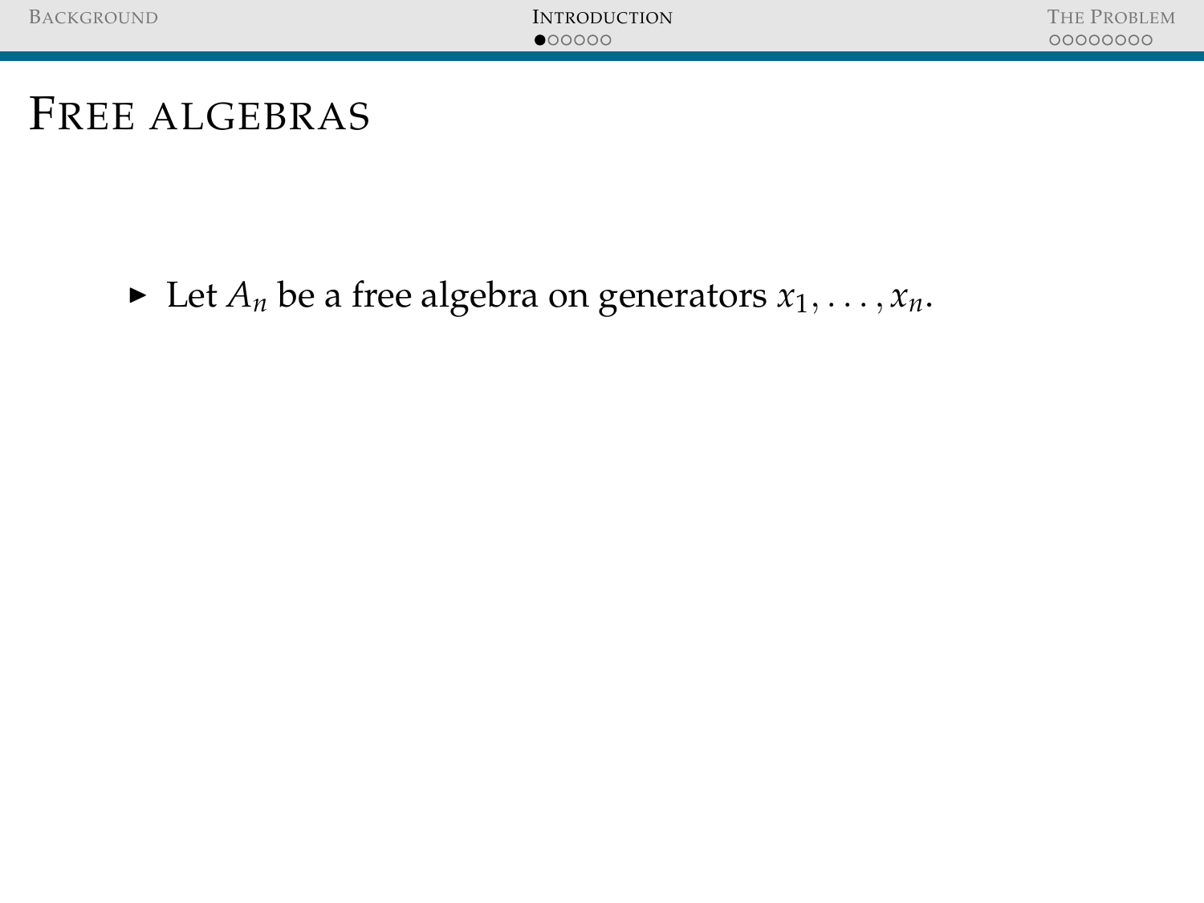# Free algebras

- Let $A_n$ be a free algebra on generators $x_1, \ldots, x_n$.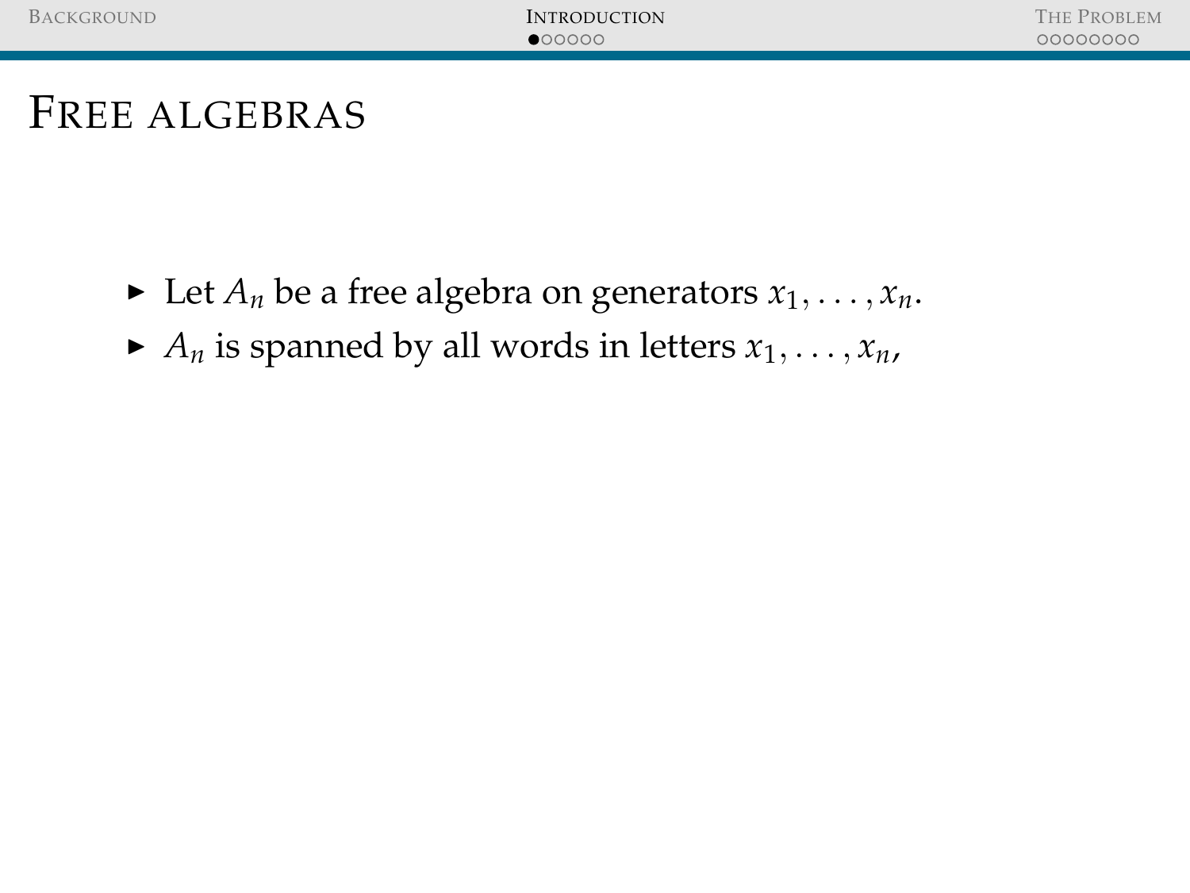# Free algebras

- Let $A_n$ be a free algebra on generators $x_1, \ldots, x_n$.
- $A_n$ is spanned by all words in letters $x_1, \ldots, x_n$,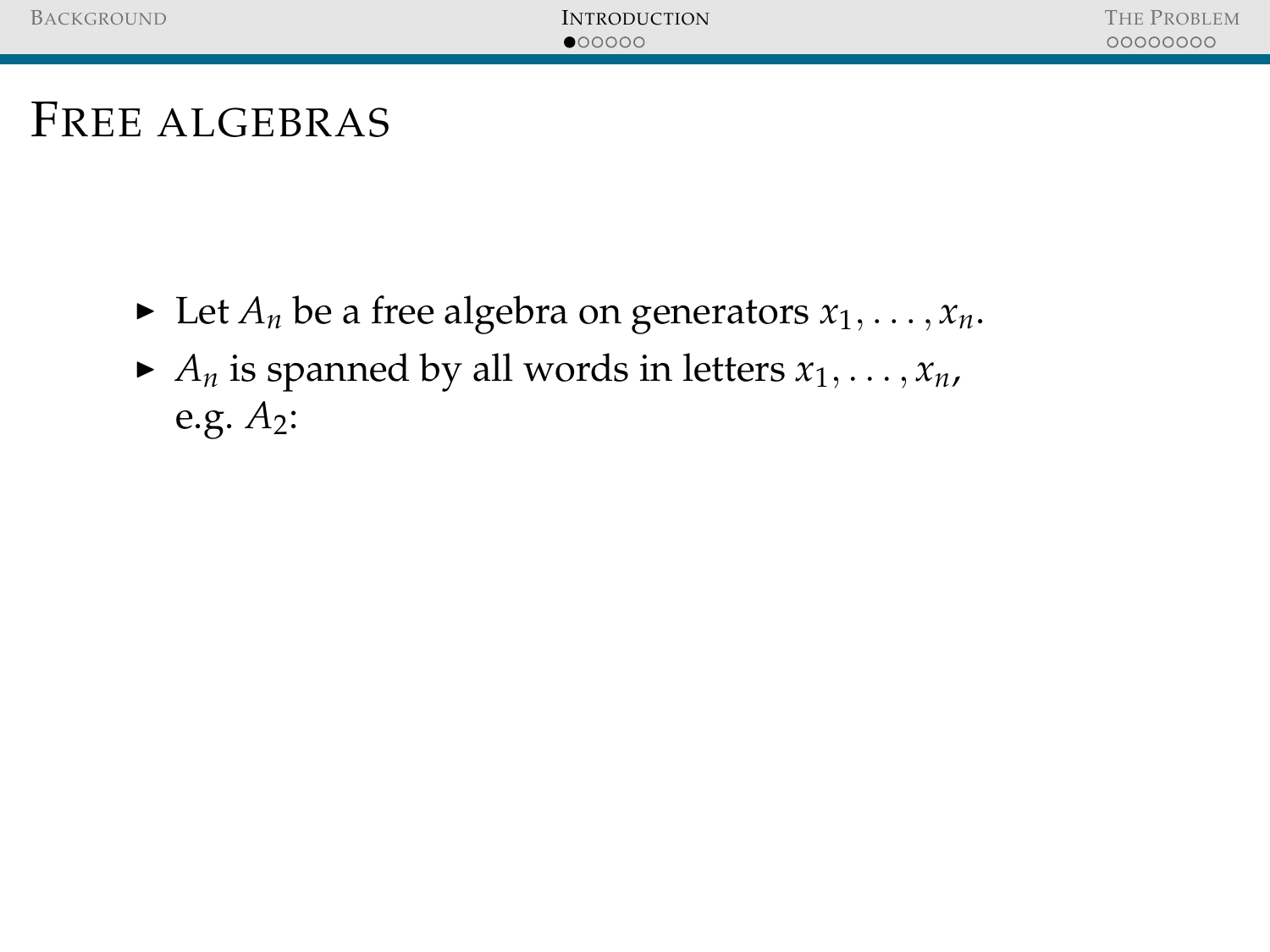# Free algebras

- Let $A_n$ be a free algebra on generators $x_1, \ldots, x_n$.
- $A_n$ is spanned by all words in letters $x_1, \ldots, x_n$, e.g. $A_2$: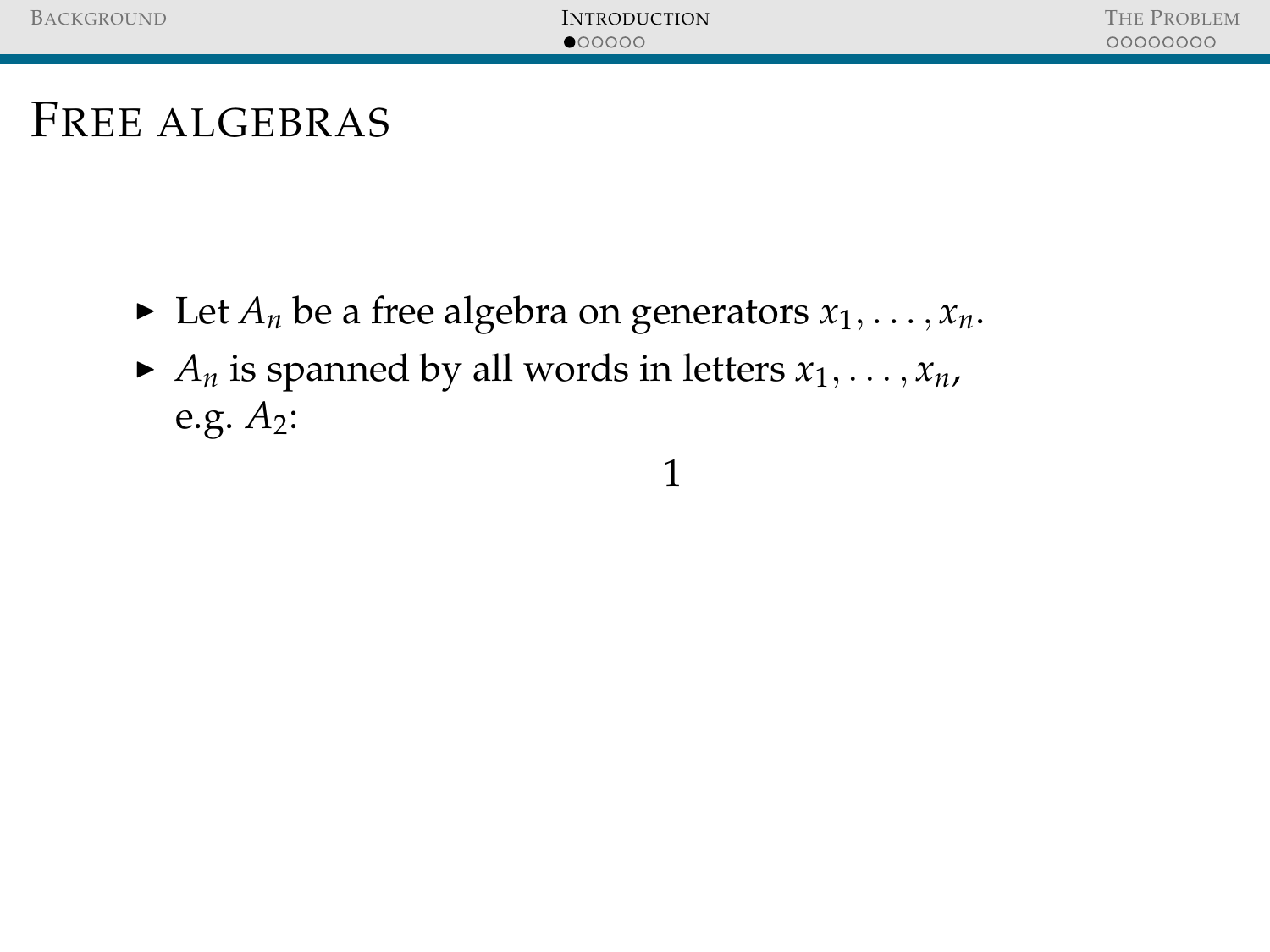# FREE ALGEBRAS

- Let $A_n$ be a free algebra on generators $x_1, \ldots, x_n$.
- $A_n$ is spanned by all words in letters $x_1, \ldots, x_n$, e.g. $A_2$:

$$1$$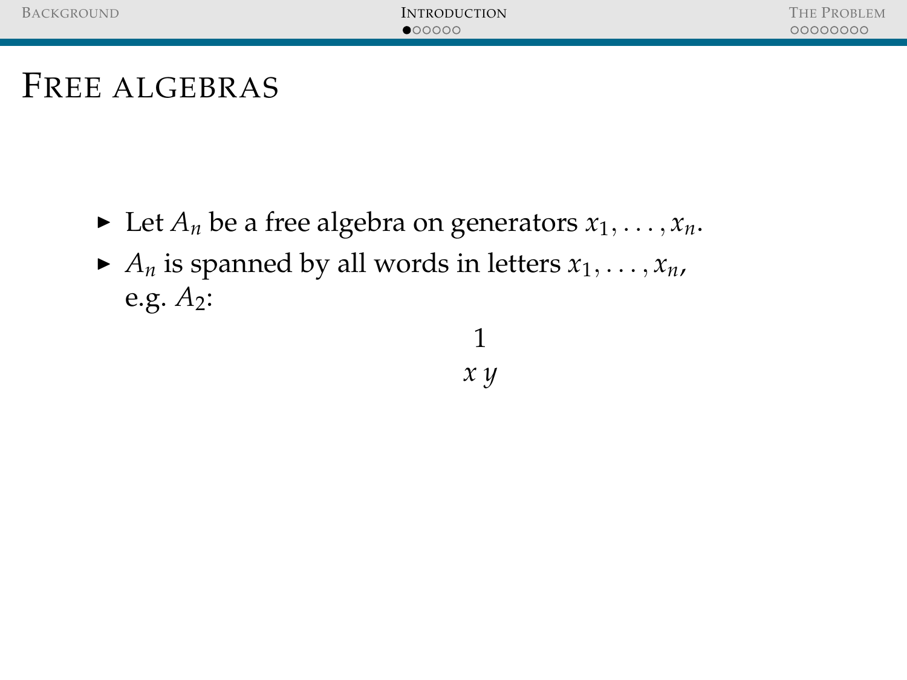# FREE ALGEBRAS

- Let $A_n$ be a free algebra on generators $x_1, \ldots, x_n$.
- $A_n$ is spanned by all words in letters $x_1, \ldots, x_n$, e.g. $A_2$:

$$1$$

$$x \; y$$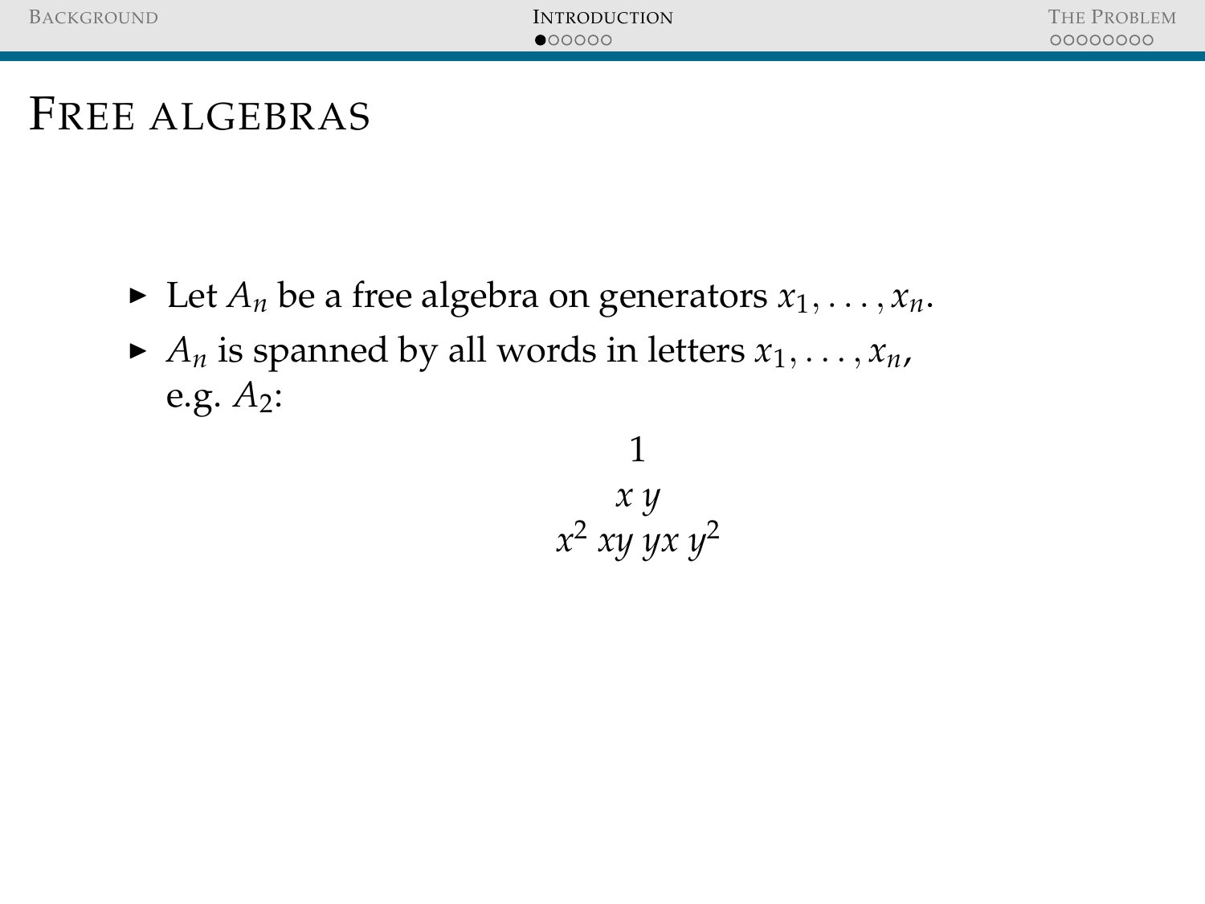# Free algebras

- Let $A_n$ be a free algebra on generators $x_1, \ldots, x_n$.
- $A_n$ is spanned by all words in letters $x_1, \ldots, x_n$, e.g. $A_2$:

$$1$$
$$x \; y$$
$$x^2 \; xy \; yx \; y^2$$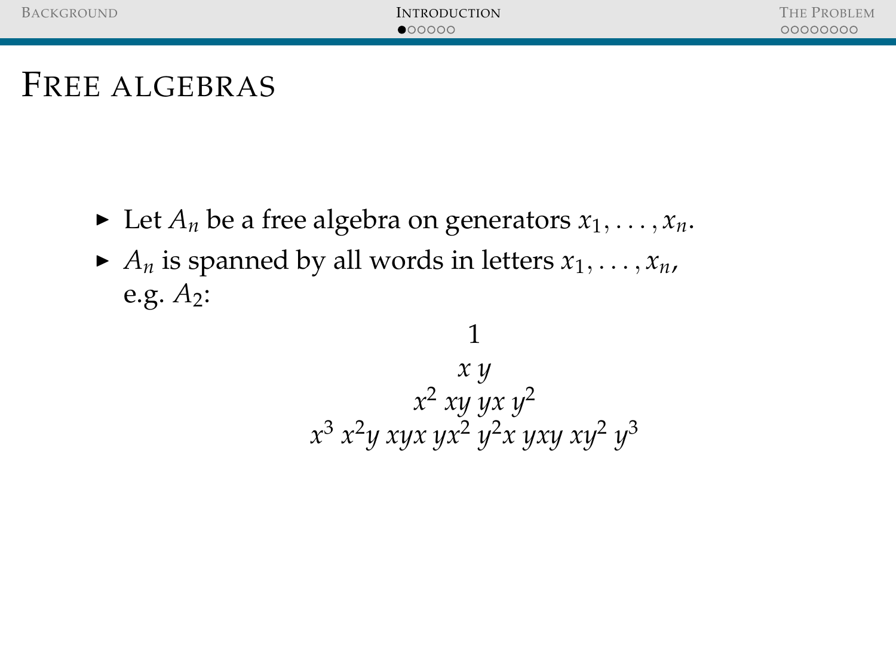# Free algebras

- Let $A_n$ be a free algebra on generators $x_1, \ldots, x_n$.
- $A_n$ is spanned by all words in letters $x_1, \ldots, x_n$, e.g. $A_2$:

$$
\begin{gathered}
1 \\
x \; y \\
x^2 \; xy \; yx \; y^2 \\
x^3 \; x^2y \; xyx \; yx^2 \; y^2x \; yxy \; xy^2 \; y^3
\end{gathered}
$$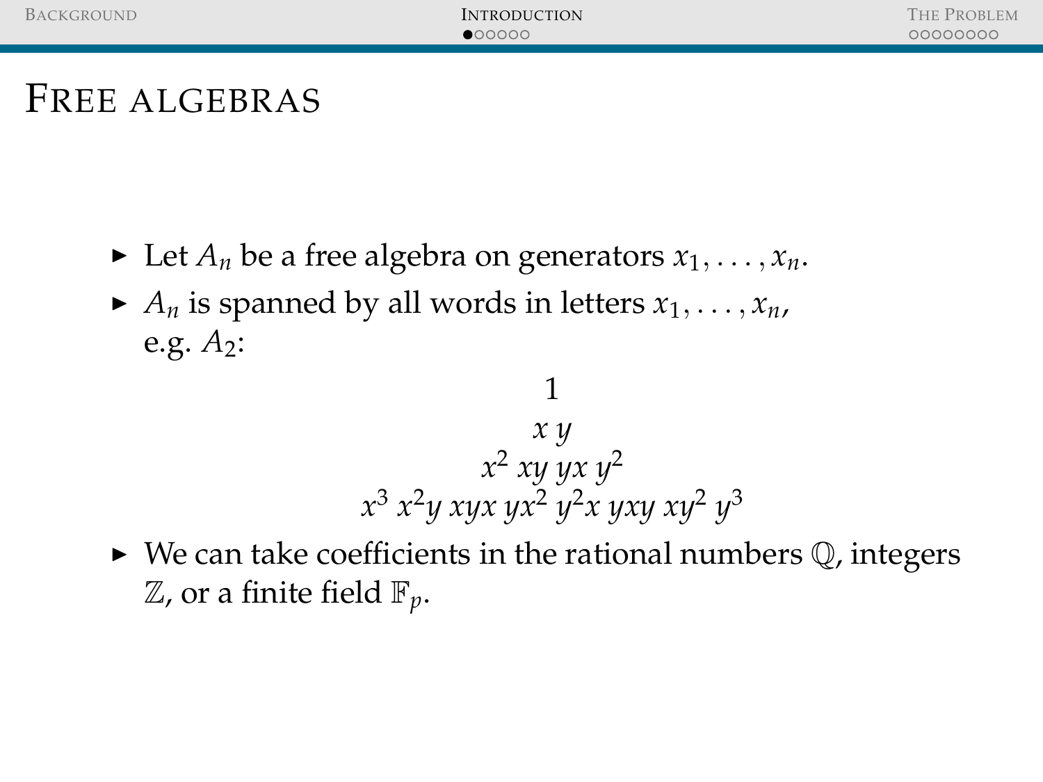# Free algebras

- Let $A_n$ be a free algebra on generators $x_1, \ldots, x_n$.
- $A_n$ is spanned by all words in letters $x_1, \ldots, x_n$, e.g. $A_2$:

$$
\begin{gathered}
1 \\
x \; y \\
x^2 \; xy \; yx \; y^2 \\
x^3 \; x^2y \; xyx \; yx^2 \; y^2x \; yxy \; xy^2 \; y^3
\end{gathered}
$$

- We can take coefficients in the rational numbers $\mathbb{Q}$, integers $\mathbb{Z}$, or a finite field $\mathbb{F}_p$.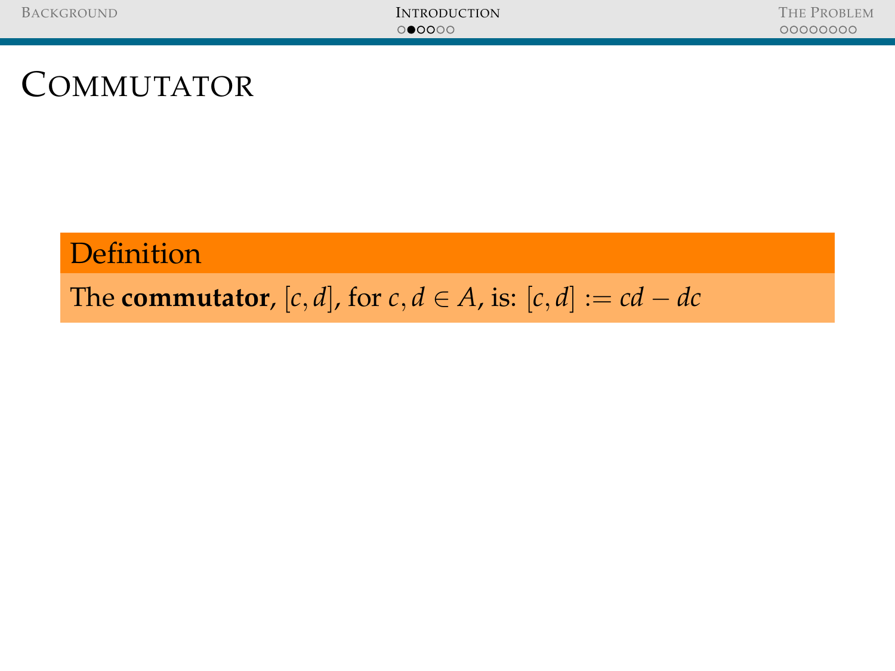# Commutator

**Definition**

The **commutator**, $[c, d]$, for $c, d \in A$, is: $[c, d] := cd - dc$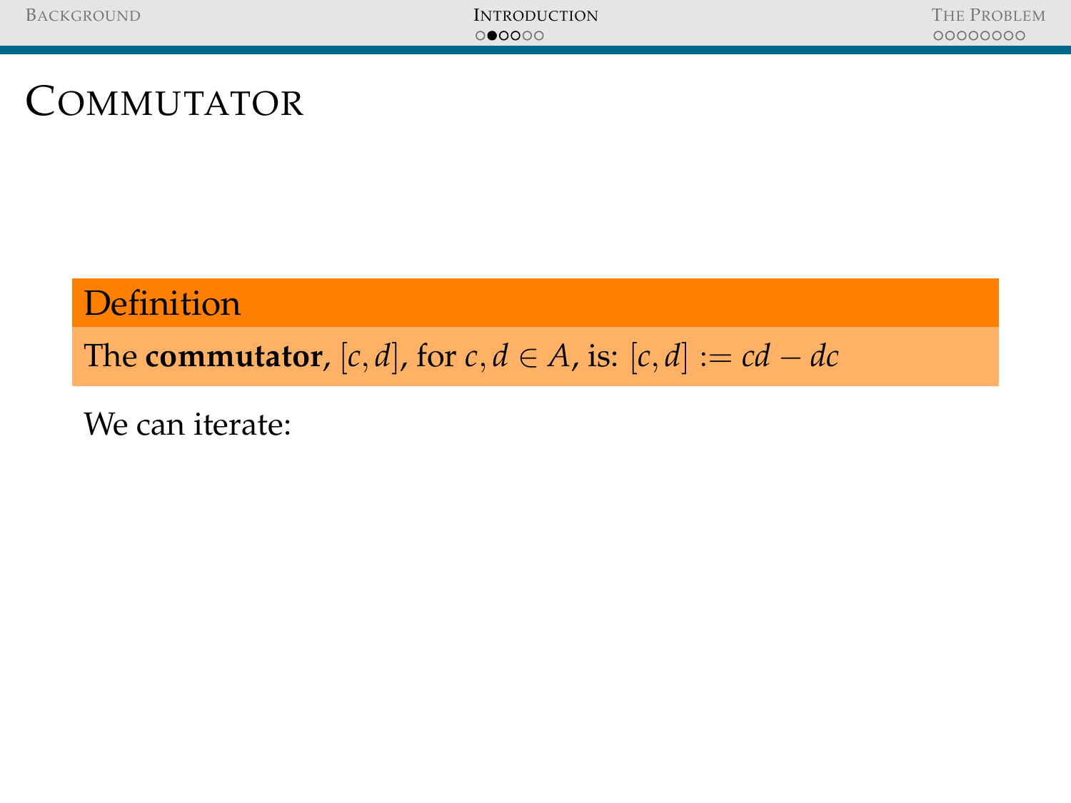# Commutator

**Definition**

The **commutator**, $[c, d]$, for $c, d \in A$, is: $[c, d] := cd - dc$

We can iterate: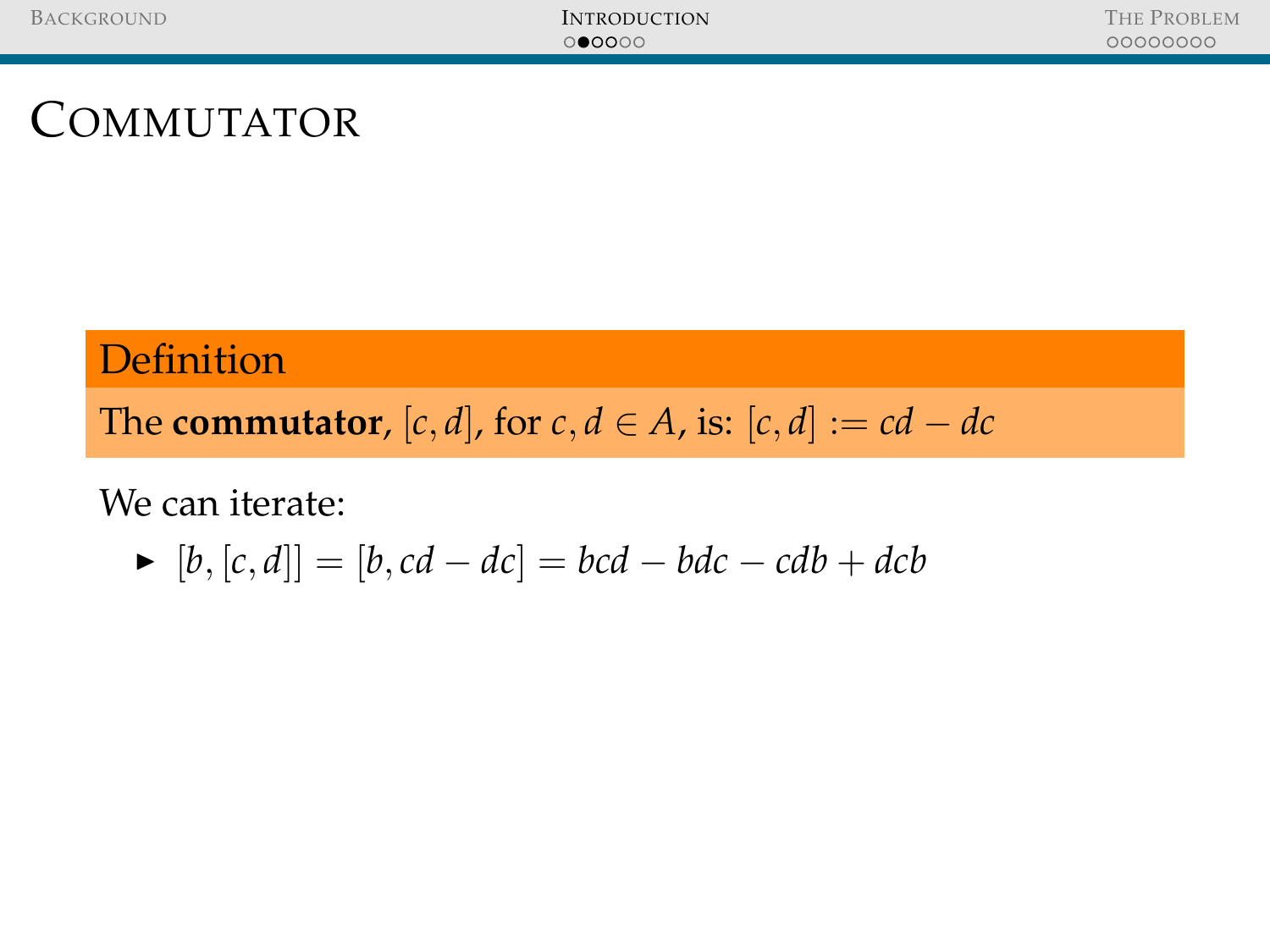# Commutator

**Definition**

The **commutator**, $[c, d]$, for $c, d \in A$, is: $[c, d] := cd - dc$

We can iterate:

- $[b, [c, d]] = [b, cd - dc] = bcd - bdc - cdb + dcb$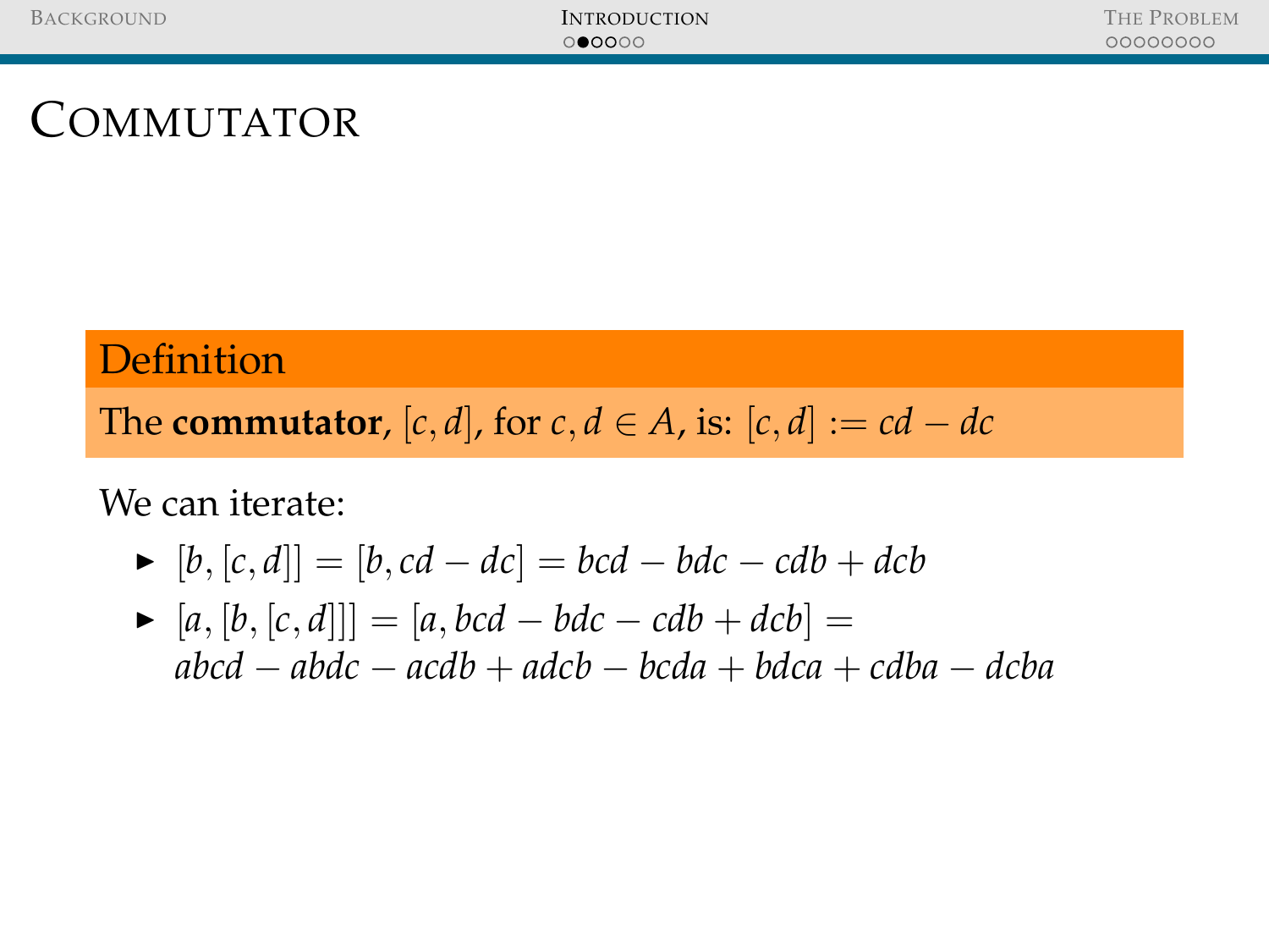# Commutator

**Definition**

The **commutator**, $[c, d]$, for $c, d \in A$, is: $[c, d] := cd - dc$

We can iterate:

- $[b, [c, d]] = [b, cd - dc] = bcd - bdc - cdb + dcb$
- $[a, [b, [c, d]]] = [a, bcd - bdc - cdb + dcb] =$ $abcd - abdc - acdb + adcb - bcda + bdca + cdba - dcba$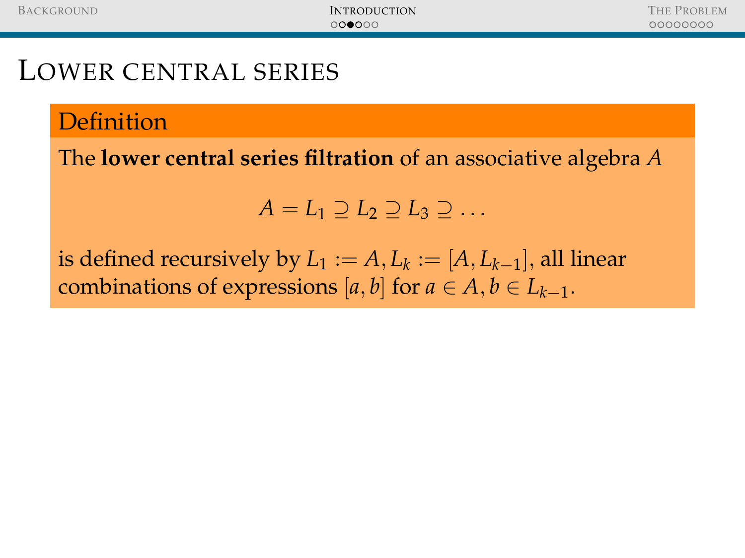# Lower central series

**Definition**

The **lower central series filtration** of an associative algebra $A$

$$A = L_1 \supseteq L_2 \supseteq L_3 \supseteq \dots$$

is defined recursively by $L_1 := A, L_k := [A, L_{k-1}]$, all linear combinations of expressions $[a, b]$ for $a \in A, b \in L_{k-1}$.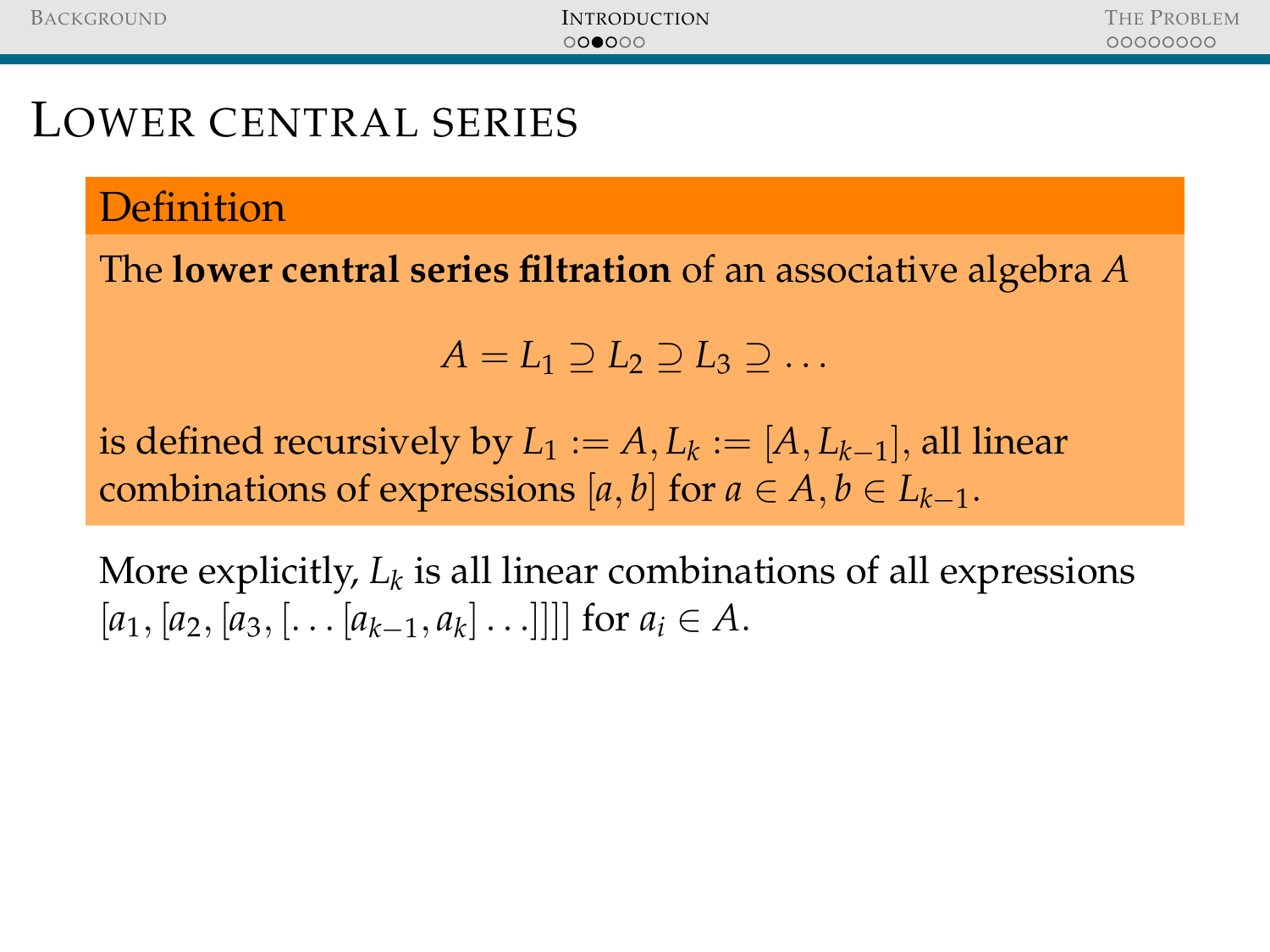# Lower central series

**Definition**

The **lower central series filtration** of an associative algebra $A$

$$A = L_1 \supseteq L_2 \supseteq L_3 \supseteq \dots$$

is defined recursively by $L_1 := A, L_k := [A, L_{k-1}]$, all linear combinations of expressions $[a, b]$ for $a \in A, b \in L_{k-1}$.

More explicitly, $L_k$ is all linear combinations of all expressions $[a_1, [a_2, [a_3, [\dots [a_{k-1}, a_k] \dots]]]]$ for $a_i \in A$.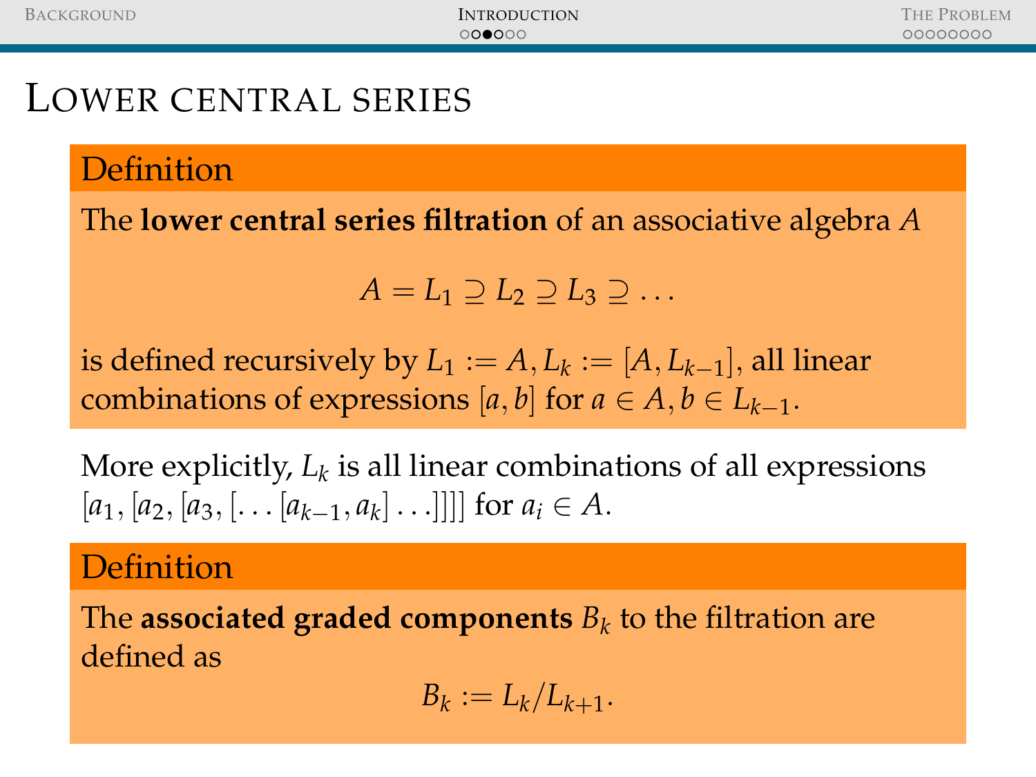# Lower central series

**Definition**

The **lower central series filtration** of an associative algebra $A$

$$A = L_1 \supseteq L_2 \supseteq L_3 \supseteq \dots$$

is defined recursively by $L_1 := A, L_k := [A, L_{k-1}]$, all linear combinations of expressions $[a, b]$ for $a \in A, b \in L_{k-1}$.

More explicitly, $L_k$ is all linear combinations of all expressions $[a_1, [a_2, [a_3, [\dots [a_{k-1}, a_k] \dots]]]]$ for $a_i \in A$.

**Definition**

The **associated graded components** $B_k$ to the filtration are defined as

$$B_k := L_k / L_{k+1}.$$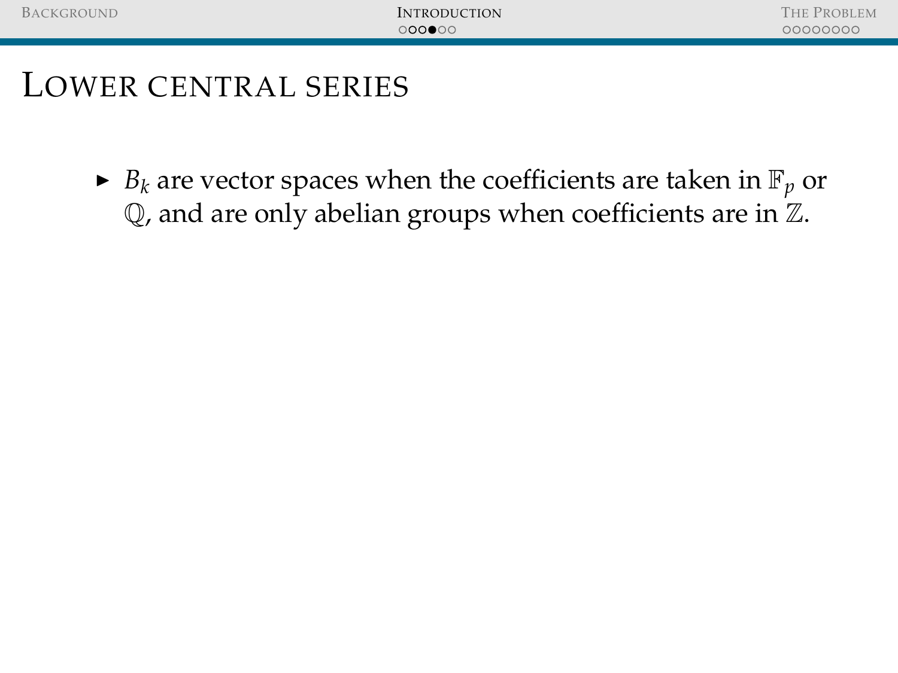# Lower central series

- $B_k$ are vector spaces when the coefficients are taken in $\mathbb{F}_p$ or $\mathbb{Q}$, and are only abelian groups when coefficients are in $\mathbb{Z}$.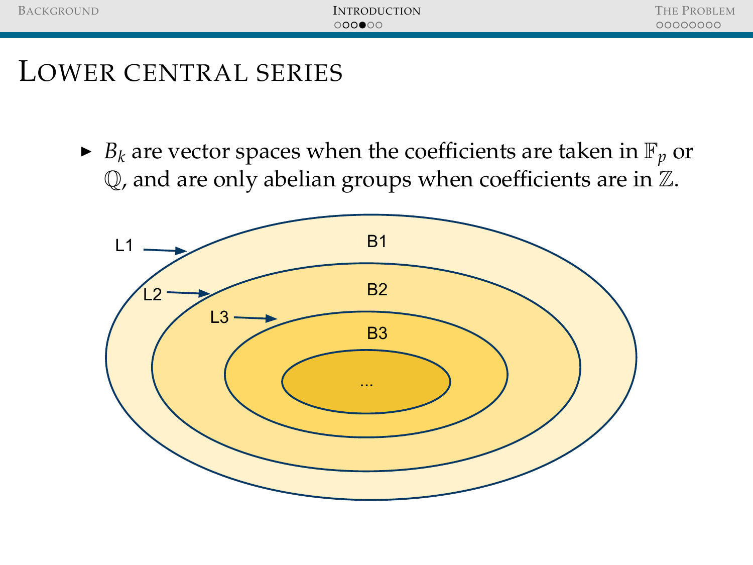# Lower central series

- $B_k$ are vector spaces when the coefficients are taken in $\mathbb{F}_p$ or $\mathbb{Q}$, and are only abelian groups when coefficients are in $\mathbb{Z}$.

L1 → B1

L2 → B2

L3 → B3

...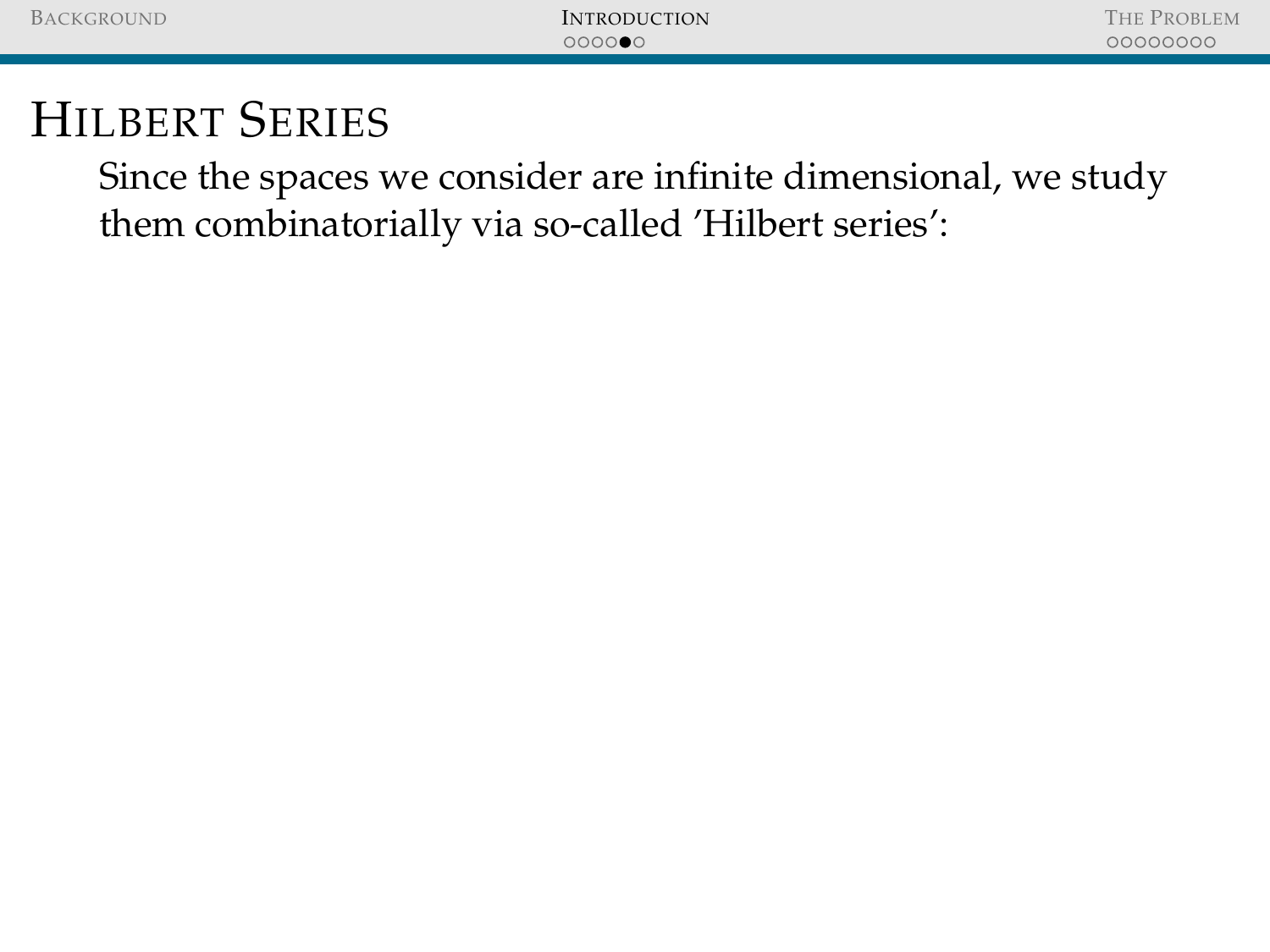# Hilbert Series

Since the spaces we consider are infinite dimensional, we study them combinatorially via so-called 'Hilbert series':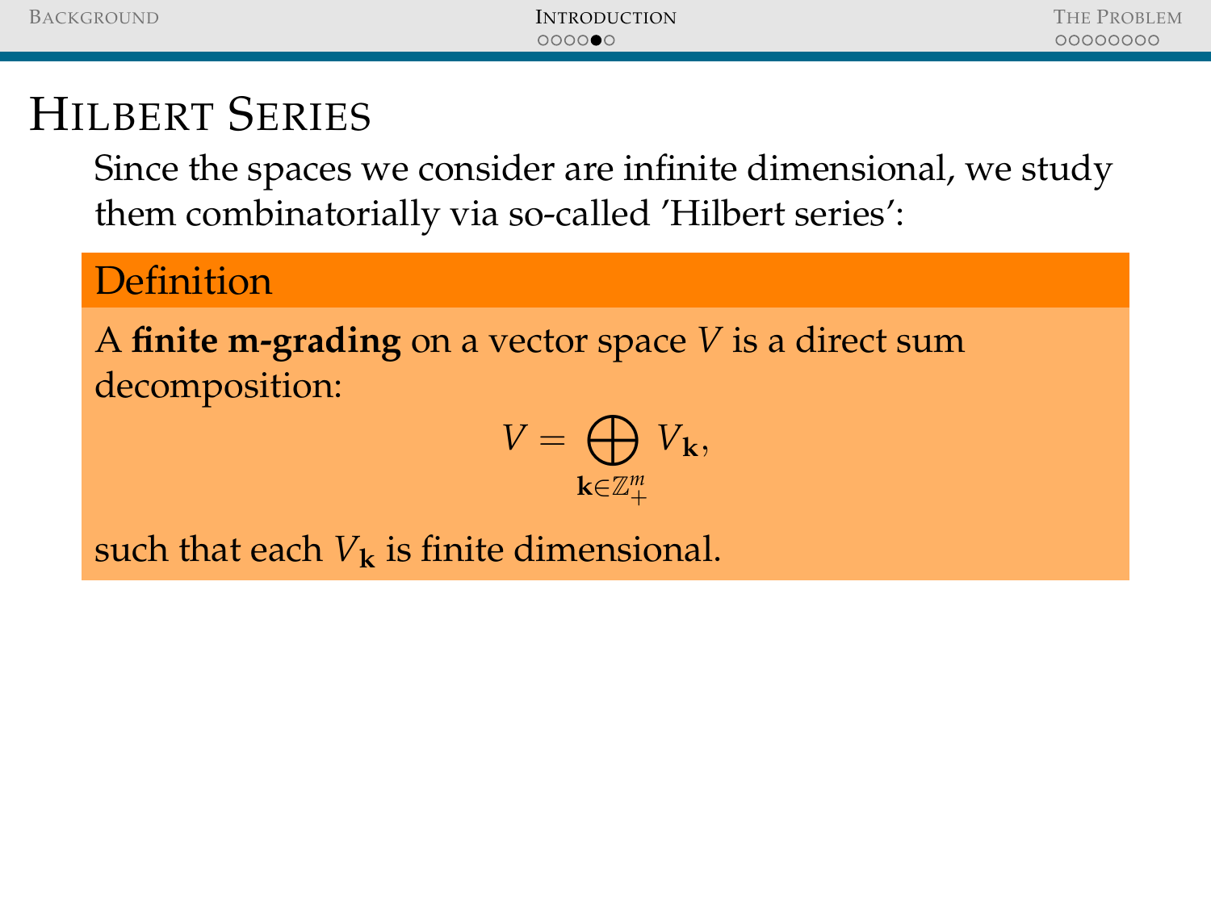# Hilbert Series

Since the spaces we consider are infinite dimensional, we study them combinatorially via so-called 'Hilbert series':

**Definition**

A **finite m-grading** on a vector space $V$ is a direct sum decomposition:

$$V = \bigoplus_{\mathbf{k} \in \mathbb{Z}_+^m} V_{\mathbf{k}},$$

such that each $V_{\mathbf{k}}$ is finite dimensional.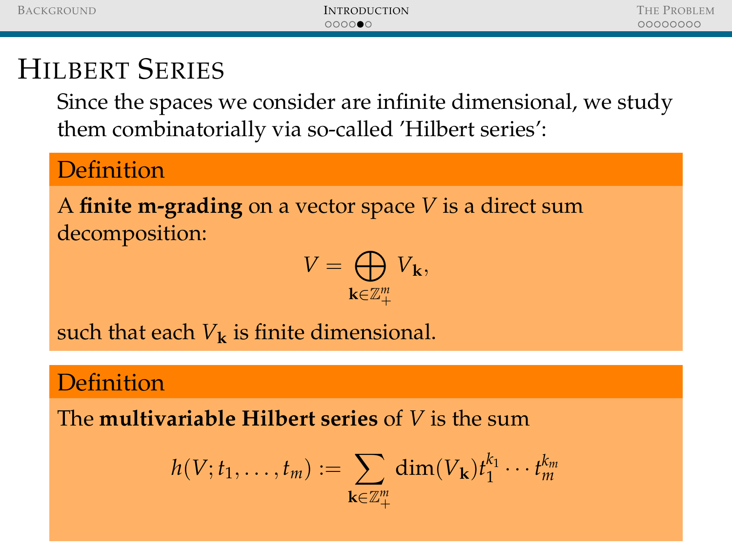# Hilbert Series

Since the spaces we consider are infinite dimensional, we study them combinatorially via so-called 'Hilbert series':

**Definition**

A **finite m-grading** on a vector space $V$ is a direct sum decomposition:

$$V = \bigoplus_{\mathbf{k} \in \mathbb{Z}_+^m} V_{\mathbf{k}},$$

such that each $V_{\mathbf{k}}$ is finite dimensional.

**Definition**

The **multivariable Hilbert series** of $V$ is the sum

$$h(V; t_1, \ldots, t_m) := \sum_{\mathbf{k} \in \mathbb{Z}_+^m} \dim(V_{\mathbf{k}}) t_1^{k_1} \cdots t_m^{k_m}$$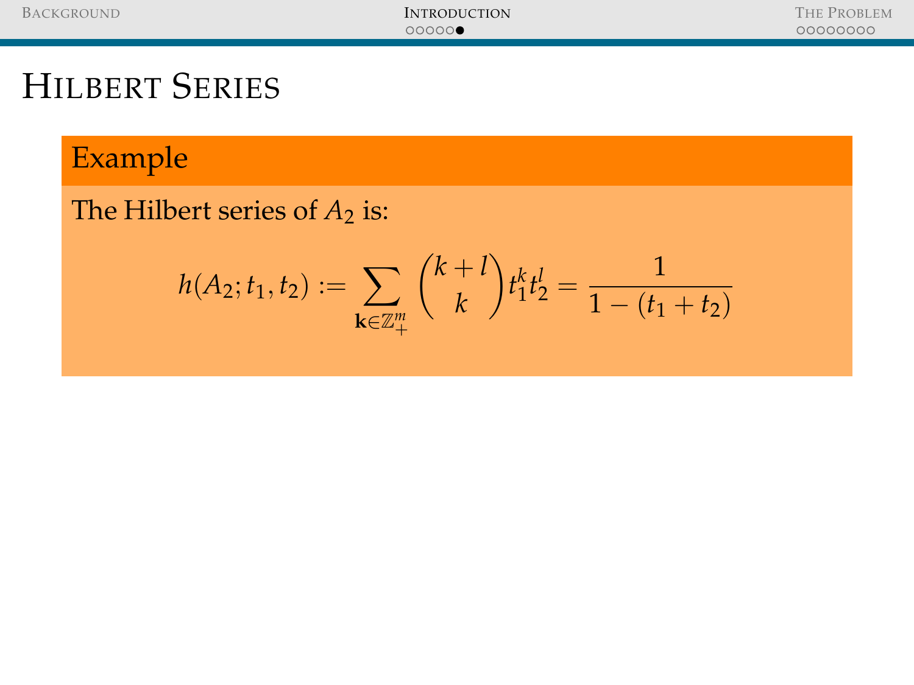# Hilbert Series

**Example**

The Hilbert series of $A_2$ is:

$$h(A_2; t_1, t_2) := \sum_{\mathbf{k} \in \mathbb{Z}_+^m} \binom{k+l}{k} t_1^k t_2^l = \frac{1}{1 - (t_1 + t_2)}$$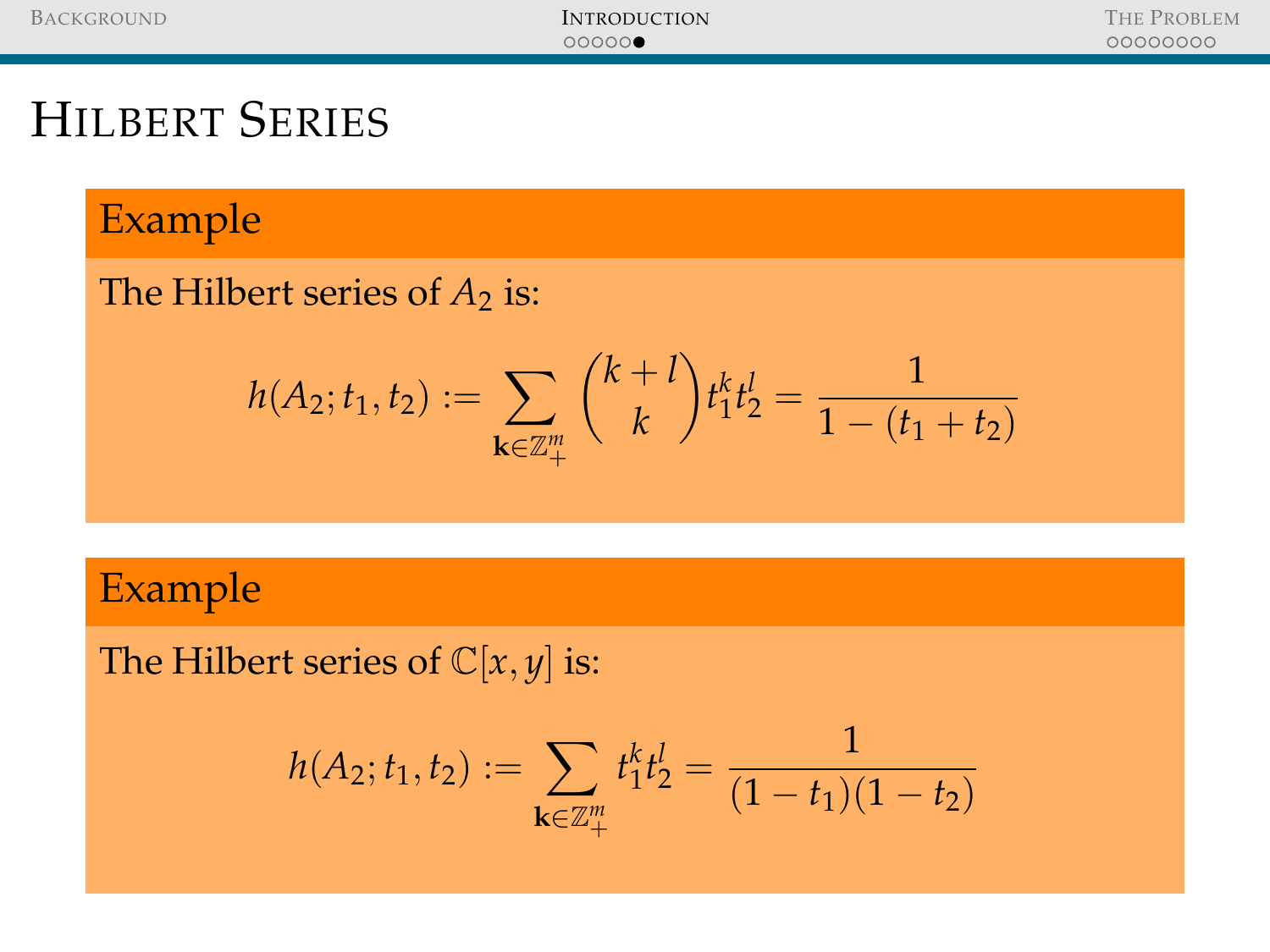# Hilbert Series

**Example**

The Hilbert series of $A_2$ is:

$$h(A_2; t_1, t_2) := \sum_{\mathbf{k} \in \mathbb{Z}_+^m} \binom{k+l}{k} t_1^k t_2^l = \frac{1}{1 - (t_1 + t_2)}$$

**Example**

The Hilbert series of $\mathbb{C}[x, y]$ is:

$$h(A_2; t_1, t_2) := \sum_{\mathbf{k} \in \mathbb{Z}_+^m} t_1^k t_2^l = \frac{1}{(1 - t_1)(1 - t_2)}$$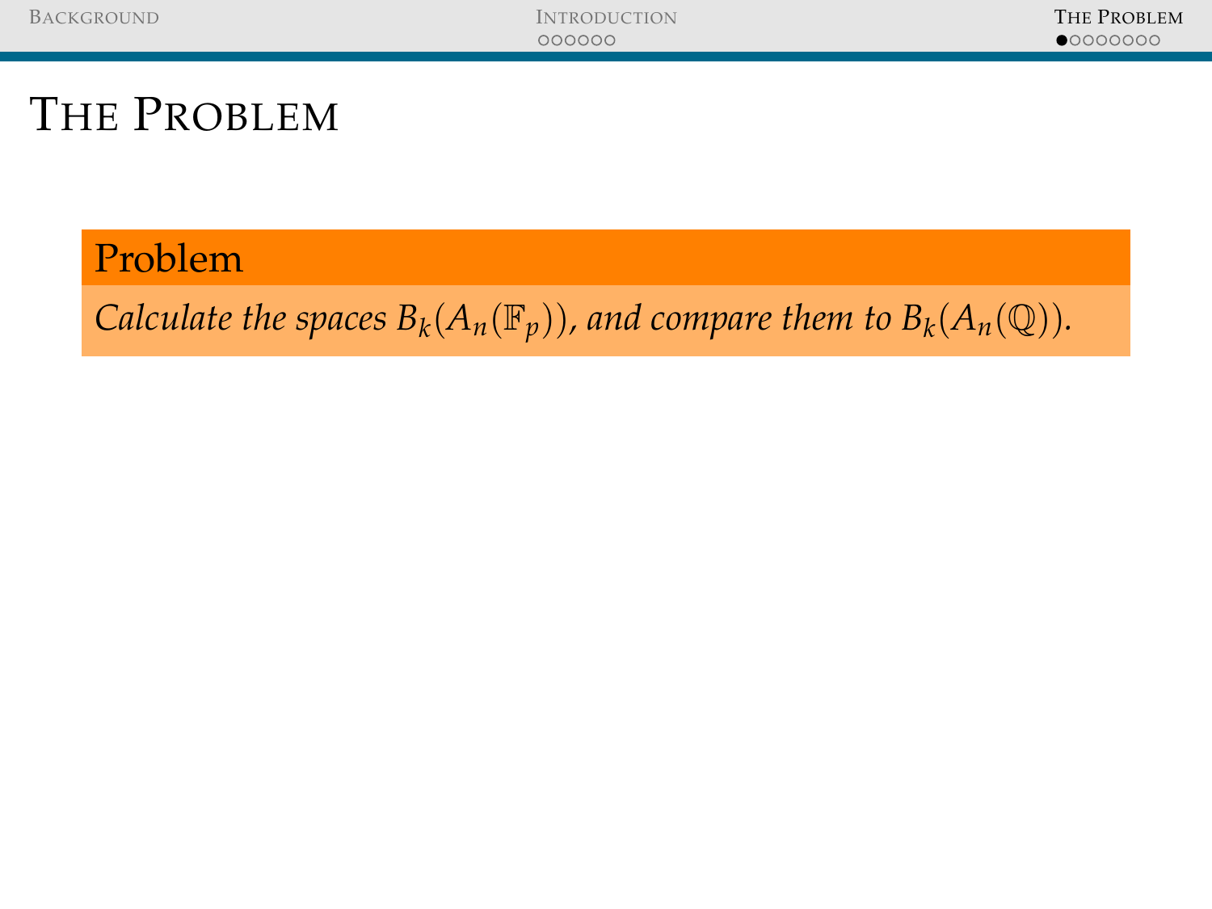# The Problem

**Problem**

*Calculate the spaces $B_k(A_n(\mathbb{F}_p))$, and compare them to $B_k(A_n(\mathbb{Q}))$.*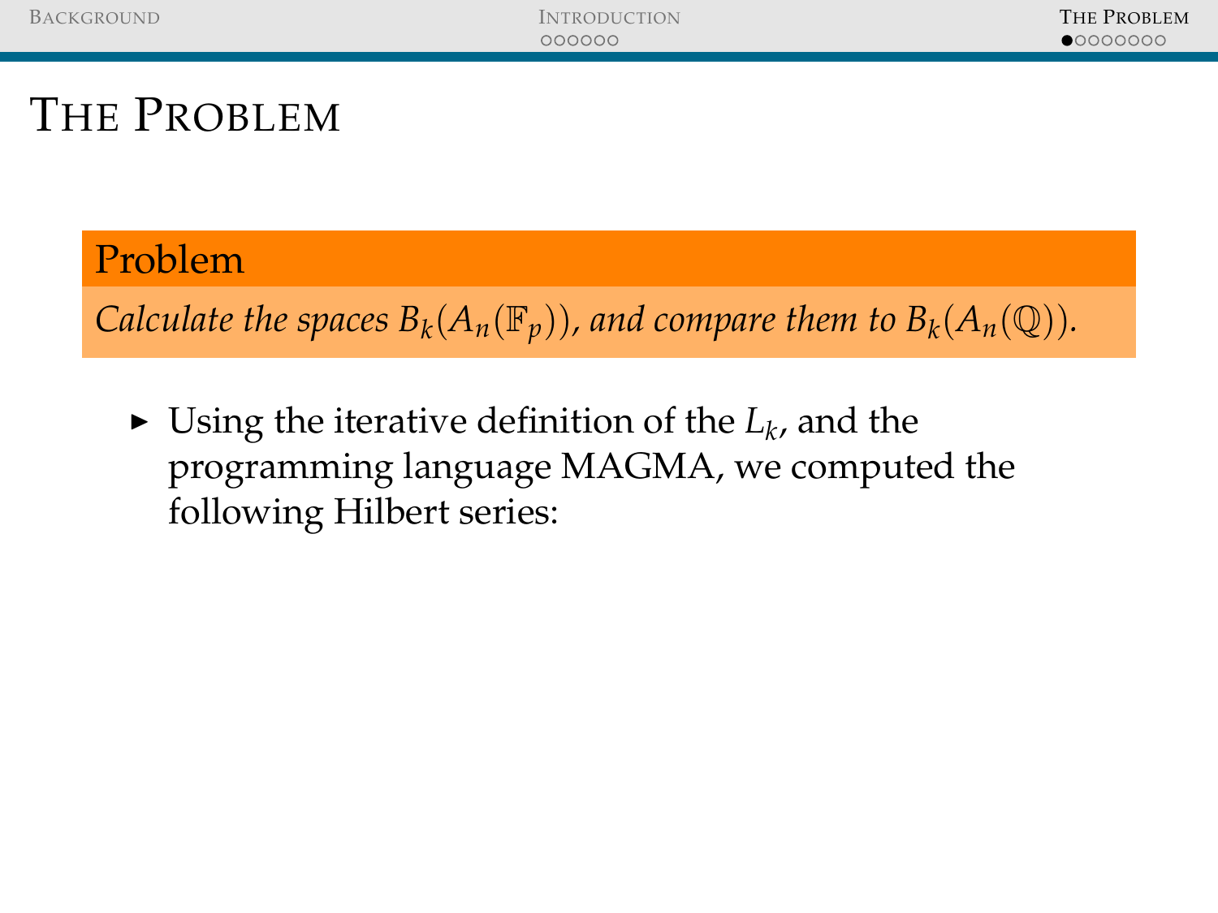# The Problem

**Problem**

*Calculate the spaces $B_k(A_n(\mathbb{F}_p))$, and compare them to $B_k(A_n(\mathbb{Q}))$.*

- Using the iterative definition of the $L_k$, and the programming language MAGMA, we computed the following Hilbert series: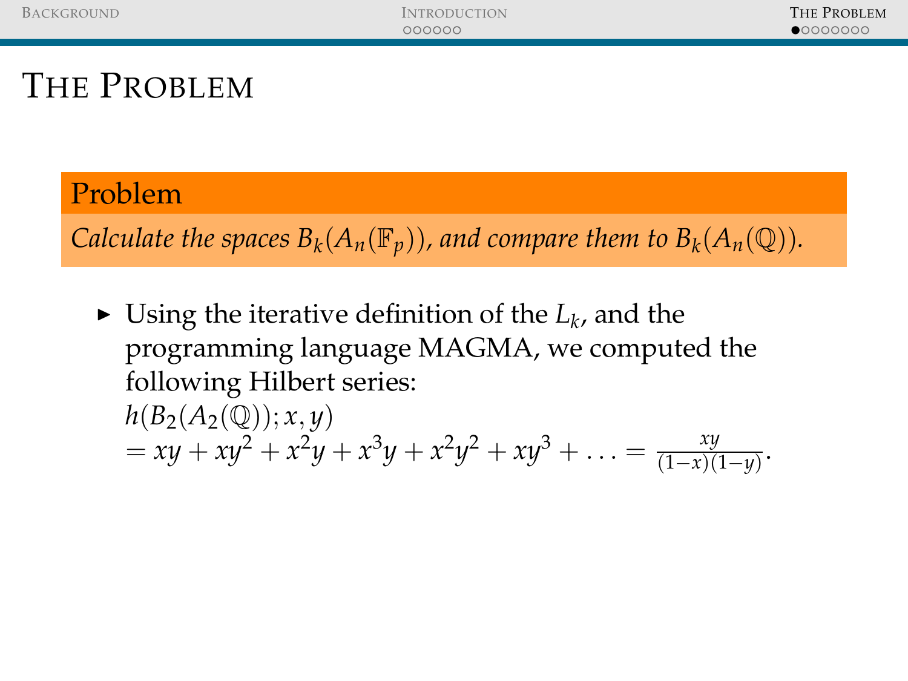# The Problem

**Problem**

*Calculate the spaces $B_k(A_n(\mathbb{F}_p))$, and compare them to $B_k(A_n(\mathbb{Q}))$.*

- Using the iterative definition of the $L_k$, and the programming language MAGMA, we computed the following Hilbert series:
  $h(B_2(A_2(\mathbb{Q})); x, y)$
  $= xy + xy^2 + x^2y + x^3y + x^2y^2 + xy^3 + \ldots = \frac{xy}{(1-x)(1-y)}$.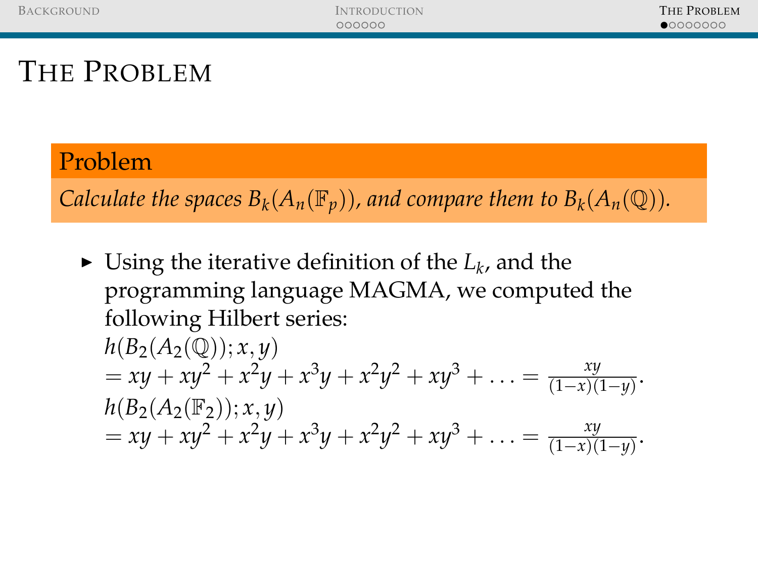# The Problem

**Problem**

*Calculate the spaces $B_k(A_n(\mathbb{F}_p))$, and compare them to $B_k(A_n(\mathbb{Q}))$.*

- Using the iterative definition of the $L_k$, and the programming language MAGMA, we computed the following Hilbert series:
  $h(B_2(A_2(\mathbb{Q})); x, y)$
  $= xy + xy^2 + x^2y + x^3y + x^2y^2 + xy^3 + \ldots = \frac{xy}{(1-x)(1-y)}$.
  $h(B_2(A_2(\mathbb{F}_2)); x, y)$
  $= xy + xy^2 + x^2y + x^3y + x^2y^2 + xy^3 + \ldots = \frac{xy}{(1-x)(1-y)}$.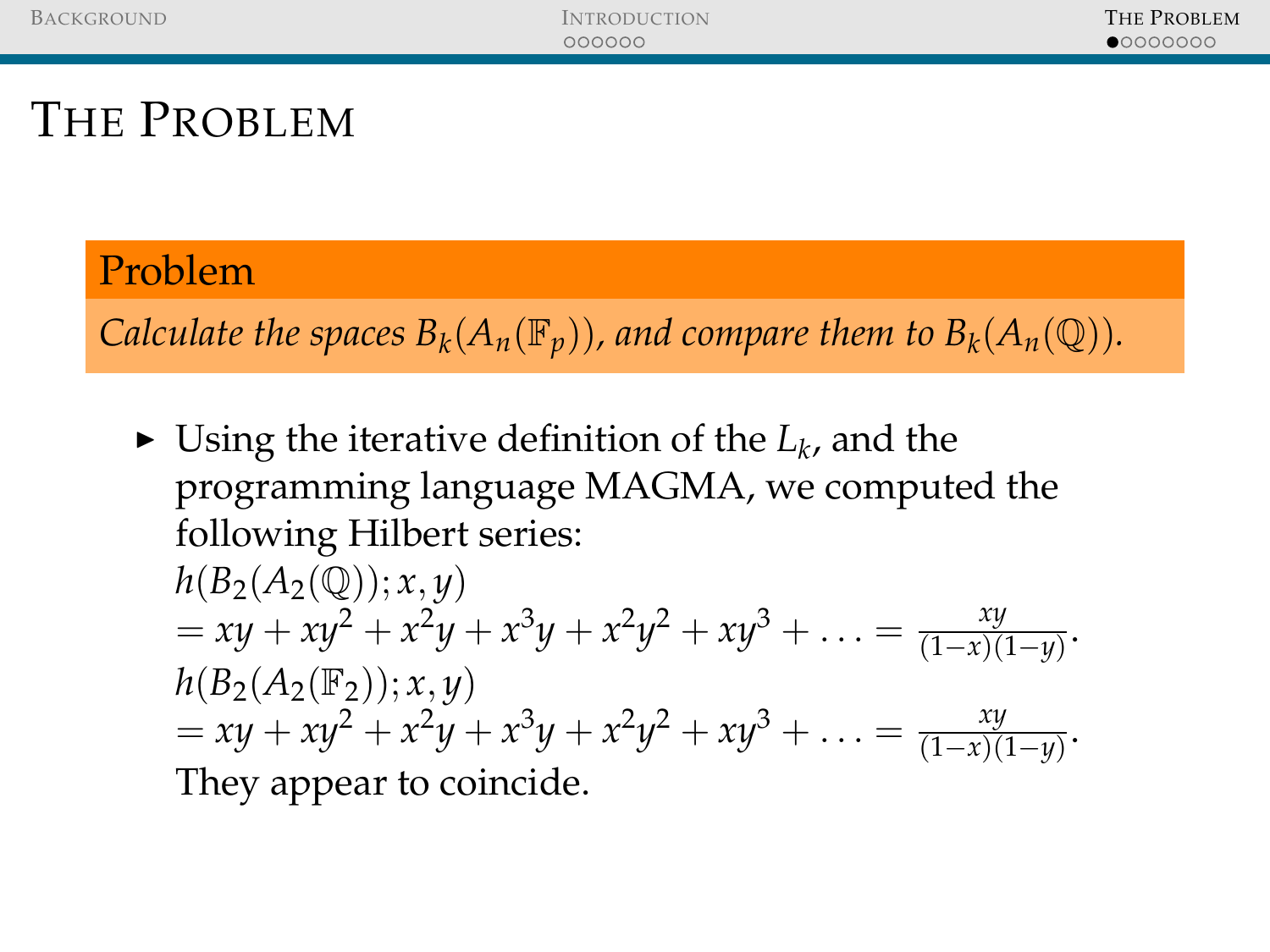# The Problem

**Problem**

*Calculate the spaces $B_k(A_n(\mathbb{F}_p))$, and compare them to $B_k(A_n(\mathbb{Q}))$.*

- Using the iterative definition of the $L_k$, and the programming language MAGMA, we computed the following Hilbert series:
  $h(B_2(A_2(\mathbb{Q})); x, y)$
  $= xy + xy^2 + x^2y + x^3y + x^2y^2 + xy^3 + \ldots = \frac{xy}{(1-x)(1-y)}$.
  $h(B_2(A_2(\mathbb{F}_2)); x, y)$
  $= xy + xy^2 + x^2y + x^3y + x^2y^2 + xy^3 + \ldots = \frac{xy}{(1-x)(1-y)}$.
  They appear to coincide.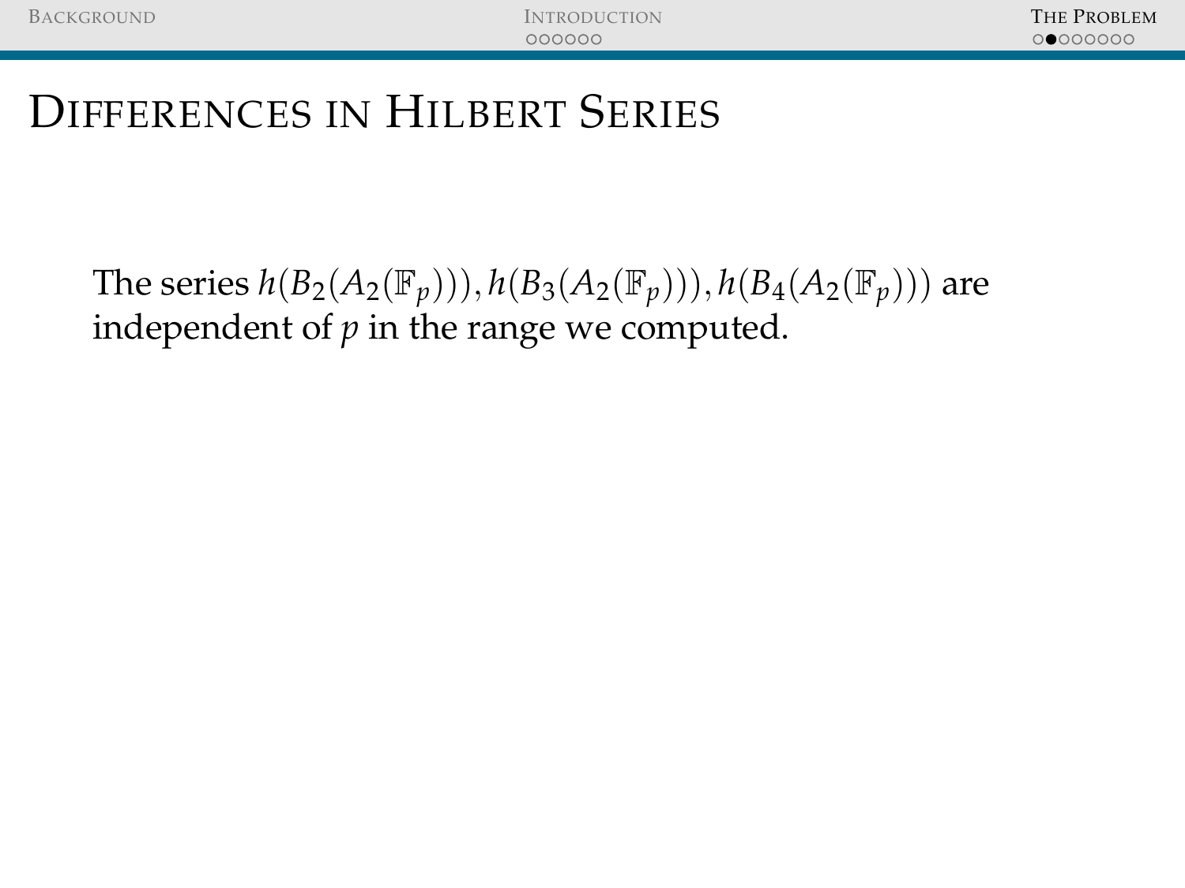# Differences in Hilbert Series

The series $h(B_2(A_2(\mathbb{F}_p))), h(B_3(A_2(\mathbb{F}_p))), h(B_4(A_2(\mathbb{F}_p)))$ are independent of $p$ in the range we computed.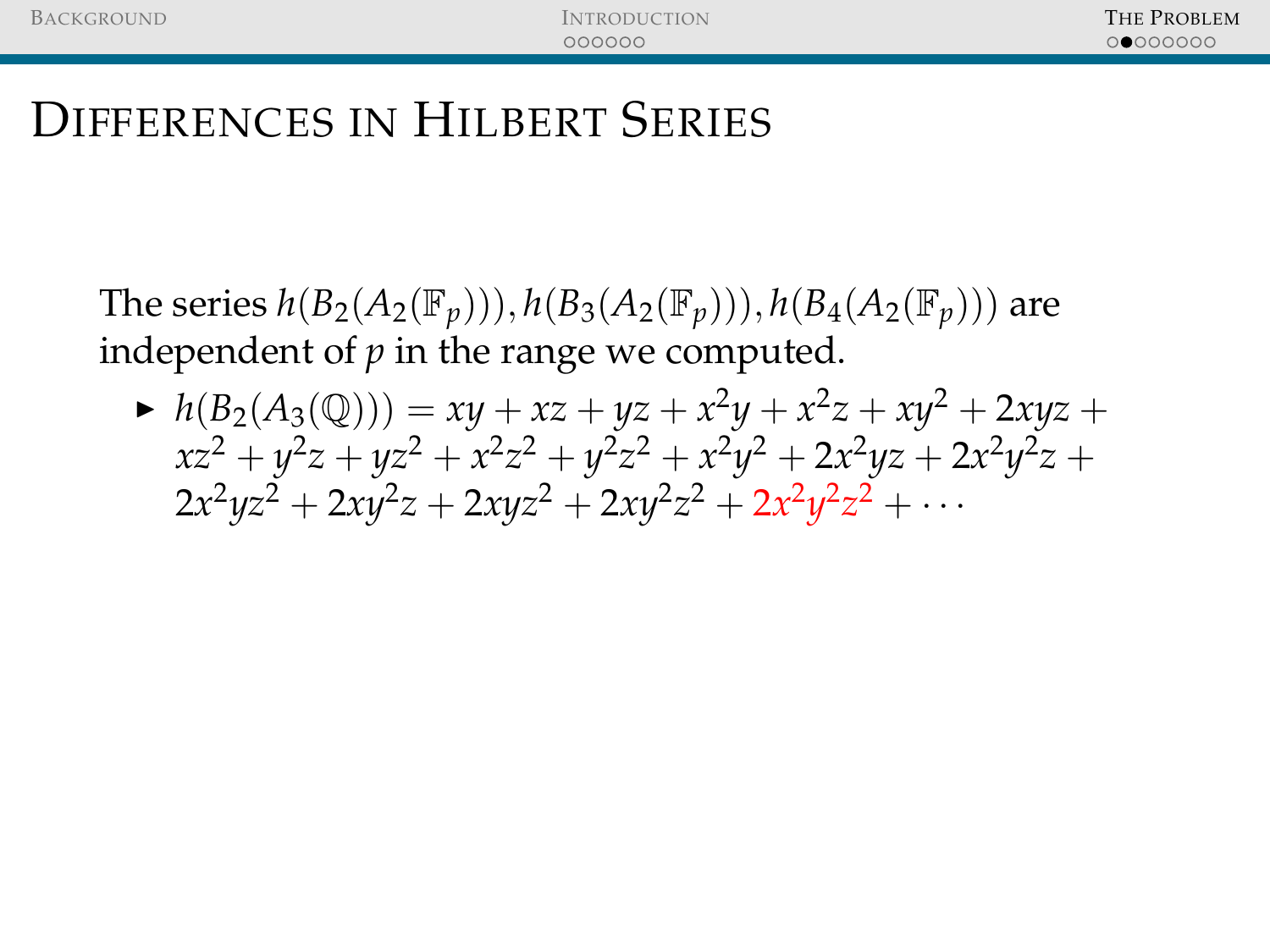# Differences in Hilbert Series

The series $h(B_2(A_2(\mathbb{F}_p))), h(B_3(A_2(\mathbb{F}_p))), h(B_4(A_2(\mathbb{F}_p)))$ are independent of $p$ in the range we computed.

- $h(B_2(A_3(\mathbb{Q}))) = xy + xz + yz + x^2y + x^2z + xy^2 + 2xyz + xz^2 + y^2z + yz^2 + x^2z^2 + y^2z^2 + x^2y^2 + 2x^2yz + 2x^2y^2z + 2x^2yz^2 + 2xy^2z + 2xyz^2 + 2xy^2z^2 + 2x^2y^2z^2 + \cdots$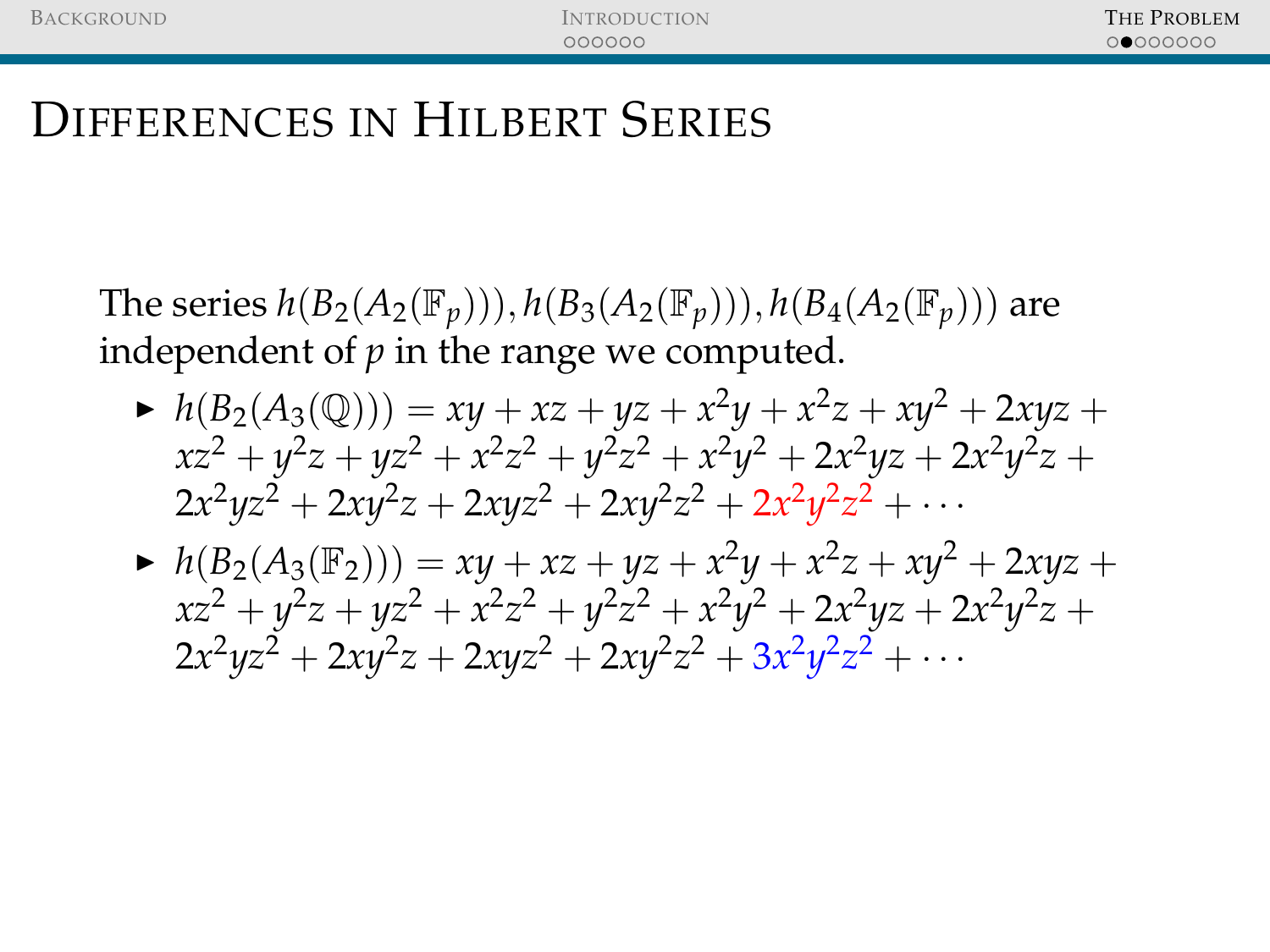# Differences in Hilbert Series

The series $h(B_2(A_2(\mathbb{F}_p))), h(B_3(A_2(\mathbb{F}_p))), h(B_4(A_2(\mathbb{F}_p)))$ are independent of $p$ in the range we computed.

- $h(B_2(A_3(\mathbb{Q}))) = xy + xz + yz + x^2y + x^2z + xy^2 + 2xyz + xz^2 + y^2z + yz^2 + x^2z^2 + y^2z^2 + x^2y^2 + 2x^2yz + 2x^2y^2z + 2x^2yz^2 + 2xy^2z + 2xyz^2 + 2xy^2z^2 + 2x^2y^2z^2 + \cdots$
- $h(B_2(A_3(\mathbb{F}_2))) = xy + xz + yz + x^2y + x^2z + xy^2 + 2xyz + xz^2 + y^2z + yz^2 + x^2z^2 + y^2z^2 + x^2y^2 + 2x^2yz + 2x^2y^2z + 2x^2yz^2 + 2xy^2z + 2xyz^2 + 2xy^2z^2 + 3x^2y^2z^2 + \cdots$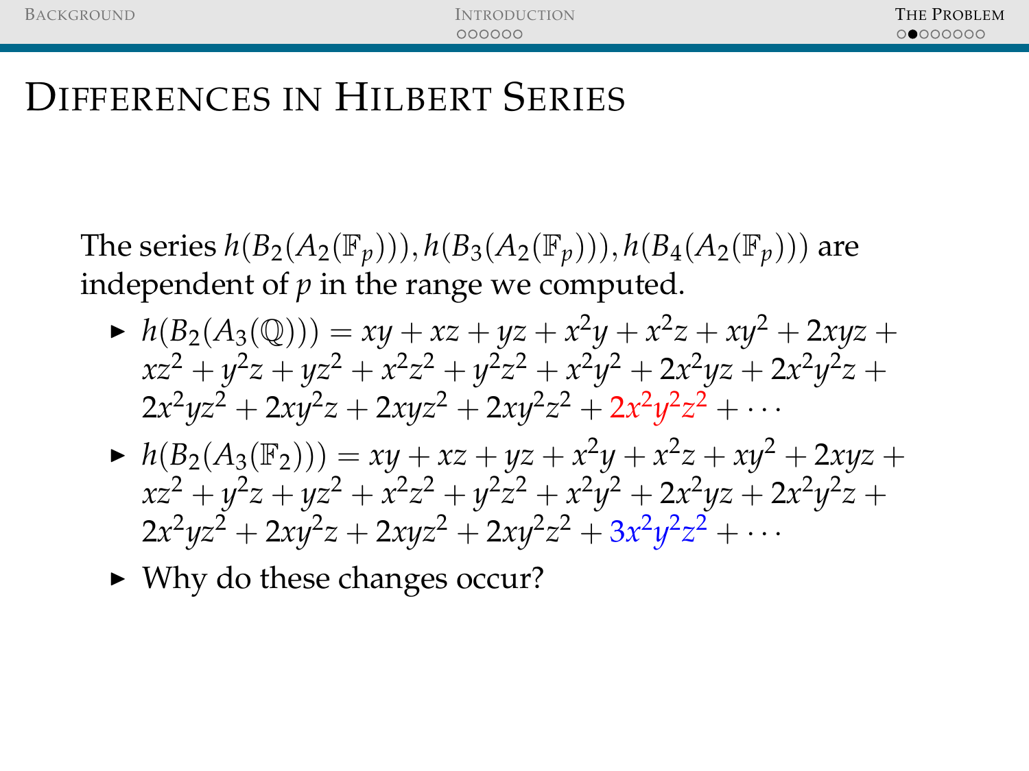# Differences in Hilbert Series

The series $h(B_2(A_2(\mathbb{F}_p))), h(B_3(A_2(\mathbb{F}_p))), h(B_4(A_2(\mathbb{F}_p)))$ are independent of $p$ in the range we computed.

- $h(B_2(A_3(\mathbb{Q}))) = xy + xz + yz + x^2y + x^2z + xy^2 + 2xyz + xz^2 + y^2z + yz^2 + x^2z^2 + y^2z^2 + x^2y^2 + 2x^2yz + 2x^2y^2z + 2x^2yz^2 + 2xy^2z + 2xyz^2 + 2xy^2z^2 + 2x^2y^2z^2 + \cdots$
- $h(B_2(A_3(\mathbb{F}_2))) = xy + xz + yz + x^2y + x^2z + xy^2 + 2xyz + xz^2 + y^2z + yz^2 + x^2z^2 + y^2z^2 + x^2y^2 + 2x^2yz + 2x^2y^2z + 2x^2yz^2 + 2xy^2z + 2xyz^2 + 2xy^2z^2 + 3x^2y^2z^2 + \cdots$
- Why do these changes occur?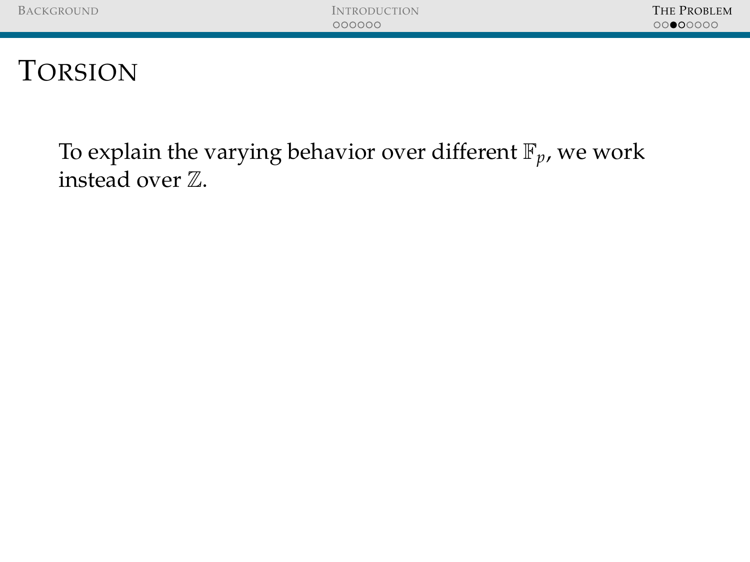# Torsion

To explain the varying behavior over different $\mathbb{F}_p$, we work instead over $\mathbb{Z}$.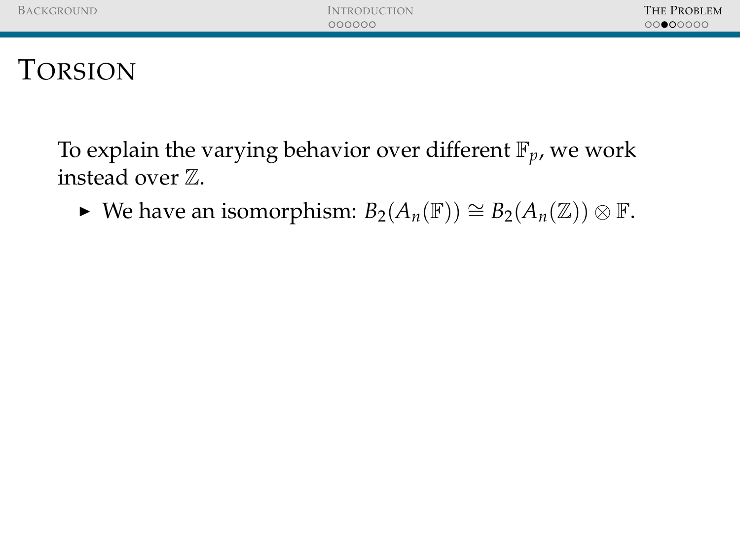# Torsion

To explain the varying behavior over different $\mathbb{F}_p$, we work instead over $\mathbb{Z}$.

- We have an isomorphism: $B_2(A_n(\mathbb{F})) \cong B_2(A_n(\mathbb{Z})) \otimes \mathbb{F}$.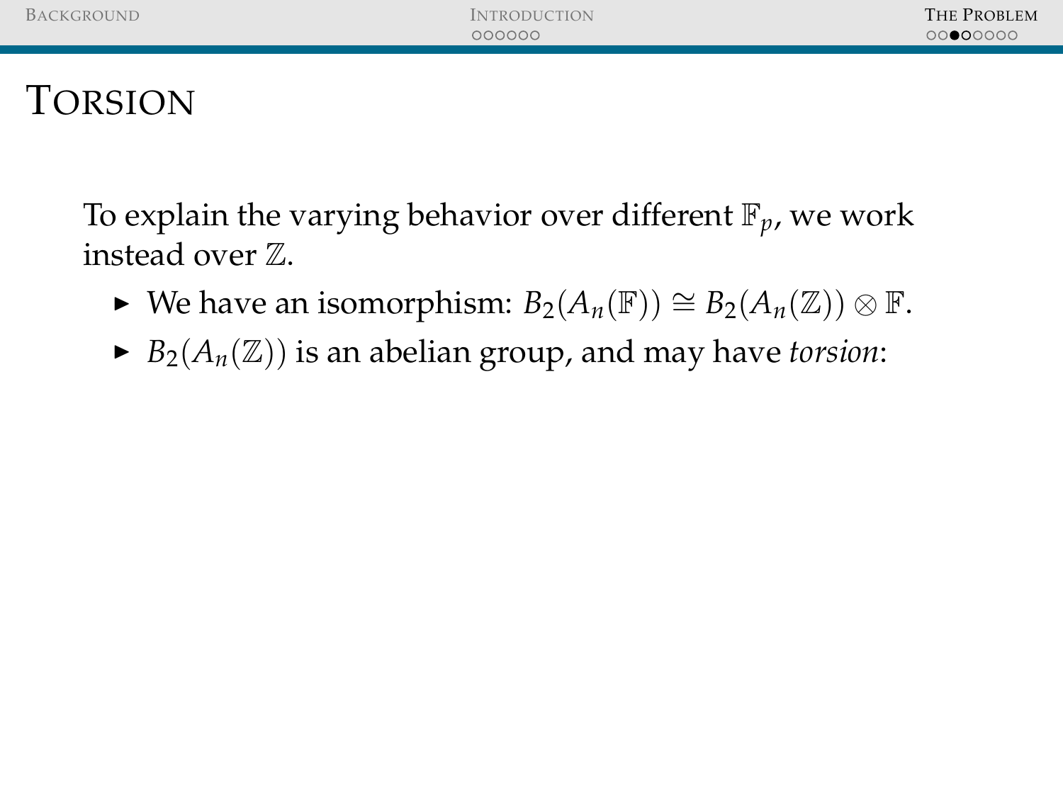# Torsion

To explain the varying behavior over different $\mathbb{F}_p$, we work instead over $\mathbb{Z}$.

- We have an isomorphism: $B_2(A_n(\mathbb{F})) \cong B_2(A_n(\mathbb{Z})) \otimes \mathbb{F}$.
- $B_2(A_n(\mathbb{Z}))$ is an abelian group, and may have *torsion*: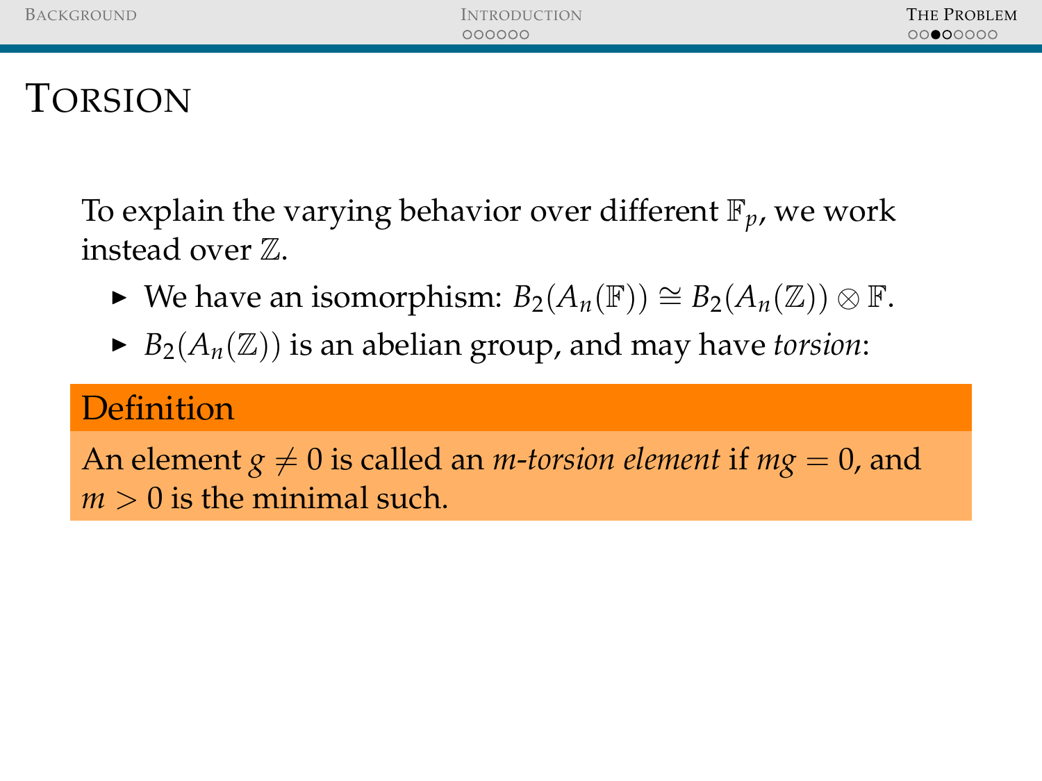# Torsion

To explain the varying behavior over different $\mathbb{F}_p$, we work instead over $\mathbb{Z}$.

- We have an isomorphism: $B_2(A_n(\mathbb{F})) \cong B_2(A_n(\mathbb{Z})) \otimes \mathbb{F}$.
- $B_2(A_n(\mathbb{Z}))$ is an abelian group, and may have *torsion*:

**Definition**

An element $g \neq 0$ is called an *m-torsion element* if $mg = 0$, and $m > 0$ is the minimal such.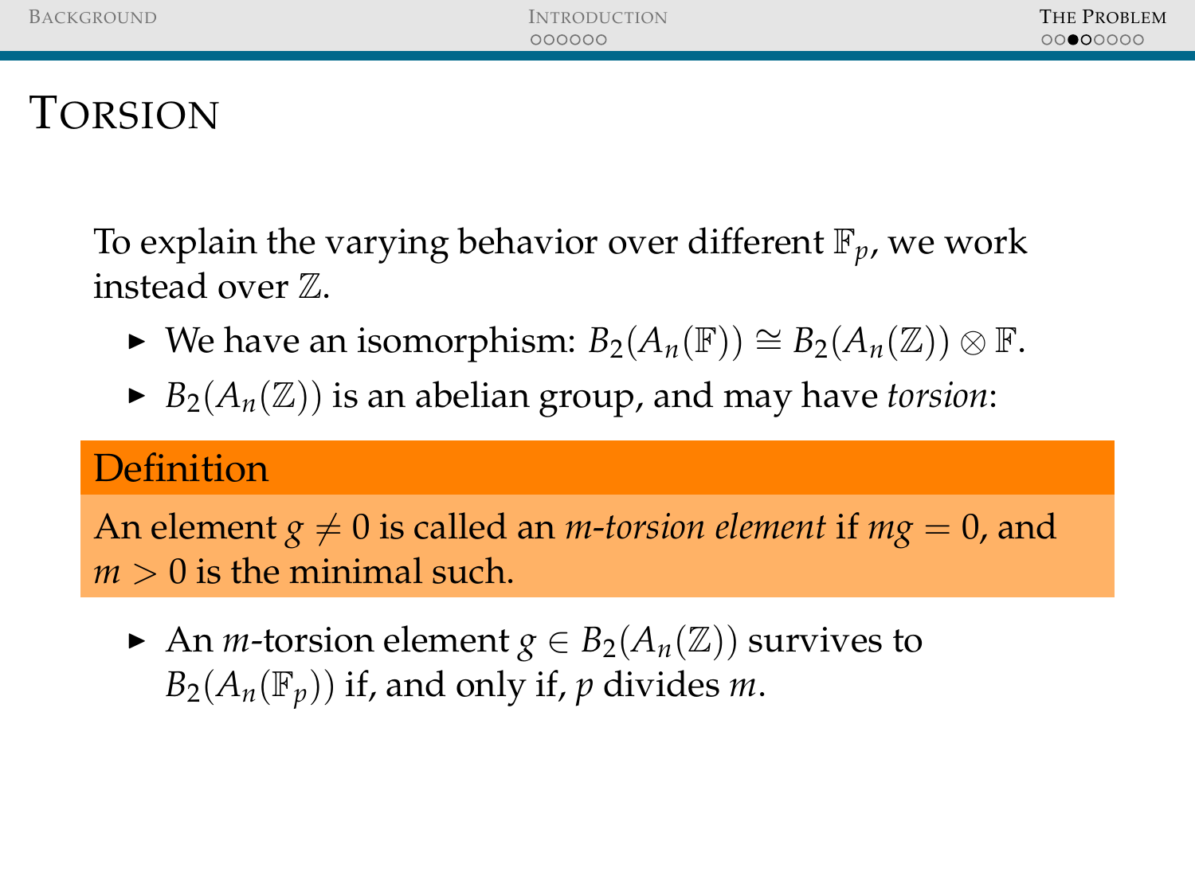# Torsion

To explain the varying behavior over different $\mathbb{F}_p$, we work instead over $\mathbb{Z}$.

- We have an isomorphism: $B_2(A_n(\mathbb{F})) \cong B_2(A_n(\mathbb{Z})) \otimes \mathbb{F}$.
- $B_2(A_n(\mathbb{Z}))$ is an abelian group, and may have *torsion*:

**Definition**

An element $g \neq 0$ is called an *m-torsion element* if $mg = 0$, and $m > 0$ is the minimal such.

- An $m$-torsion element $g \in B_2(A_n(\mathbb{Z}))$ survives to $B_2(A_n(\mathbb{F}_p))$ if, and only if, $p$ divides $m$.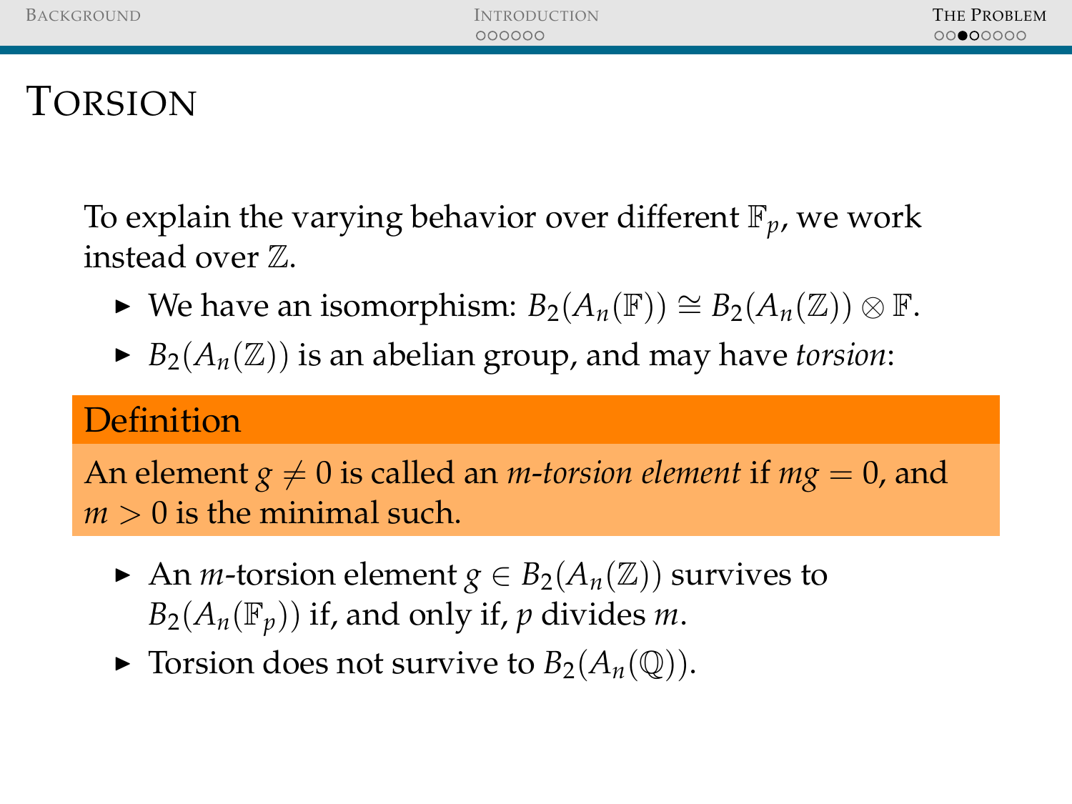# Torsion

To explain the varying behavior over different $\mathbb{F}_p$, we work instead over $\mathbb{Z}$.

- We have an isomorphism: $B_2(A_n(\mathbb{F})) \cong B_2(A_n(\mathbb{Z})) \otimes \mathbb{F}$.
- $B_2(A_n(\mathbb{Z}))$ is an abelian group, and may have *torsion*:

**Definition**

An element $g \neq 0$ is called an *$m$-torsion element* if $mg = 0$, and $m > 0$ is the minimal such.

- An $m$-torsion element $g \in B_2(A_n(\mathbb{Z}))$ survives to $B_2(A_n(\mathbb{F}_p))$ if, and only if, $p$ divides $m$.
- Torsion does not survive to $B_2(A_n(\mathbb{Q}))$.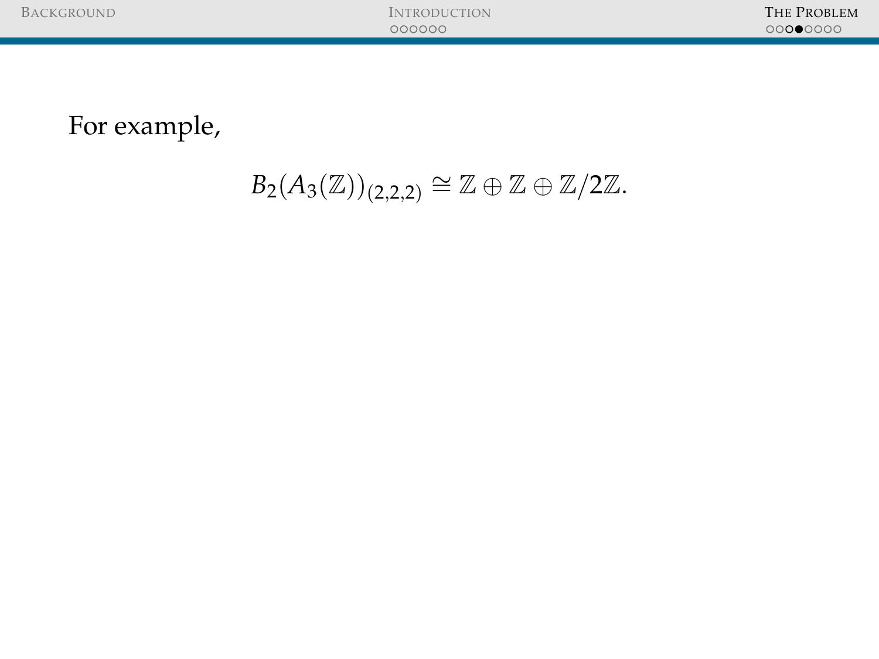For example,

$$B_2(A_3(\mathbb{Z}))_{(2,2,2)} \cong \mathbb{Z} \oplus \mathbb{Z} \oplus \mathbb{Z}/2\mathbb{Z}.$$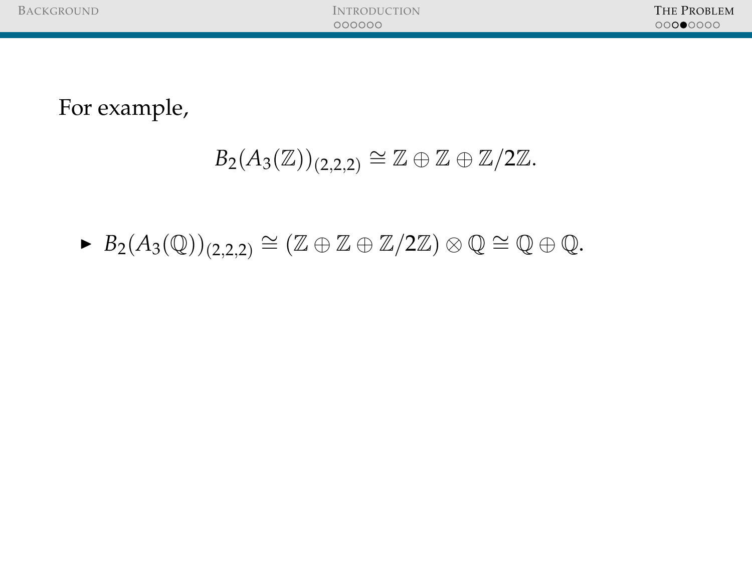For example,

$$B_2(A_3(\mathbb{Z}))_{(2,2,2)} \cong \mathbb{Z} \oplus \mathbb{Z} \oplus \mathbb{Z}/2\mathbb{Z}.$$

- $B_2(A_3(\mathbb{Q}))_{(2,2,2)} \cong (\mathbb{Z} \oplus \mathbb{Z} \oplus \mathbb{Z}/2\mathbb{Z}) \otimes \mathbb{Q} \cong \mathbb{Q} \oplus \mathbb{Q}.$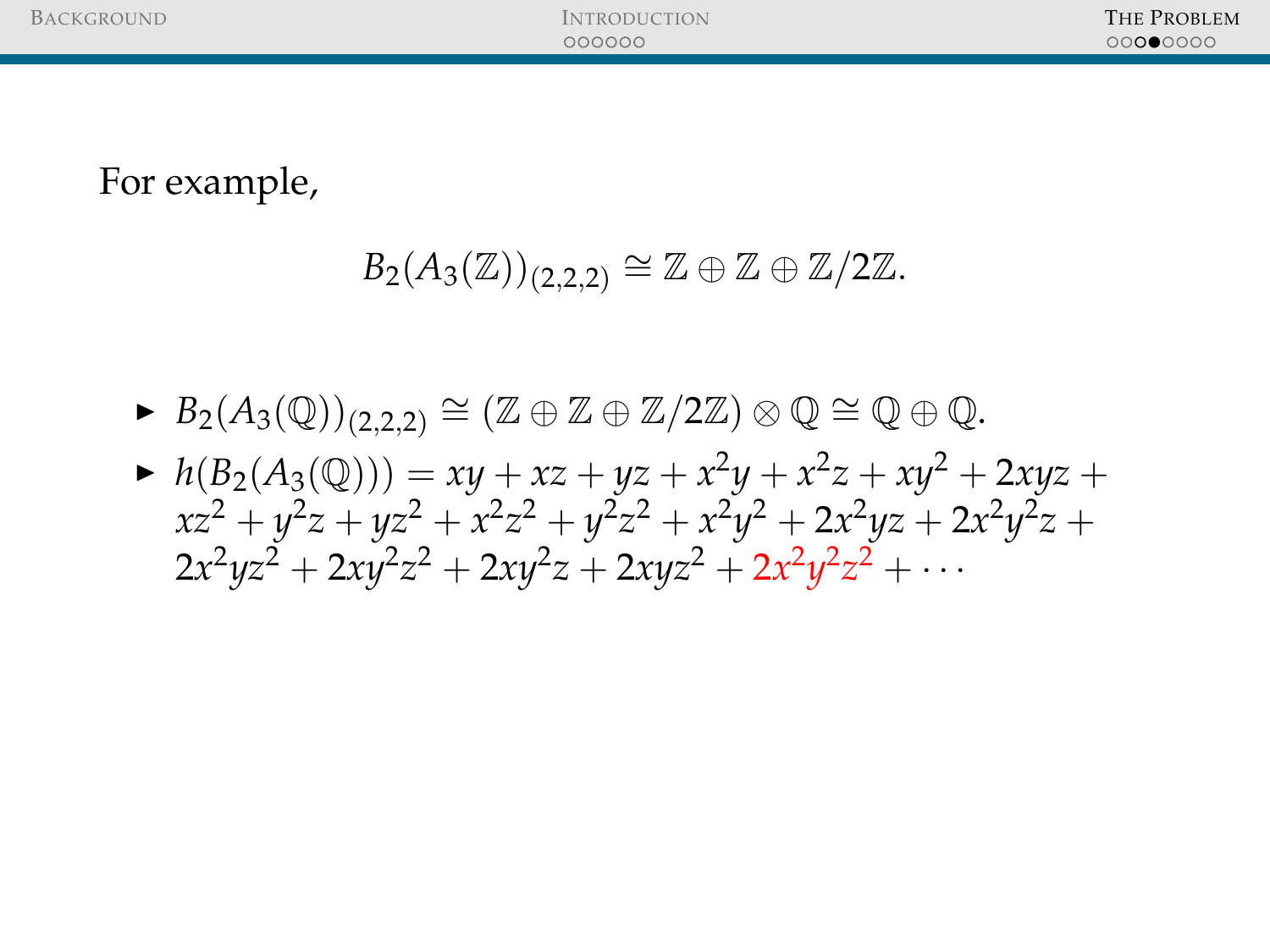For example,

$$B_2(A_3(\mathbb{Z}))_{(2,2,2)} \cong \mathbb{Z} \oplus \mathbb{Z} \oplus \mathbb{Z}/2\mathbb{Z}.$$

- $B_2(A_3(\mathbb{Q}))_{(2,2,2)} \cong (\mathbb{Z} \oplus \mathbb{Z} \oplus \mathbb{Z}/2\mathbb{Z}) \otimes \mathbb{Q} \cong \mathbb{Q} \oplus \mathbb{Q}$.
- $h(B_2(A_3(\mathbb{Q}))) = xy + xz + yz + x^2y + x^2z + xy^2 + 2xyz + xz^2 + y^2z + yz^2 + x^2z^2 + y^2z^2 + x^2y^2 + 2x^2yz + 2x^2y^2z + 2x^2yz^2 + 2xy^2z^2 + 2xy^2z + 2xyz^2 + 2x^2y^2z^2 + \cdots$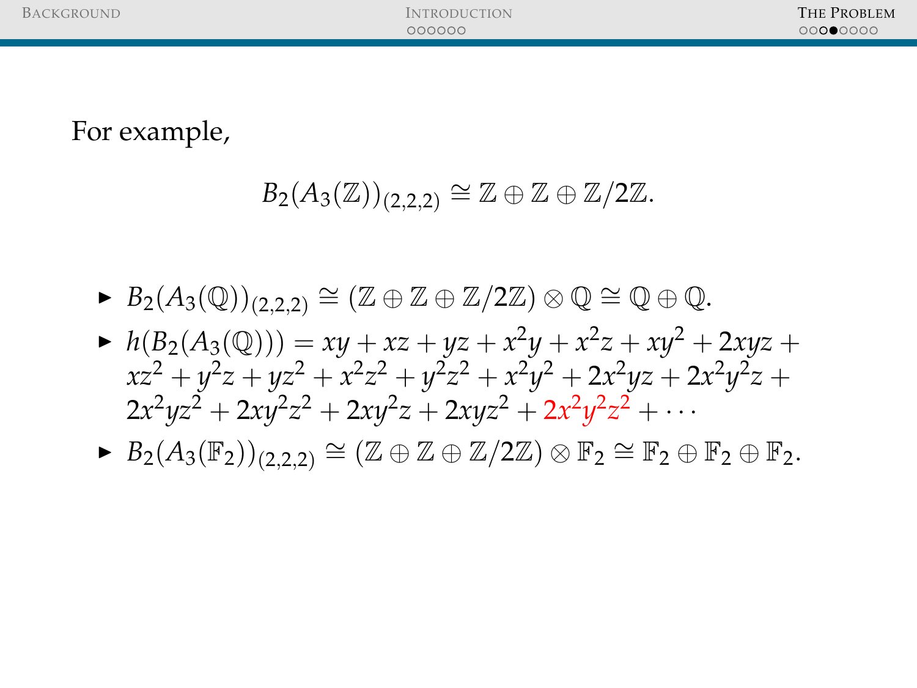For example,

$$B_2(A_3(\mathbb{Z}))_{(2,2,2)} \cong \mathbb{Z} \oplus \mathbb{Z} \oplus \mathbb{Z}/2\mathbb{Z}.$$

- $B_2(A_3(\mathbb{Q}))_{(2,2,2)} \cong (\mathbb{Z} \oplus \mathbb{Z} \oplus \mathbb{Z}/2\mathbb{Z}) \otimes \mathbb{Q} \cong \mathbb{Q} \oplus \mathbb{Q}$.
- $h(B_2(A_3(\mathbb{Q}))) = xy + xz + yz + x^2y + x^2z + xy^2 + 2xyz + xz^2 + y^2z + yz^2 + x^2z^2 + y^2z^2 + x^2y^2 + 2x^2yz + 2x^2y^2z + 2x^2yz^2 + 2xy^2z^2 + 2xy^2z + 2xyz^2 + 2x^2y^2z^2 + \cdots$
- $B_2(A_3(\mathbb{F}_2))_{(2,2,2)} \cong (\mathbb{Z} \oplus \mathbb{Z} \oplus \mathbb{Z}/2\mathbb{Z}) \otimes \mathbb{F}_2 \cong \mathbb{F}_2 \oplus \mathbb{F}_2 \oplus \mathbb{F}_2$.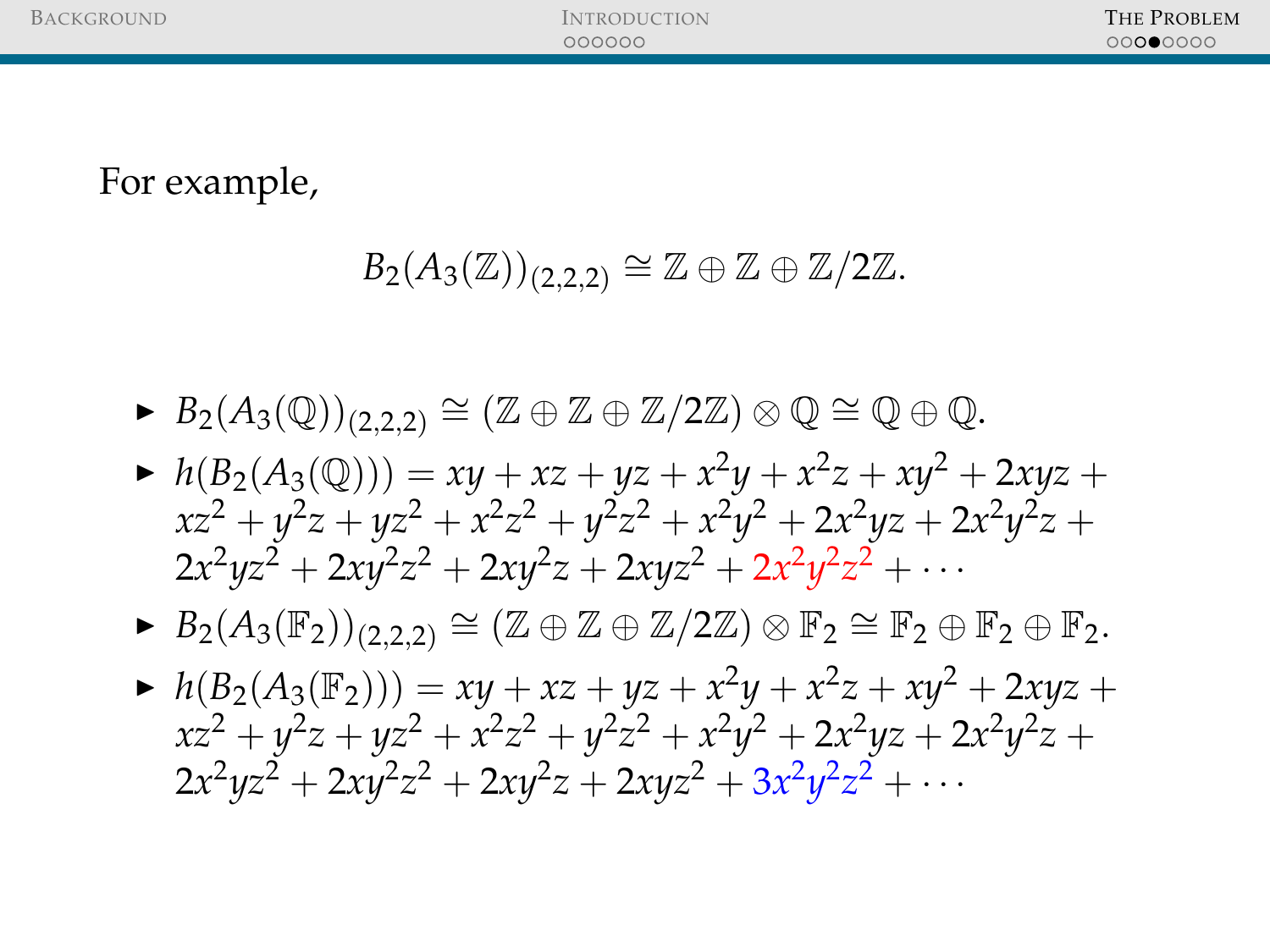For example,

$$B_2(A_3(\mathbb{Z}))_{(2,2,2)} \cong \mathbb{Z} \oplus \mathbb{Z} \oplus \mathbb{Z}/2\mathbb{Z}.$$

- $B_2(A_3(\mathbb{Q}))_{(2,2,2)} \cong (\mathbb{Z} \oplus \mathbb{Z} \oplus \mathbb{Z}/2\mathbb{Z}) \otimes \mathbb{Q} \cong \mathbb{Q} \oplus \mathbb{Q}$.
- $h(B_2(A_3(\mathbb{Q}))) = xy + xz + yz + x^2y + x^2z + xy^2 + 2xyz + xz^2 + y^2z + yz^2 + x^2z^2 + y^2z^2 + x^2y^2 + 2x^2yz + 2x^2y^2z + 2x^2yz^2 + 2xy^2z^2 + 2xy^2z + 2xyz^2 + 2x^2y^2z^2 + \cdots$
- $B_2(A_3(\mathbb{F}_2))_{(2,2,2)} \cong (\mathbb{Z} \oplus \mathbb{Z} \oplus \mathbb{Z}/2\mathbb{Z}) \otimes \mathbb{F}_2 \cong \mathbb{F}_2 \oplus \mathbb{F}_2 \oplus \mathbb{F}_2$.
- $h(B_2(A_3(\mathbb{F}_2))) = xy + xz + yz + x^2y + x^2z + xy^2 + 2xyz + xz^2 + y^2z + yz^2 + x^2z^2 + y^2z^2 + x^2y^2 + 2x^2yz + 2x^2y^2z + 2x^2yz^2 + 2xy^2z^2 + 2xy^2z + 2xyz^2 + 3x^2y^2z^2 + \cdots$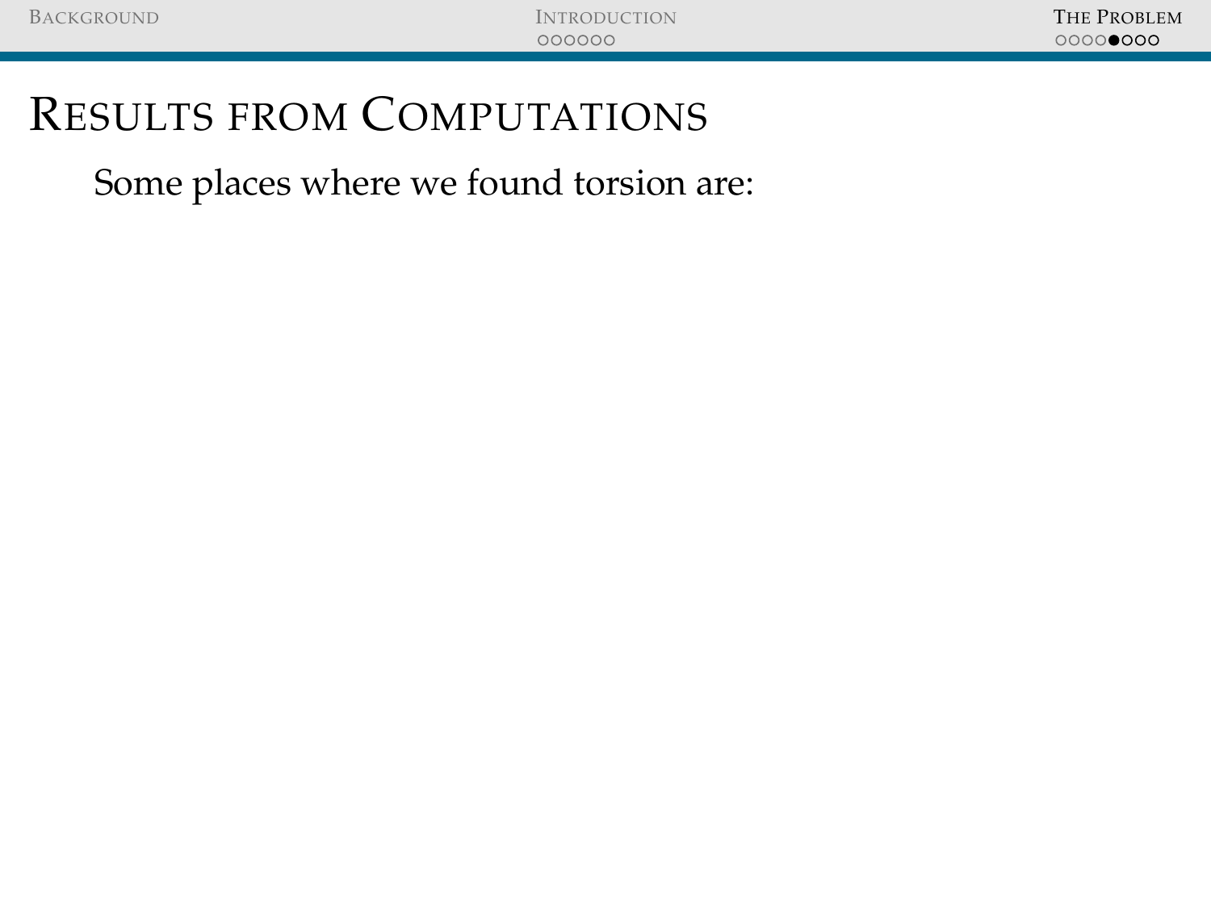# Results from Computations

Some places where we found torsion are: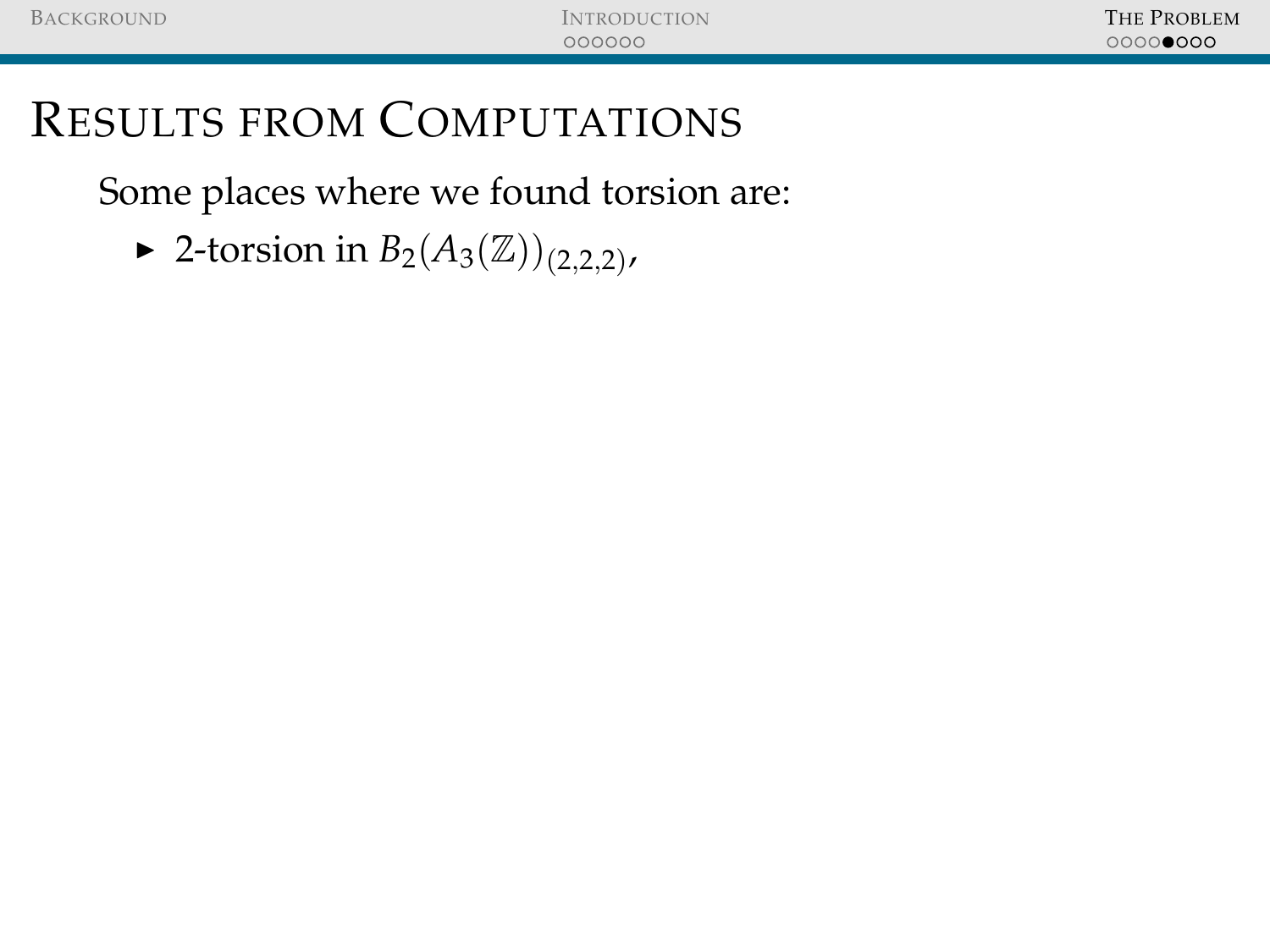# Results from Computations

Some places where we found torsion are:

- 2-torsion in $B_2(A_3(\mathbb{Z}))_{(2,2,2)}$,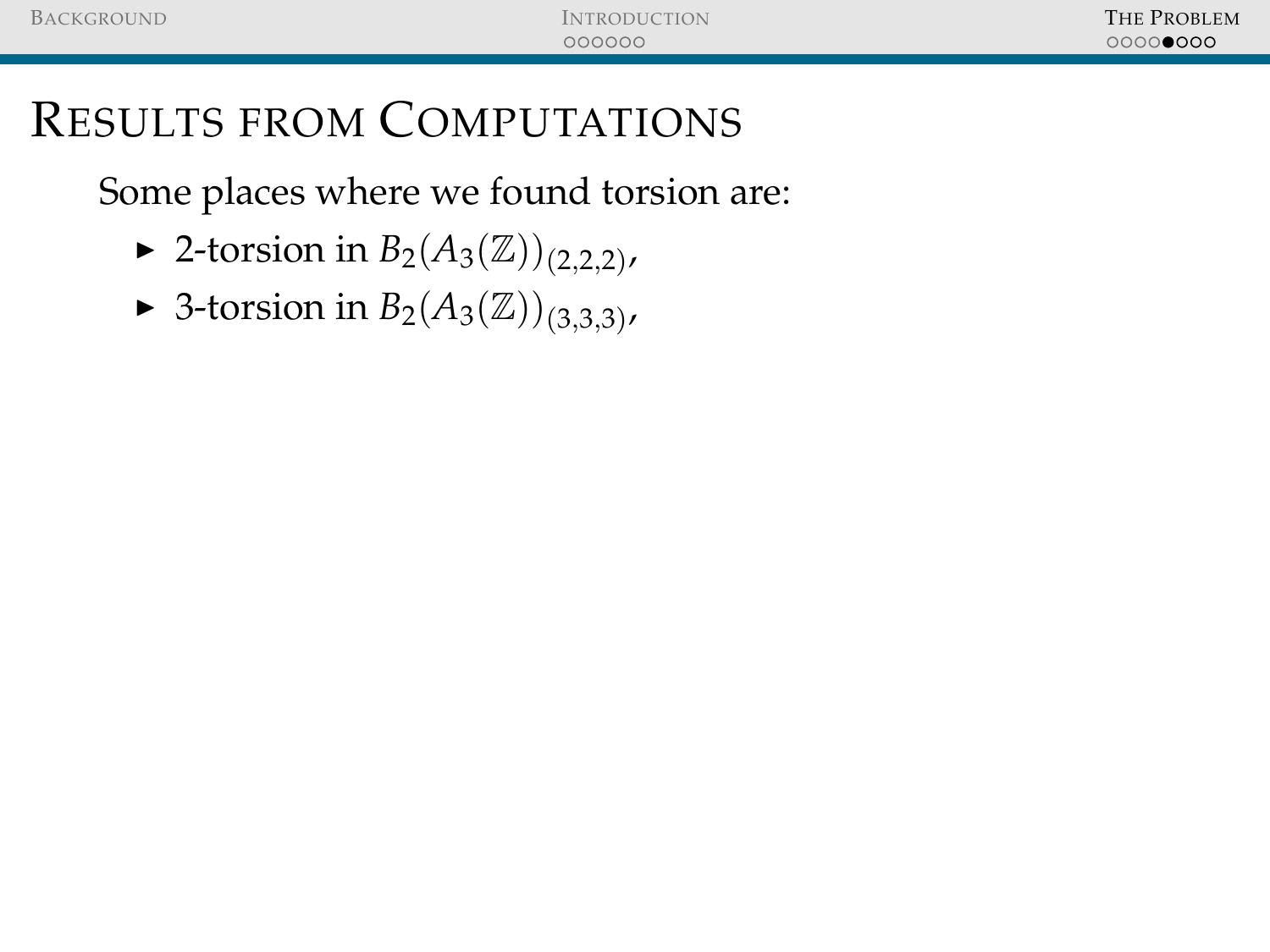# Results from Computations

Some places where we found torsion are:

- 2-torsion in $B_2(A_3(\mathbb{Z}))_{(2,2,2)}$,
- 3-torsion in $B_2(A_3(\mathbb{Z}))_{(3,3,3)}$,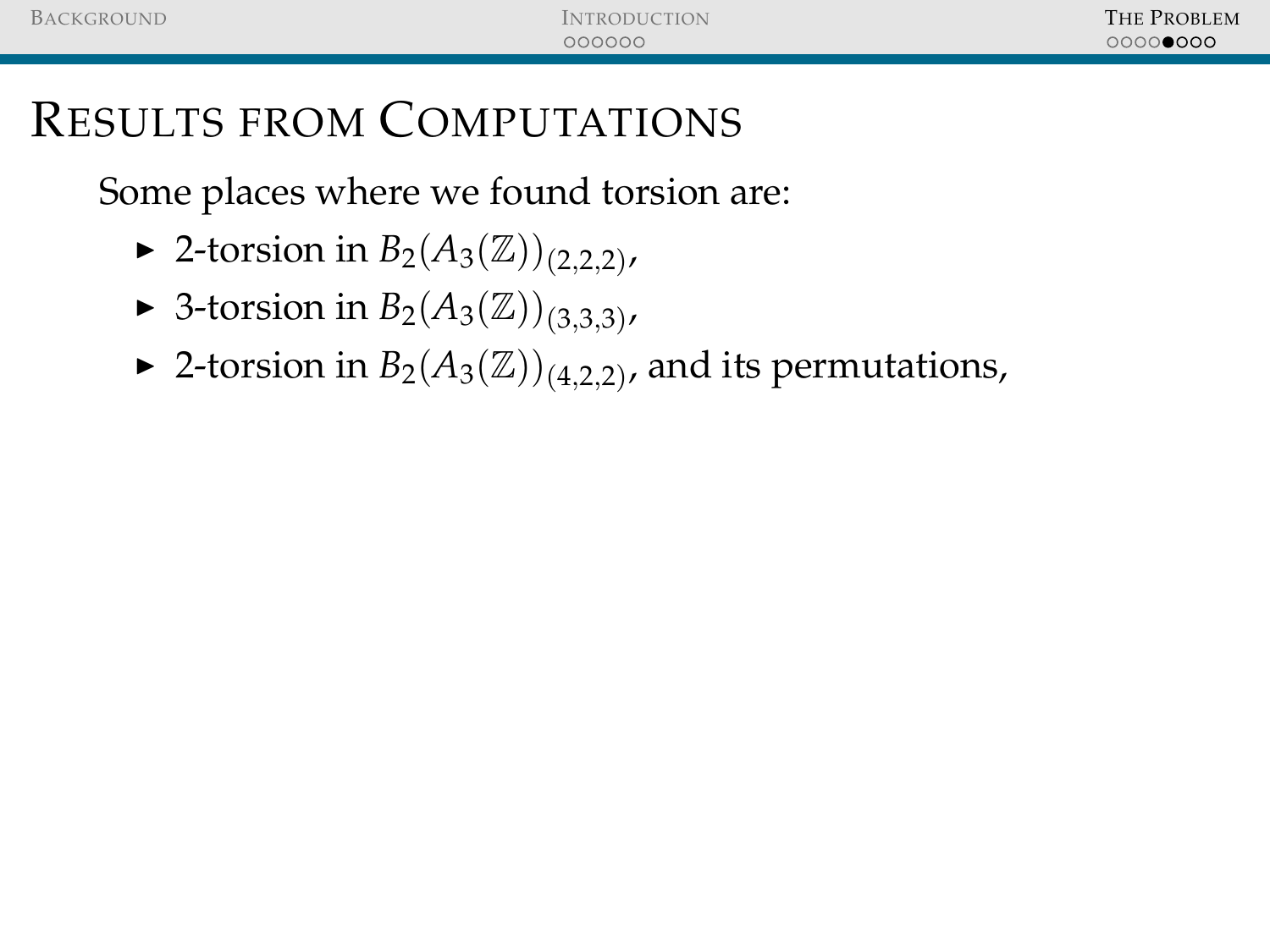# Results from Computations

Some places where we found torsion are:

- 2-torsion in $B_2(A_3(\mathbb{Z}))_{(2,2,2)}$,
- 3-torsion in $B_2(A_3(\mathbb{Z}))_{(3,3,3)}$,
- 2-torsion in $B_2(A_3(\mathbb{Z}))_{(4,2,2)}$, and its permutations,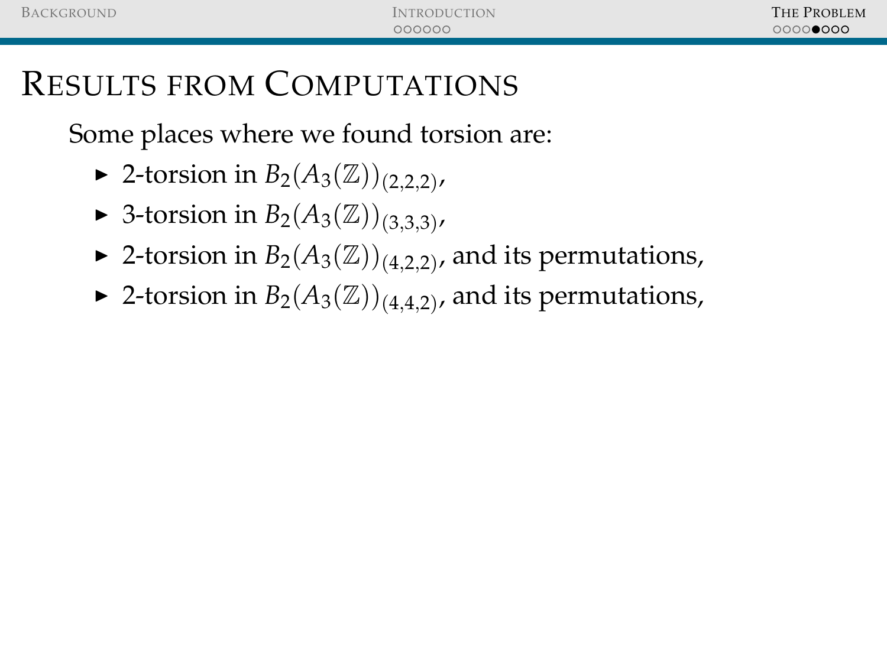# Results from Computations

Some places where we found torsion are:

- 2-torsion in $B_2(A_3(\mathbb{Z}))_{(2,2,2)}$,
- 3-torsion in $B_2(A_3(\mathbb{Z}))_{(3,3,3)}$,
- 2-torsion in $B_2(A_3(\mathbb{Z}))_{(4,2,2)}$, and its permutations,
- 2-torsion in $B_2(A_3(\mathbb{Z}))_{(4,4,2)}$, and its permutations,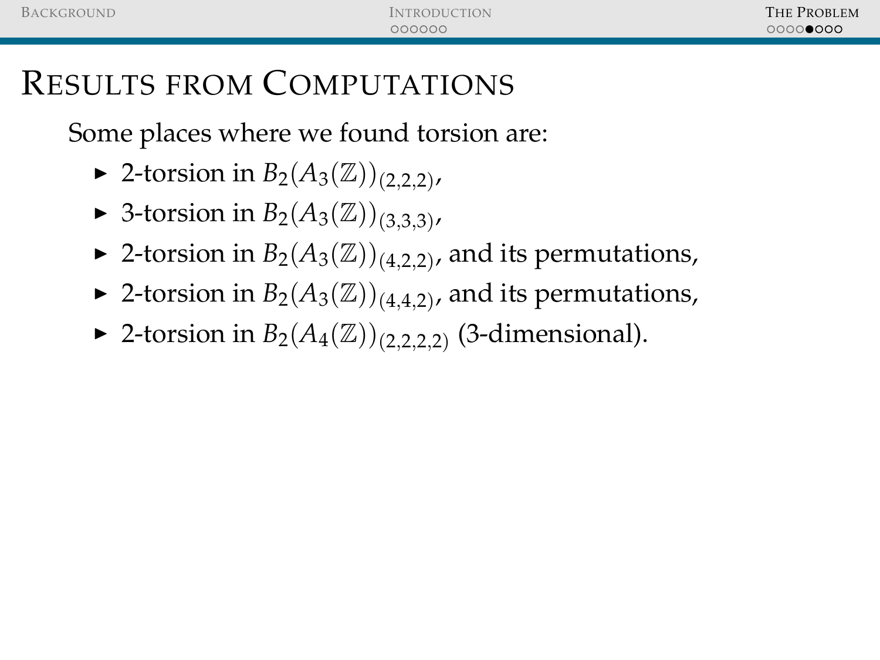# Results from Computations

Some places where we found torsion are:

- 2-torsion in $B_2(A_3(\mathbb{Z}))_{(2,2,2)}$,
- 3-torsion in $B_2(A_3(\mathbb{Z}))_{(3,3,3)}$,
- 2-torsion in $B_2(A_3(\mathbb{Z}))_{(4,2,2)}$, and its permutations,
- 2-torsion in $B_2(A_3(\mathbb{Z}))_{(4,4,2)}$, and its permutations,
- 2-torsion in $B_2(A_4(\mathbb{Z}))_{(2,2,2,2)}$ (3-dimensional).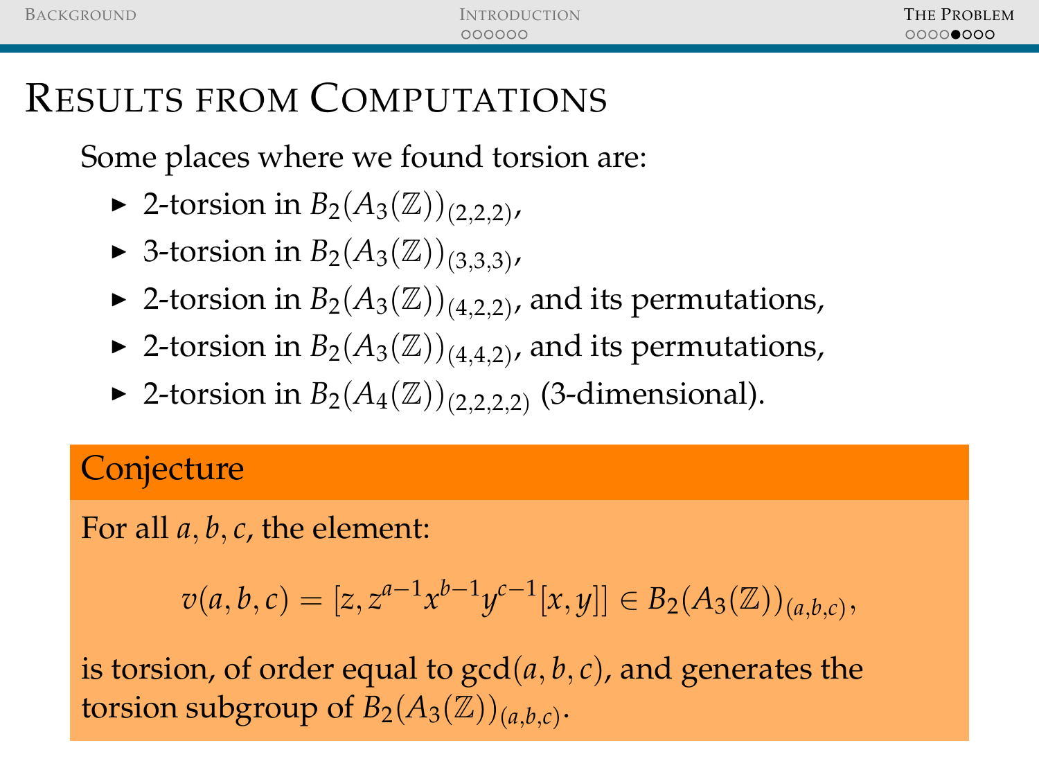# Results from Computations

Some places where we found torsion are:

- 2-torsion in $B_2(A_3(\mathbb{Z}))_{(2,2,2)}$,
- 3-torsion in $B_2(A_3(\mathbb{Z}))_{(3,3,3)}$,
- 2-torsion in $B_2(A_3(\mathbb{Z}))_{(4,2,2)}$, and its permutations,
- 2-torsion in $B_2(A_3(\mathbb{Z}))_{(4,4,2)}$, and its permutations,
- 2-torsion in $B_2(A_4(\mathbb{Z}))_{(2,2,2,2)}$ (3-dimensional).

**Conjecture**

For all $a, b, c$, the element:

$$v(a,b,c) = [z, z^{a-1}x^{b-1}y^{c-1}[x,y]] \in B_2(A_3(\mathbb{Z}))_{(a,b,c)},$$

is torsion, of order equal to $\gcd(a,b,c)$, and generates the torsion subgroup of $B_2(A_3(\mathbb{Z}))_{(a,b,c)}$.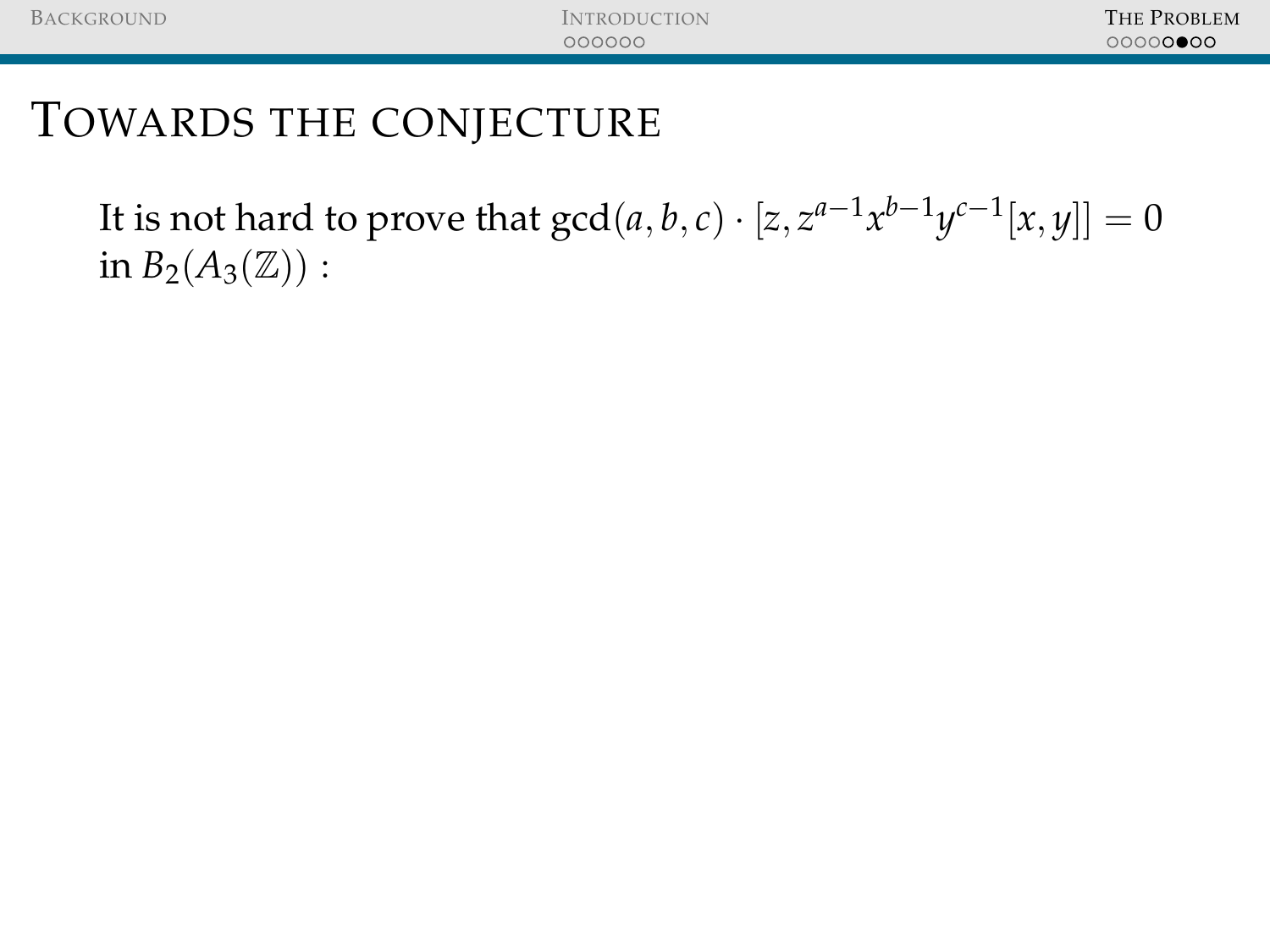# Towards the conjecture

It is not hard to prove that $\gcd(a, b, c) \cdot [z, z^{a-1}x^{b-1}y^{c-1}[x, y]] = 0$ in $B_2(A_3(\mathbb{Z}))$ :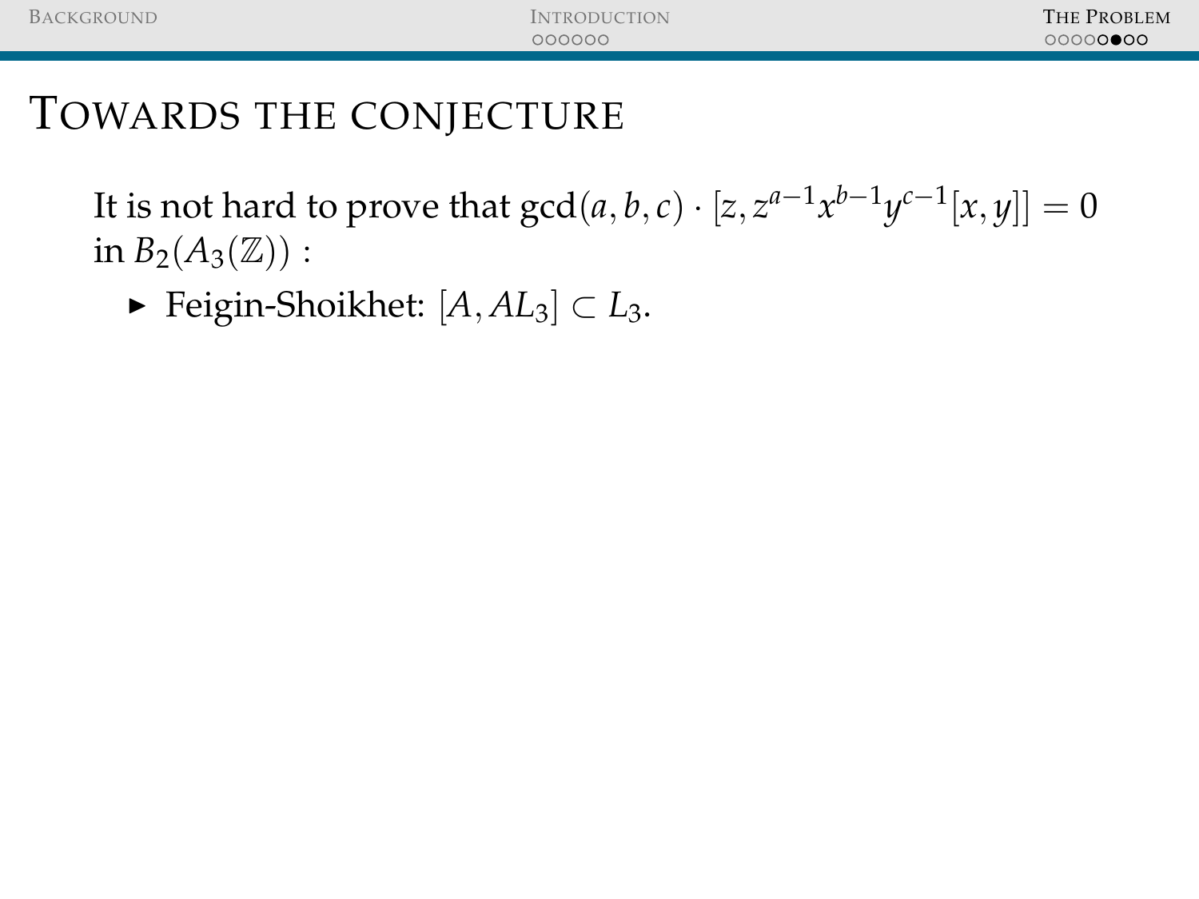# Towards the conjecture

It is not hard to prove that $\gcd(a,b,c) \cdot [z, z^{a-1}x^{b-1}y^{c-1}[x,y]] = 0$ in $B_2(A_3(\mathbb{Z}))$ :

- Feigin-Shoikhet: $[A, AL_3] \subset L_3$.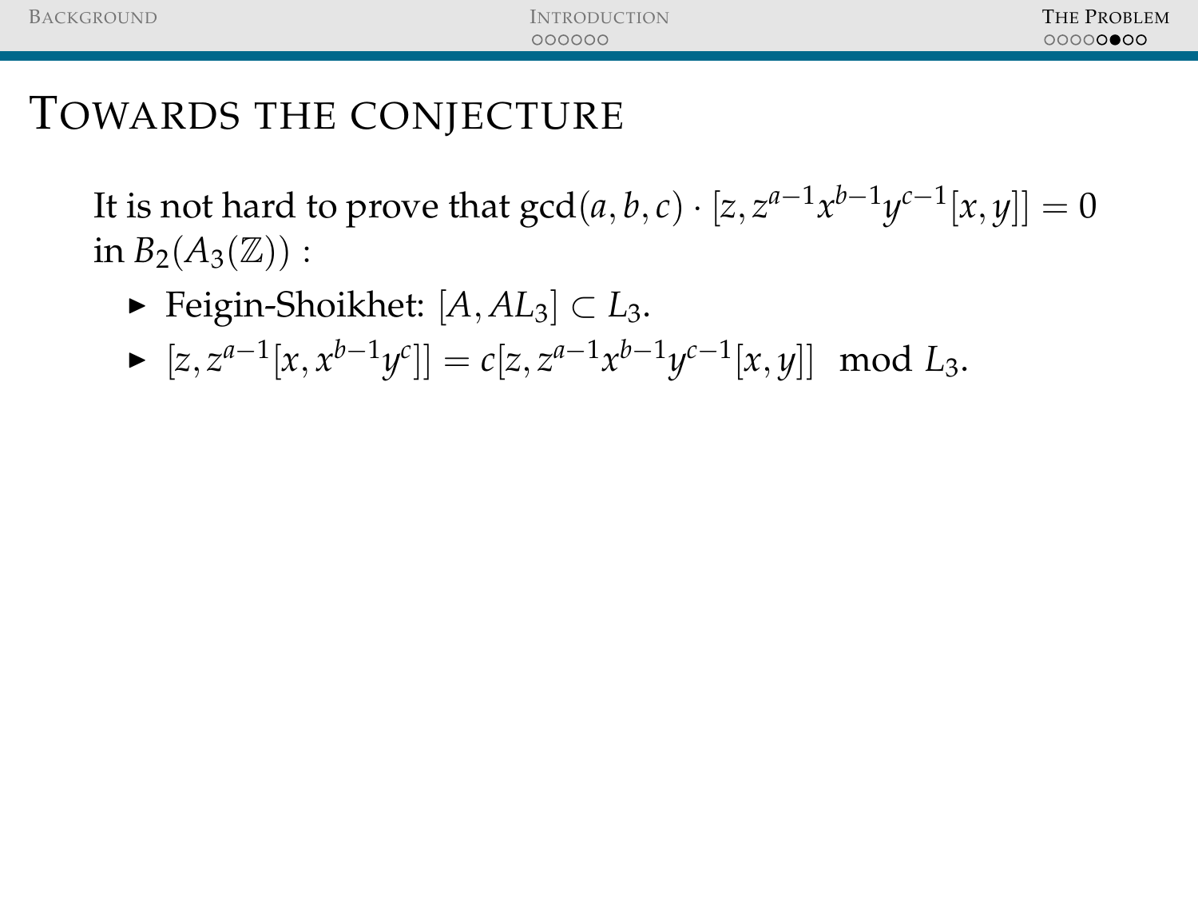# Towards the conjecture

It is not hard to prove that $\gcd(a,b,c) \cdot [z, z^{a-1}x^{b-1}y^{c-1}[x,y]] = 0$ in $B_2(A_3(\mathbb{Z}))$ :

- Feigin-Shoikhet: $[A, AL_3] \subset L_3$.
- $[z, z^{a-1}[x, x^{b-1}y^c]] = c[z, z^{a-1}x^{b-1}y^{c-1}[x,y]] \mod L_3$.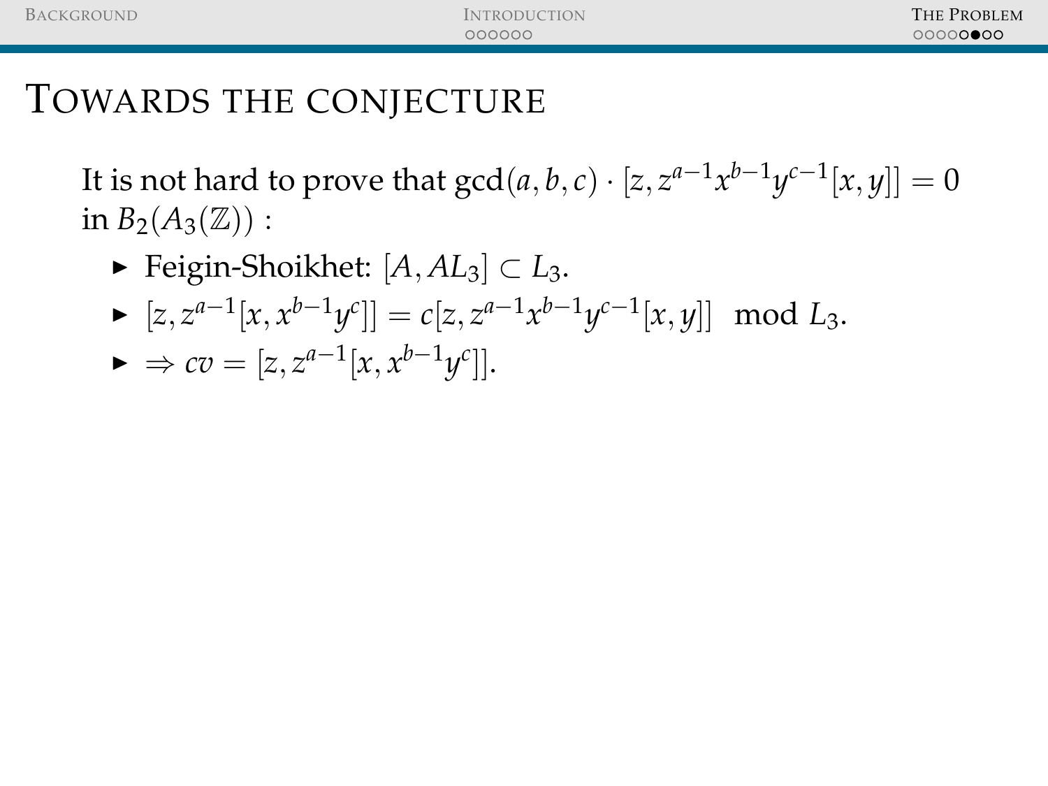# Towards the conjecture

It is not hard to prove that $\gcd(a,b,c) \cdot [z, z^{a-1}x^{b-1}y^{c-1}[x,y]] = 0$ in $B_2(A_3(\mathbb{Z}))$ :

- Feigin-Shoikhet: $[A, AL_3] \subset L_3$.
- $[z, z^{a-1}[x, x^{b-1}y^c]] = c[z, z^{a-1}x^{b-1}y^{c-1}[x,y]] \mod L_3$.
- $\Rightarrow cv = [z, z^{a-1}[x, x^{b-1}y^c]]$.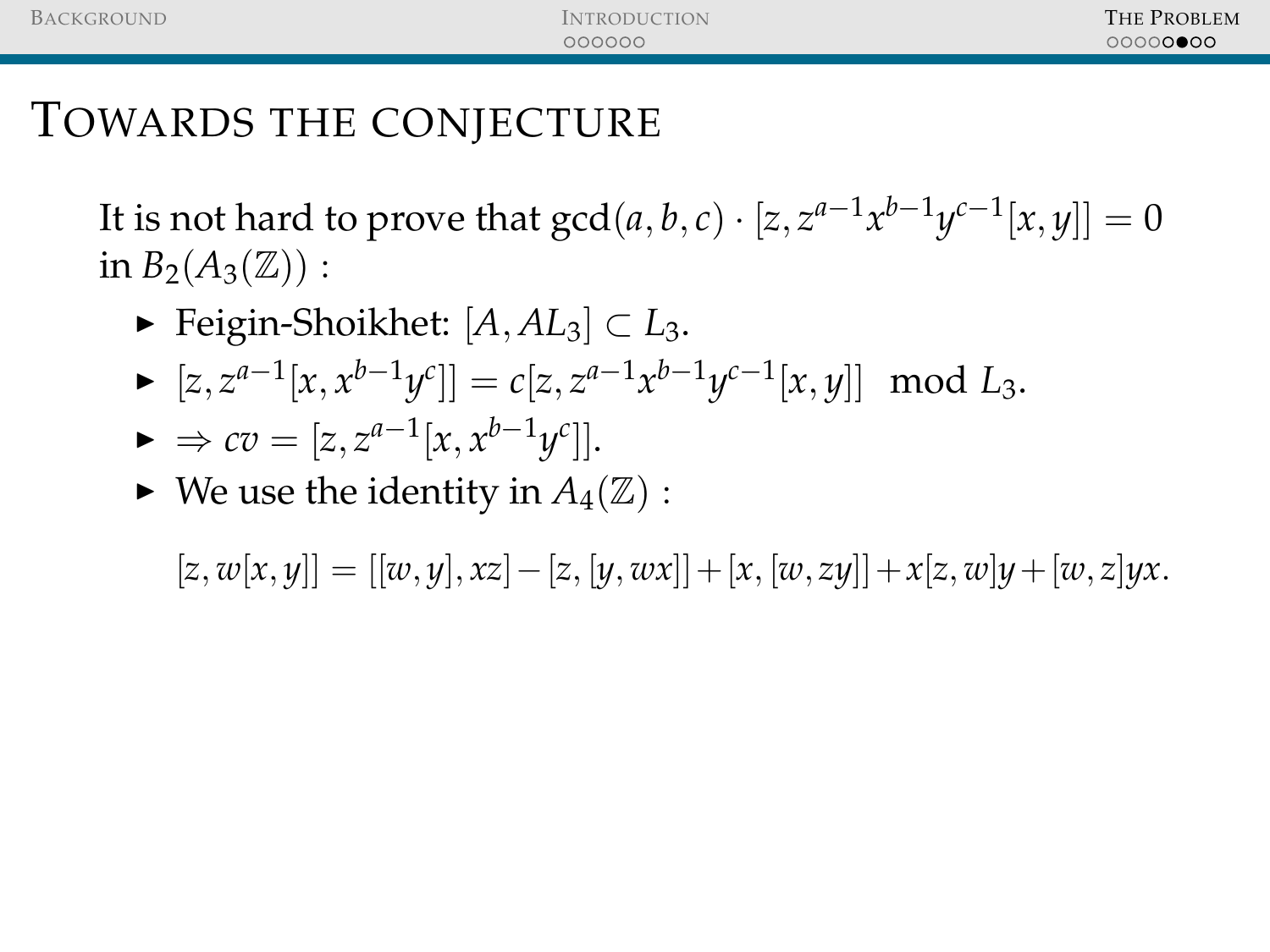# Towards the conjecture

It is not hard to prove that $\gcd(a,b,c) \cdot [z, z^{a-1}x^{b-1}y^{c-1}[x,y]] = 0$ in $B_2(A_3(\mathbb{Z}))$ :

- Feigin-Shoikhet: $[A, AL_3] \subset L_3$.
- $[z, z^{a-1}[x, x^{b-1}y^c]] = c[z, z^{a-1}x^{b-1}y^{c-1}[x,y]] \mod L_3$.
- $\Rightarrow cv = [z, z^{a-1}[x, x^{b-1}y^c]]$.
- We use the identity in $A_4(\mathbb{Z})$ :

$$[z, w[x,y]] = [[w,y], xz] - [z, [y, wx]] + [x, [w, zy]] + x[z,w]y + [w,z]yx.$$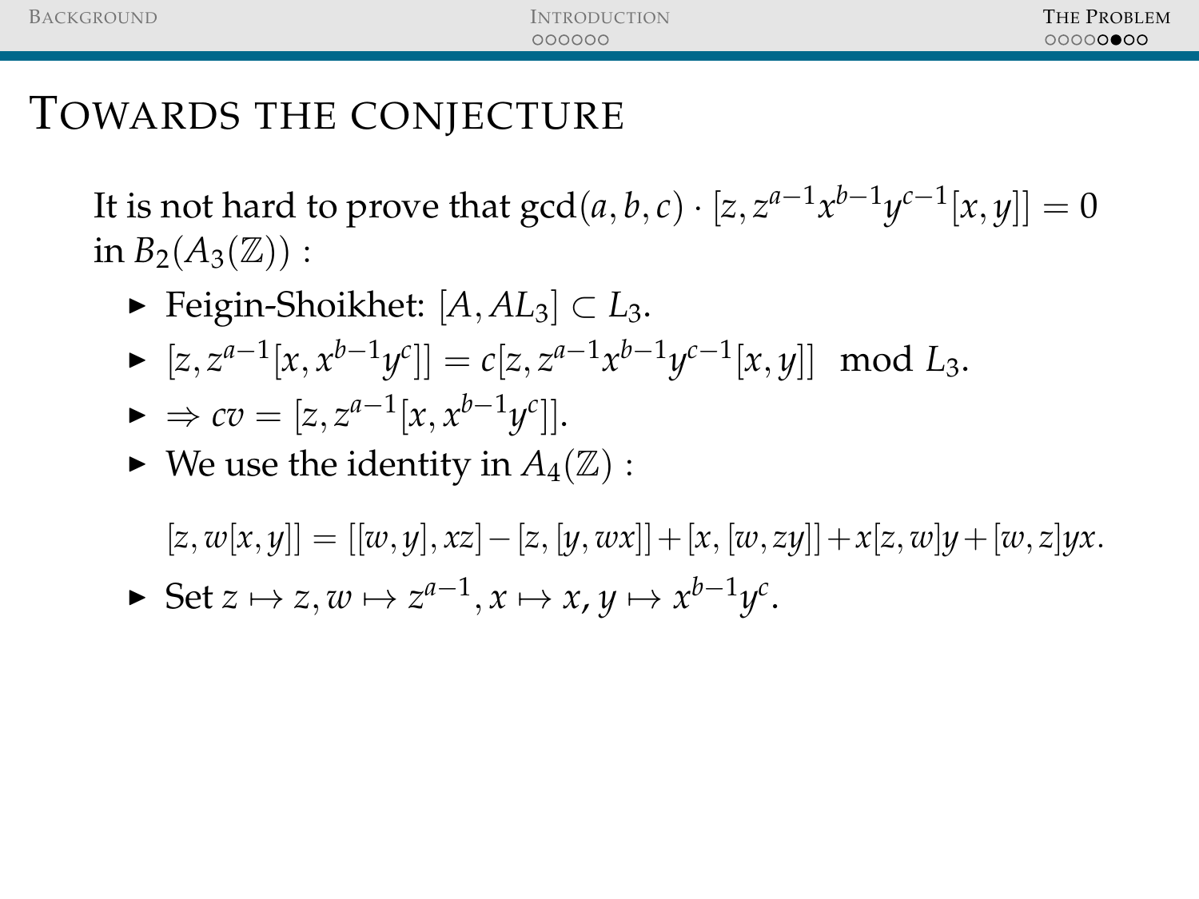# Towards the conjecture

It is not hard to prove that $\gcd(a,b,c) \cdot [z, z^{a-1}x^{b-1}y^{c-1}[x,y]] = 0$ in $B_2(A_3(\mathbb{Z}))$ :

- Feigin-Shoikhet: $[A, AL_3] \subset L_3$.
- $[z, z^{a-1}[x, x^{b-1}y^c]] = c[z, z^{a-1}x^{b-1}y^{c-1}[x,y]] \mod L_3$.
- $\Rightarrow cv = [z, z^{a-1}[x, x^{b-1}y^c]]$.
- We use the identity in $A_4(\mathbb{Z})$ :

$$[z, w[x,y]] = [[w,y], xz] - [z, [y, wx]] + [x, [w, zy]] + x[z,w]y + [w,z]yx.$$

- Set $z \mapsto z, w \mapsto z^{a-1}, x \mapsto x, y \mapsto x^{b-1}y^c$.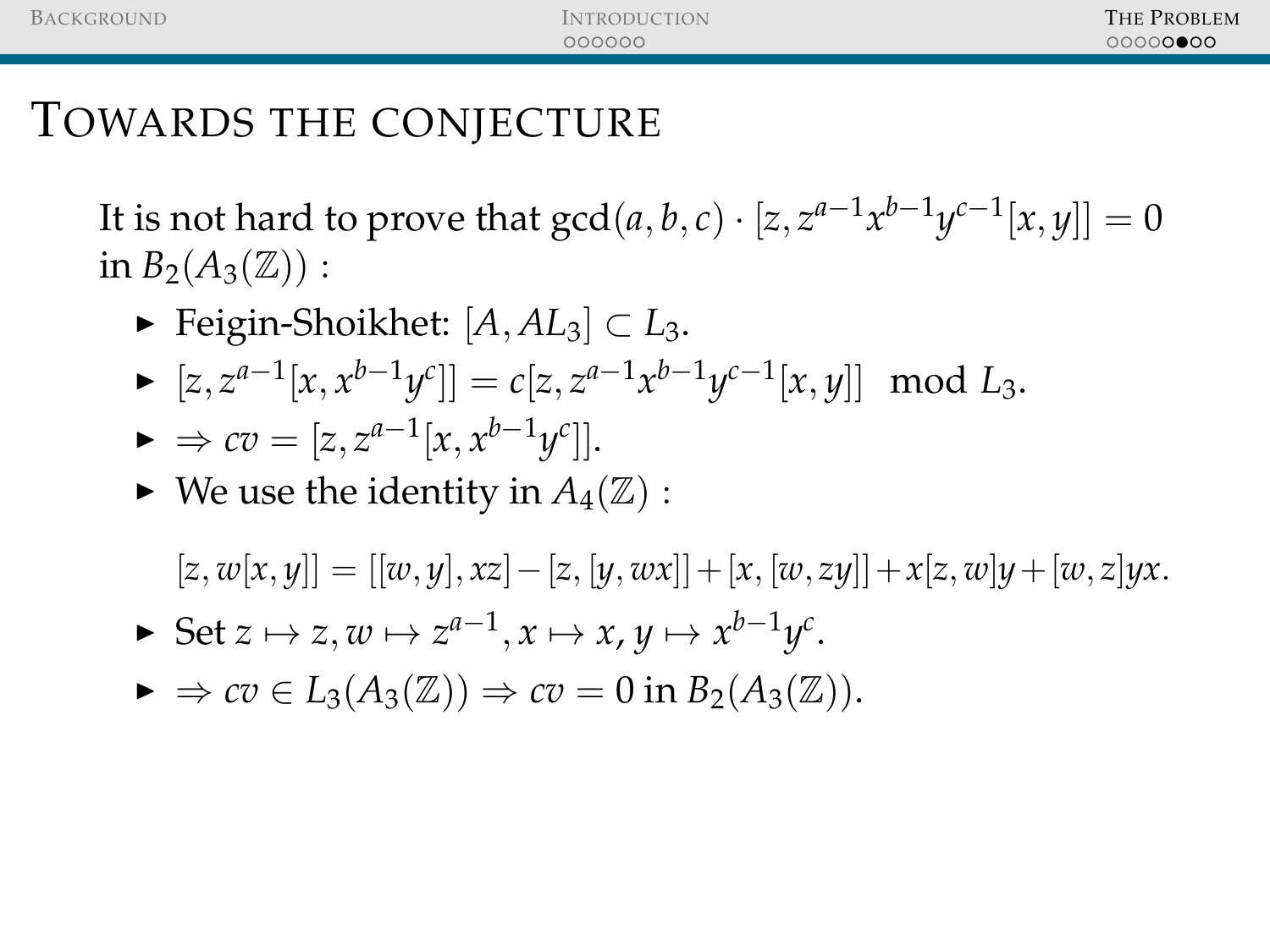# Towards the conjecture

It is not hard to prove that $\gcd(a,b,c) \cdot [z, z^{a-1}x^{b-1}y^{c-1}[x,y]] = 0$ in $B_2(A_3(\mathbb{Z}))$ :

- Feigin-Shoikhet: $[A, AL_3] \subset L_3$.
- $[z, z^{a-1}[x, x^{b-1}y^c]] = c[z, z^{a-1}x^{b-1}y^{c-1}[x,y]] \mod L_3$.
- $\Rightarrow cv = [z, z^{a-1}[x, x^{b-1}y^c]]$.
- We use the identity in $A_4(\mathbb{Z})$ :

$$[z, w[x,y]] = [[w,y], xz] - [z, [y, wx]] + [x, [w, zy]] + x[z,w]y + [w,z]yx.$$

- Set $z \mapsto z, w \mapsto z^{a-1}, x \mapsto x, y \mapsto x^{b-1}y^c$.
- $\Rightarrow cv \in L_3(A_3(\mathbb{Z})) \Rightarrow cv = 0$ in $B_2(A_3(\mathbb{Z}))$.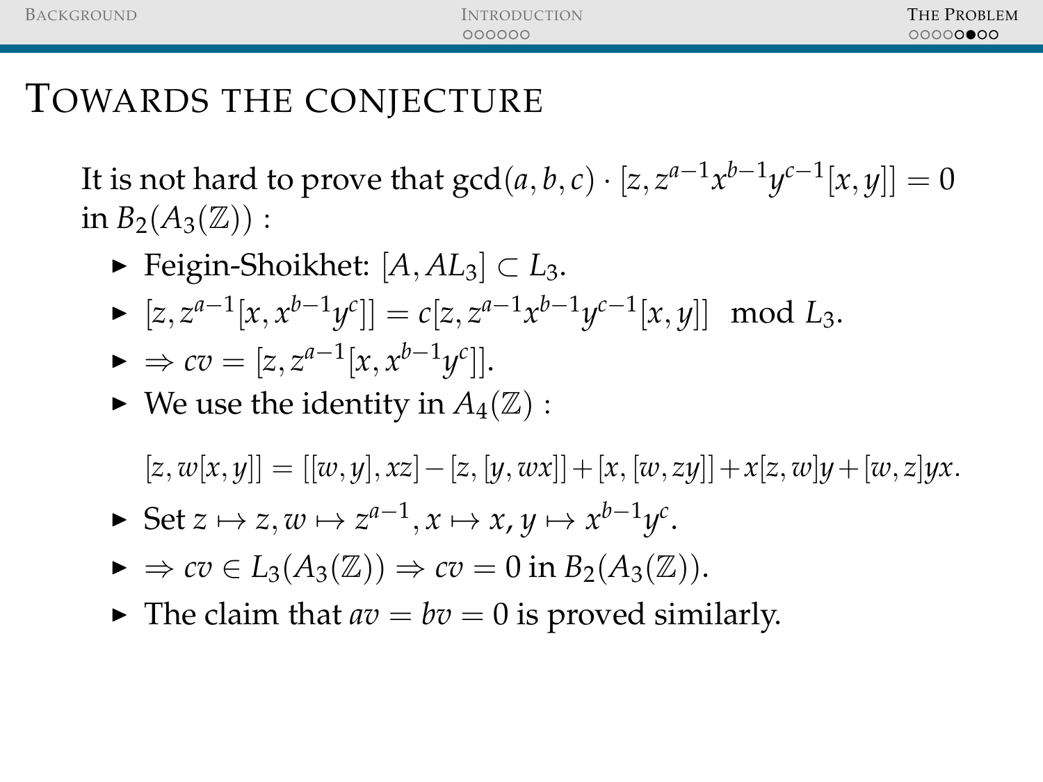# Towards the conjecture

It is not hard to prove that $\gcd(a,b,c) \cdot [z, z^{a-1}x^{b-1}y^{c-1}[x,y]] = 0$ in $B_2(A_3(\mathbb{Z}))$ :

- Feigin-Shoikhet: $[A, AL_3] \subset L_3$.
- $[z, z^{a-1}[x, x^{b-1}y^c]] = c[z, z^{a-1}x^{b-1}y^{c-1}[x,y]] \mod L_3$.
- $\Rightarrow cv = [z, z^{a-1}[x, x^{b-1}y^c]]$.
- We use the identity in $A_4(\mathbb{Z})$ :

  $$[z, w[x,y]] = [[w,y], xz] - [z, [y, wx]] + [x, [w, zy]] + x[z,w]y + [w,z]yx.$$

- Set $z \mapsto z, w \mapsto z^{a-1}, x \mapsto x, y \mapsto x^{b-1}y^c$.
- $\Rightarrow cv \in L_3(A_3(\mathbb{Z})) \Rightarrow cv = 0$ in $B_2(A_3(\mathbb{Z}))$.
- The claim that $av = bv = 0$ is proved similarly.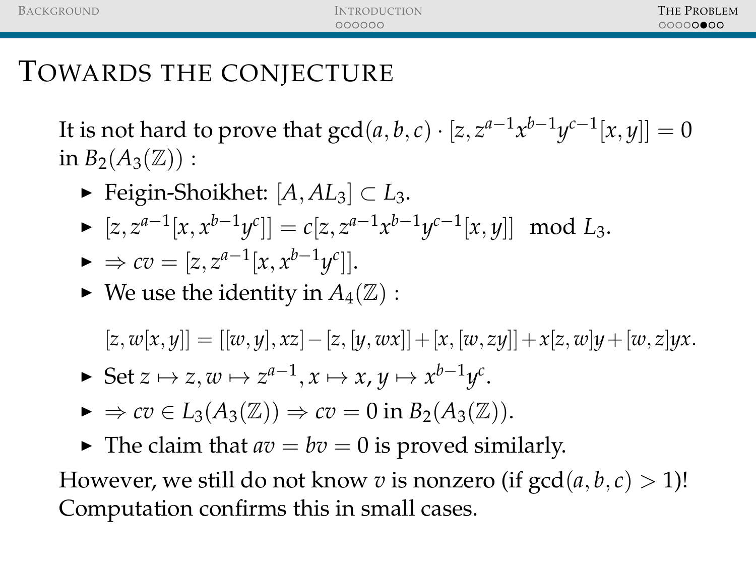# Towards the conjecture

It is not hard to prove that $\gcd(a,b,c) \cdot [z, z^{a-1}x^{b-1}y^{c-1}[x,y]] = 0$ in $B_2(A_3(\mathbb{Z}))$ :

- Feigin-Shoikhet: $[A, AL_3] \subset L_3$.
- $[z, z^{a-1}[x, x^{b-1}y^c]] = c[z, z^{a-1}x^{b-1}y^{c-1}[x,y]] \mod L_3$.
- $\Rightarrow cv = [z, z^{a-1}[x, x^{b-1}y^c]]$.
- We use the identity in $A_4(\mathbb{Z})$ :

  $$[z, w[x,y]] = [[w,y], xz] - [z, [y, wx]] + [x, [w, zy]] + x[z,w]y + [w,z]yx.$$

- Set $z \mapsto z, w \mapsto z^{a-1}, x \mapsto x, y \mapsto x^{b-1}y^c$.
- $\Rightarrow cv \in L_3(A_3(\mathbb{Z})) \Rightarrow cv = 0$ in $B_2(A_3(\mathbb{Z}))$.
- The claim that $av = bv = 0$ is proved similarly.

However, we still do not know $v$ is nonzero (if $\gcd(a,b,c) > 1$)! Computation confirms this in small cases.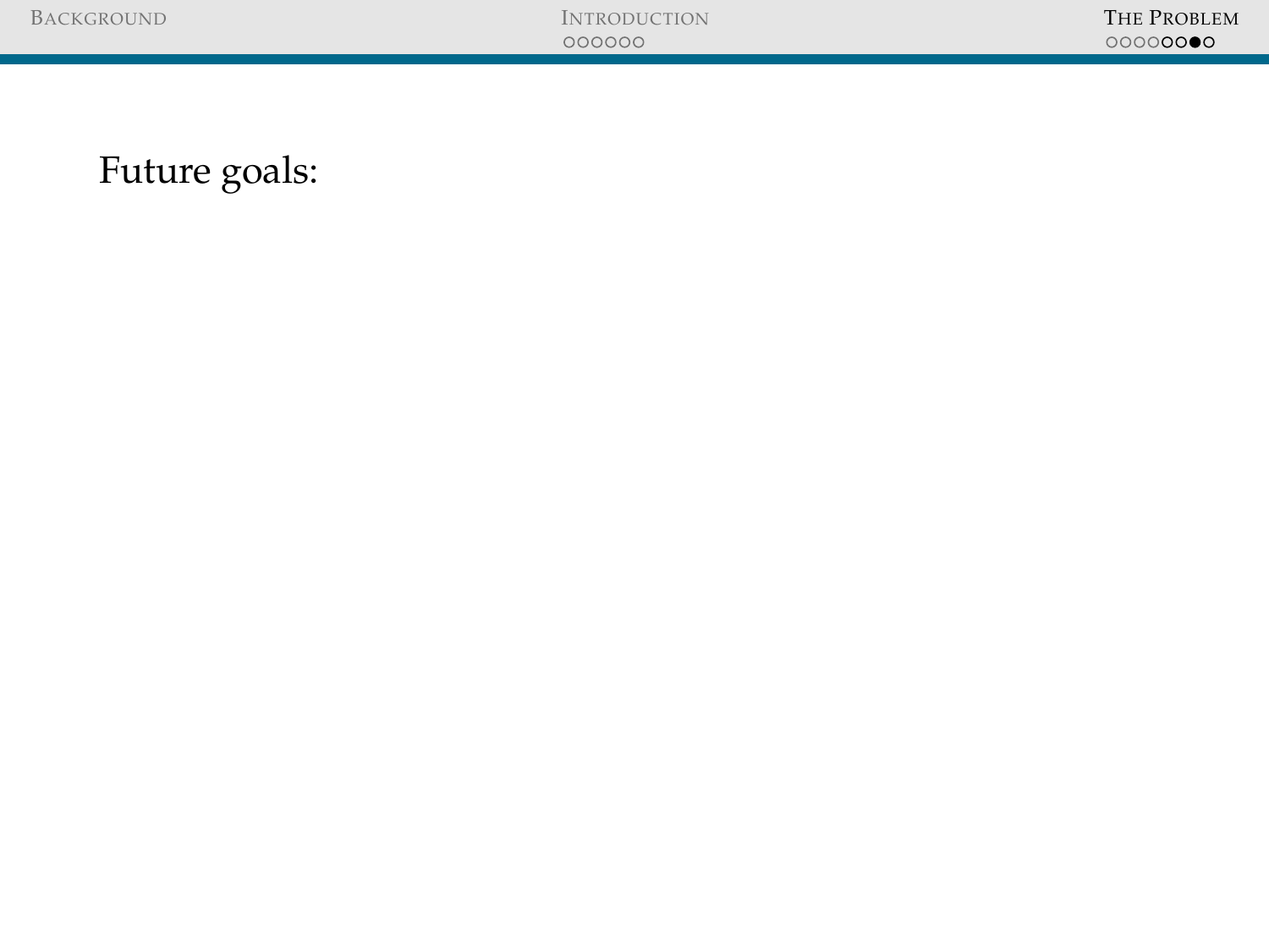Future goals: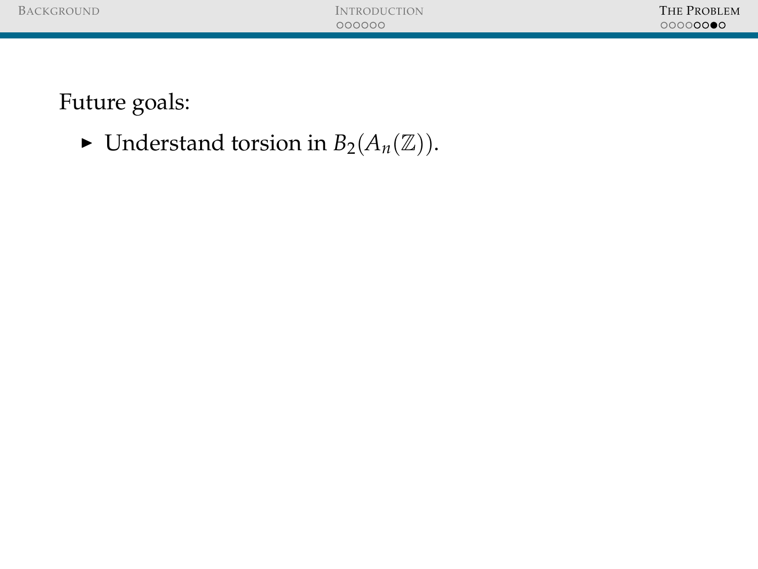Future goals:

- Understand torsion in $B_2(A_n(\mathbb{Z}))$.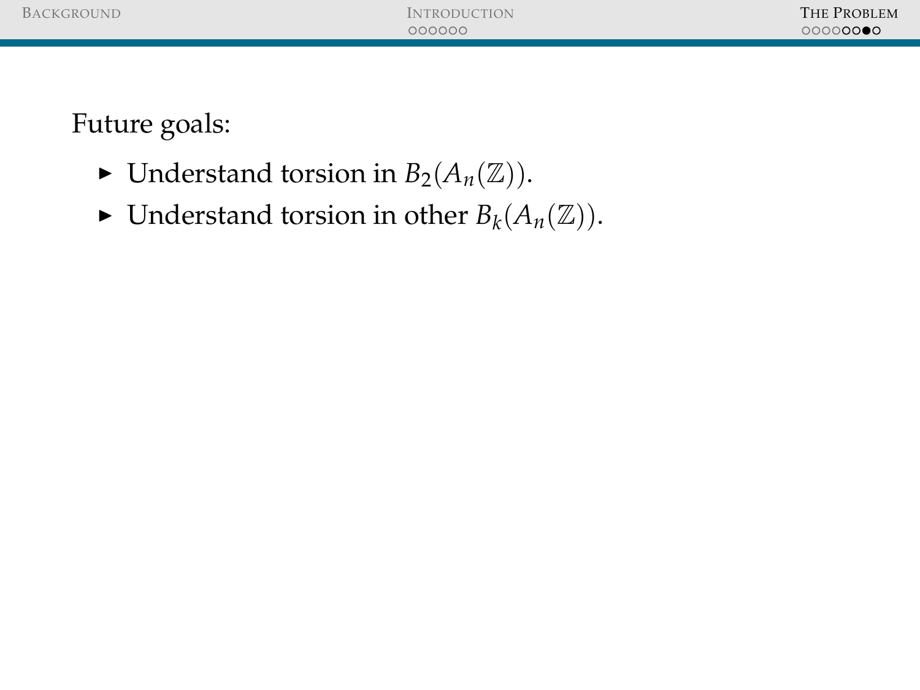Future goals:

- Understand torsion in $B_2(A_n(\mathbb{Z}))$.
- Understand torsion in other $B_k(A_n(\mathbb{Z}))$.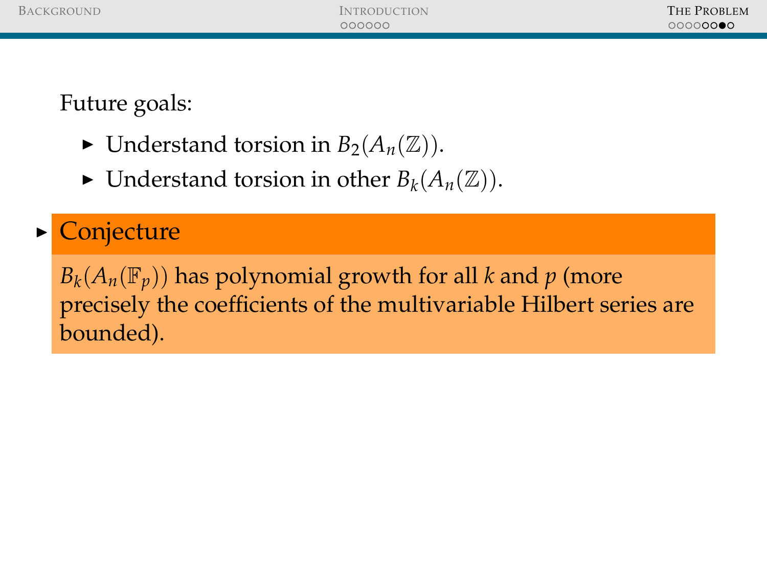Future goals:

- Understand torsion in $B_2(A_n(\mathbb{Z}))$.
- Understand torsion in other $B_k(A_n(\mathbb{Z}))$.

- **Conjecture**

  $B_k(A_n(\mathbb{F}_p))$ has polynomial growth for all $k$ and $p$ (more precisely the coefficients of the multivariable Hilbert series are bounded).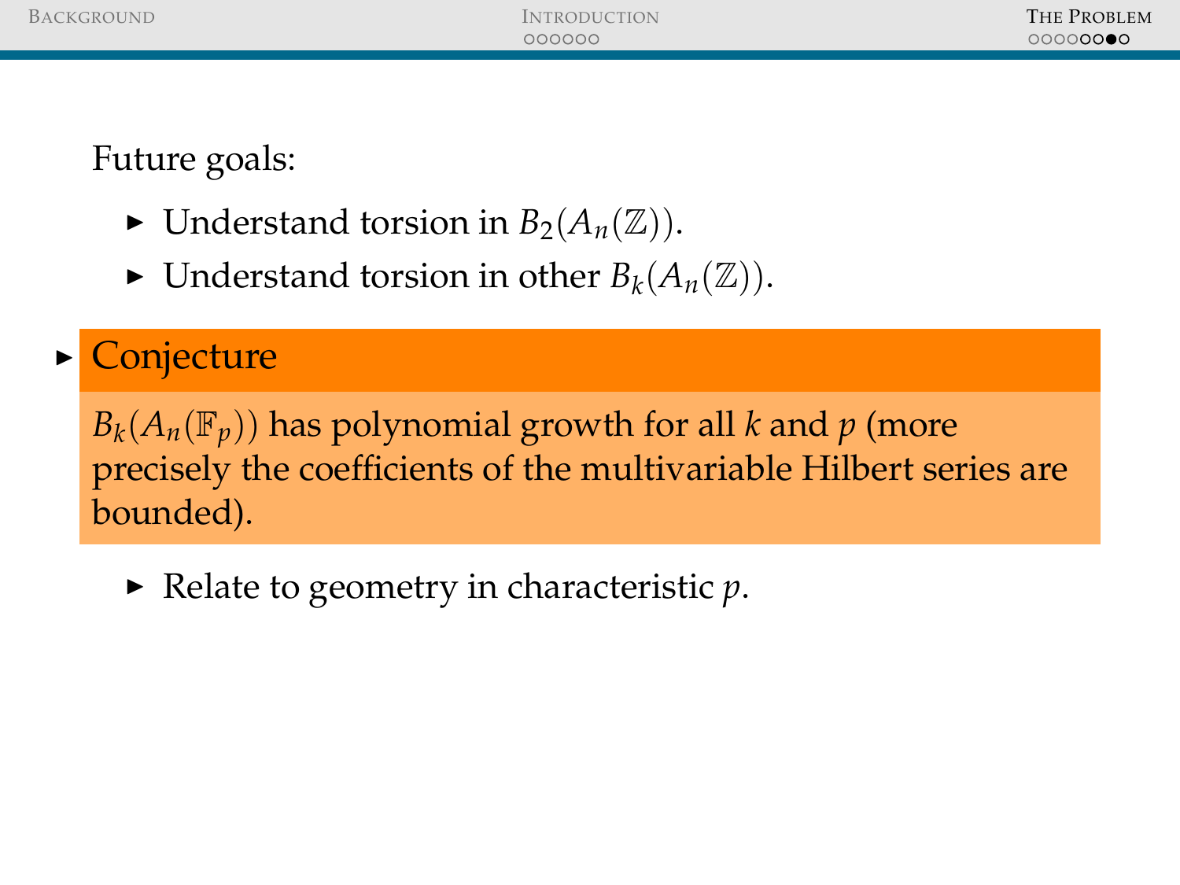Future goals:

- Understand torsion in $B_2(A_n(\mathbb{Z}))$.
- Understand torsion in other $B_k(A_n(\mathbb{Z}))$.

- **Conjecture**

  $B_k(A_n(\mathbb{F}_p))$ has polynomial growth for all $k$ and $p$ (more precisely the coefficients of the multivariable Hilbert series are bounded).

- Relate to geometry in characteristic $p$.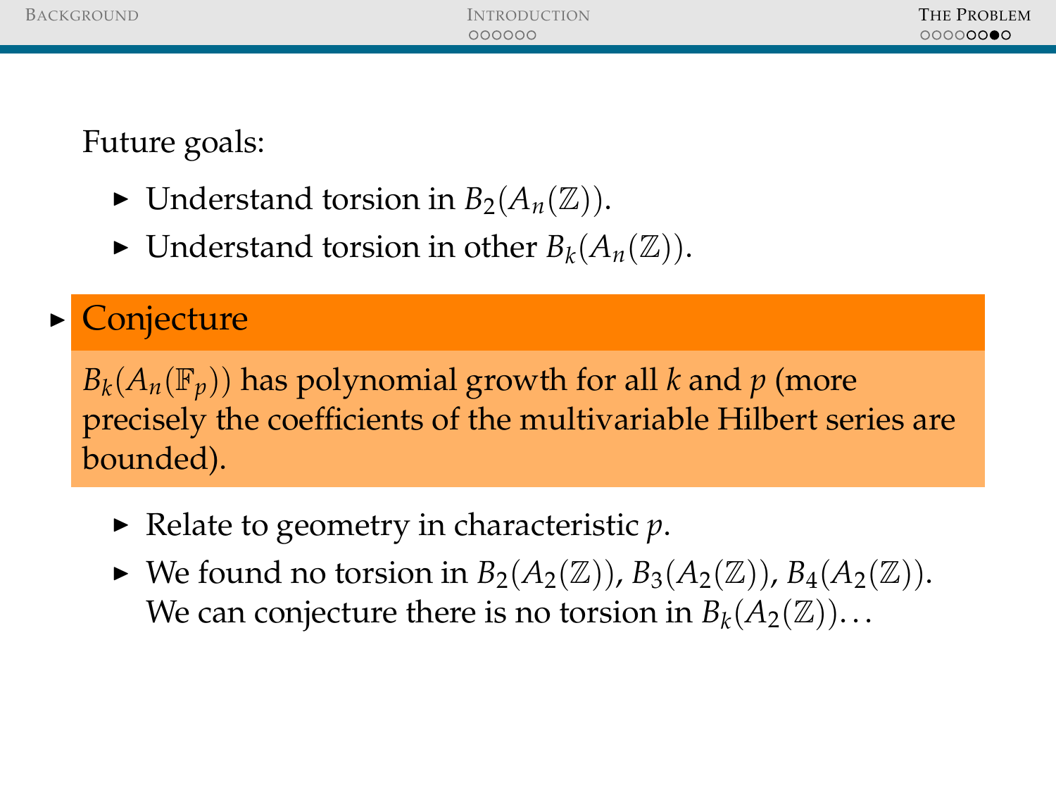Future goals:

- Understand torsion in $B_2(A_n(\mathbb{Z}))$.
- Understand torsion in other $B_k(A_n(\mathbb{Z}))$.

- **Conjecture**

  $B_k(A_n(\mathbb{F}_p))$ has polynomial growth for all $k$ and $p$ (more precisely the coefficients of the multivariable Hilbert series are bounded).

  - Relate to geometry in characteristic $p$.
  - We found no torsion in $B_2(A_2(\mathbb{Z}))$, $B_3(A_2(\mathbb{Z}))$, $B_4(A_2(\mathbb{Z}))$. We can conjecture there is no torsion in $B_k(A_2(\mathbb{Z}))$...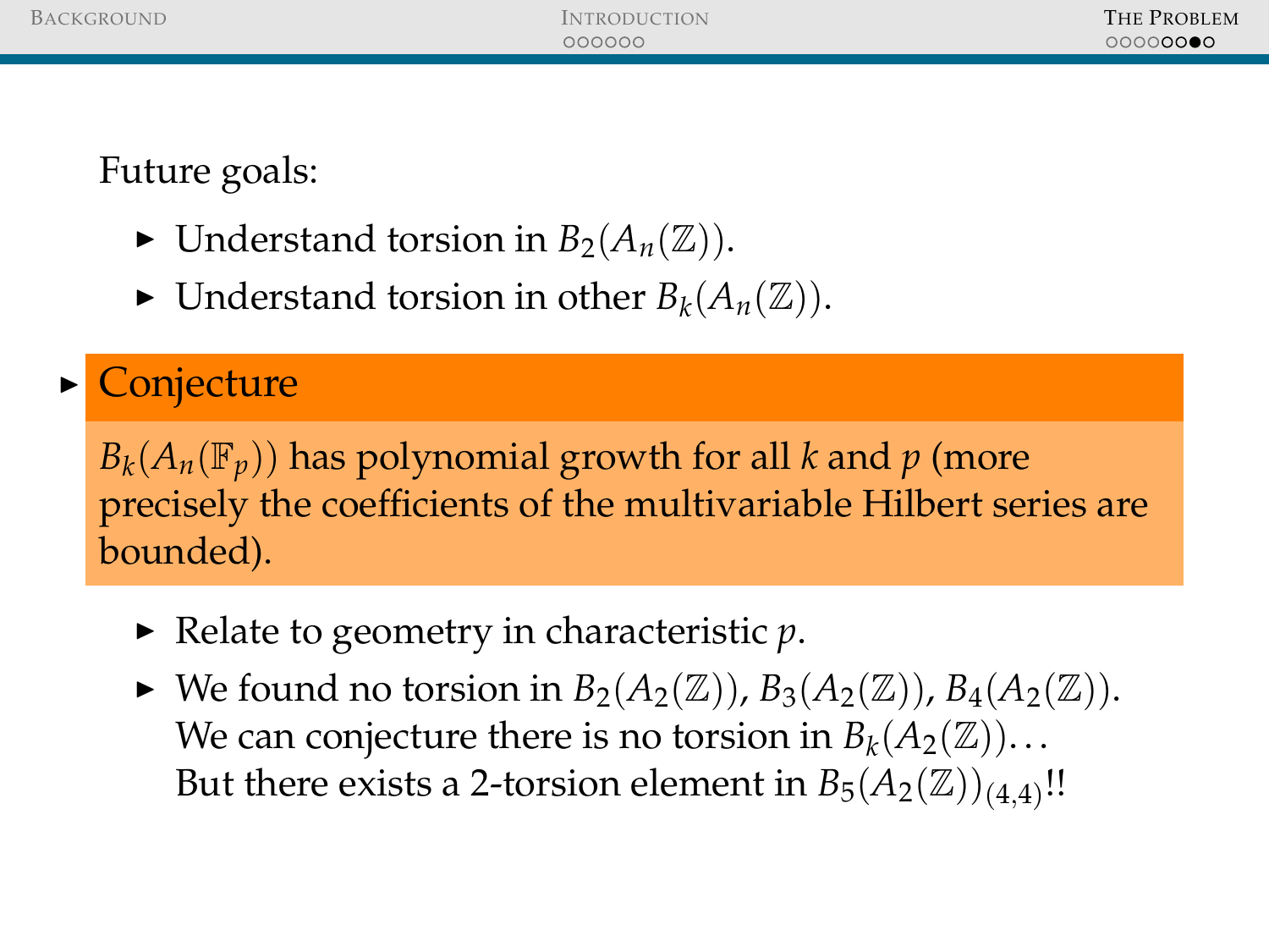Future goals:

- Understand torsion in $B_2(A_n(\mathbb{Z}))$.
- Understand torsion in other $B_k(A_n(\mathbb{Z}))$.
- **Conjecture**

  $B_k(A_n(\mathbb{F}_p))$ has polynomial growth for all $k$ and $p$ (more precisely the coefficients of the multivariable Hilbert series are bounded).

  - Relate to geometry in characteristic $p$.
  - We found no torsion in $B_2(A_2(\mathbb{Z}))$, $B_3(A_2(\mathbb{Z}))$, $B_4(A_2(\mathbb{Z}))$. We can conjecture there is no torsion in $B_k(A_2(\mathbb{Z}))$... But there exists a 2-torsion element in $B_5(A_2(\mathbb{Z}))_{(4,4)}$!!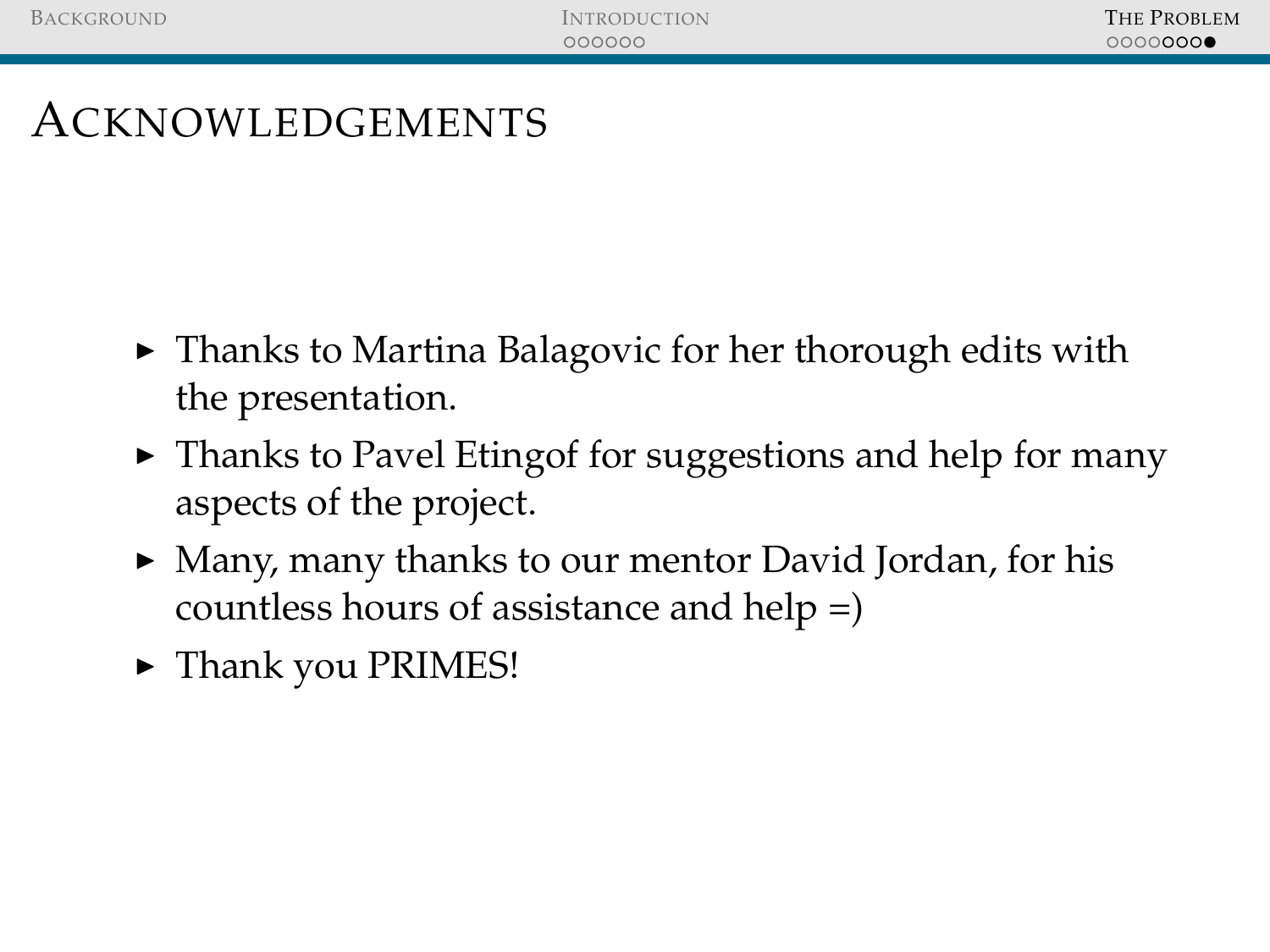# Acknowledgements

- Thanks to Martina Balagovic for her thorough edits with the presentation.
- Thanks to Pavel Etingof for suggestions and help for many aspects of the project.
- Many, many thanks to our mentor David Jordan, for his countless hours of assistance and help =)
- Thank you PRIMES!